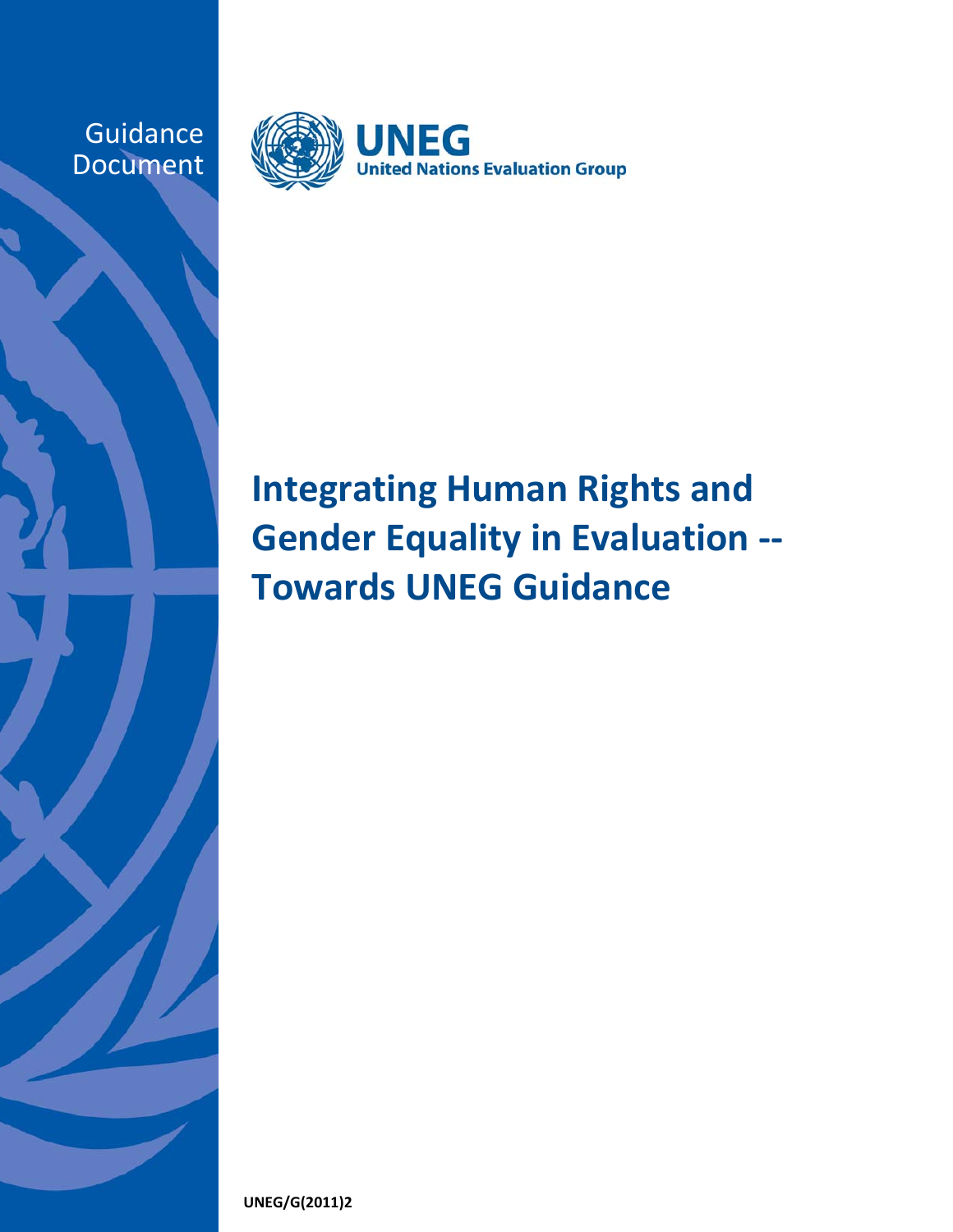Guidance Document

**UNEG**
**United Nations Evaluation Group**

# Integrating Human Rights and Gender Equality in Evaluation -- Towards UNEG Guidance

**UNEG/G(2011)2**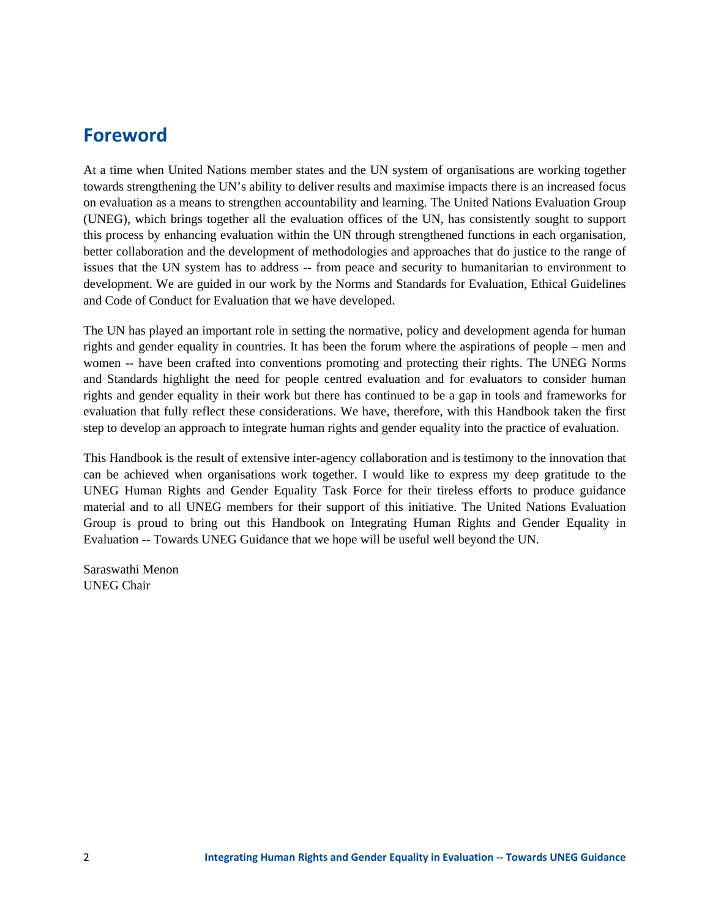## Foreword

At a time when United Nations member states and the UN system of organisations are working together towards strengthening the UN's ability to deliver results and maximise impacts there is an increased focus on evaluation as a means to strengthen accountability and learning. The United Nations Evaluation Group (UNEG), which brings together all the evaluation offices of the UN, has consistently sought to support this process by enhancing evaluation within the UN through strengthened functions in each organisation, better collaboration and the development of methodologies and approaches that do justice to the range of issues that the UN system has to address -- from peace and security to humanitarian to environment to development. We are guided in our work by the Norms and Standards for Evaluation, Ethical Guidelines and Code of Conduct for Evaluation that we have developed.

The UN has played an important role in setting the normative, policy and development agenda for human rights and gender equality in countries. It has been the forum where the aspirations of people – men and women -- have been crafted into conventions promoting and protecting their rights. The UNEG Norms and Standards highlight the need for people centred evaluation and for evaluators to consider human rights and gender equality in their work but there has continued to be a gap in tools and frameworks for evaluation that fully reflect these considerations. We have, therefore, with this Handbook taken the first step to develop an approach to integrate human rights and gender equality into the practice of evaluation.

This Handbook is the result of extensive inter-agency collaboration and is testimony to the innovation that can be achieved when organisations work together. I would like to express my deep gratitude to the UNEG Human Rights and Gender Equality Task Force for their tireless efforts to produce guidance material and to all UNEG members for their support of this initiative. The United Nations Evaluation Group is proud to bring out this Handbook on Integrating Human Rights and Gender Equality in Evaluation -- Towards UNEG Guidance that we hope will be useful well beyond the UN.

Saraswathi Menon
UNEG Chair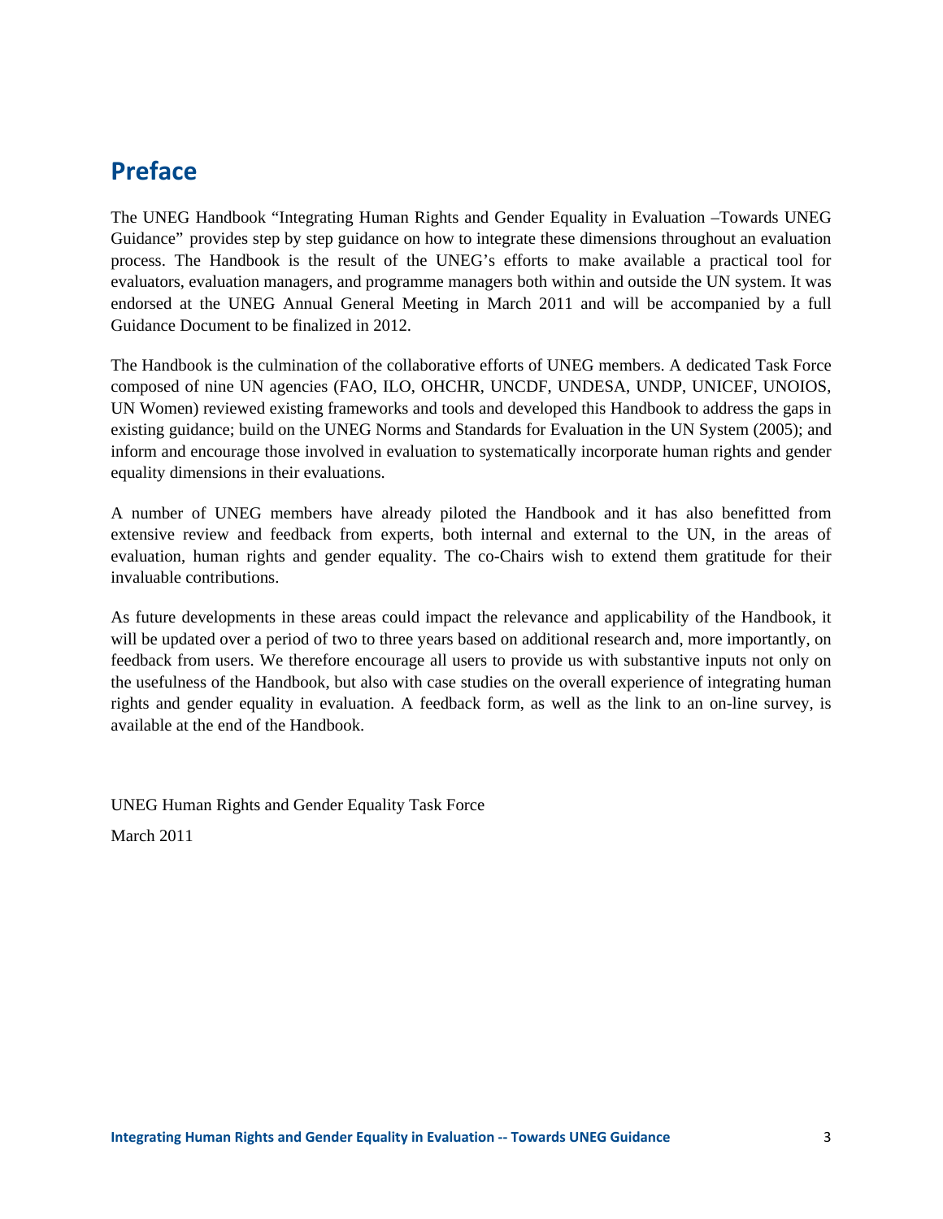# Preface

The UNEG Handbook "Integrating Human Rights and Gender Equality in Evaluation –Towards UNEG Guidance" provides step by step guidance on how to integrate these dimensions throughout an evaluation process. The Handbook is the result of the UNEG's efforts to make available a practical tool for evaluators, evaluation managers, and programme managers both within and outside the UN system. It was endorsed at the UNEG Annual General Meeting in March 2011 and will be accompanied by a full Guidance Document to be finalized in 2012.

The Handbook is the culmination of the collaborative efforts of UNEG members. A dedicated Task Force composed of nine UN agencies (FAO, ILO, OHCHR, UNCDF, UNDESA, UNDP, UNICEF, UNOIOS, UN Women) reviewed existing frameworks and tools and developed this Handbook to address the gaps in existing guidance; build on the UNEG Norms and Standards for Evaluation in the UN System (2005); and inform and encourage those involved in evaluation to systematically incorporate human rights and gender equality dimensions in their evaluations.

A number of UNEG members have already piloted the Handbook and it has also benefitted from extensive review and feedback from experts, both internal and external to the UN, in the areas of evaluation, human rights and gender equality. The co-Chairs wish to extend them gratitude for their invaluable contributions.

As future developments in these areas could impact the relevance and applicability of the Handbook, it will be updated over a period of two to three years based on additional research and, more importantly, on feedback from users. We therefore encourage all users to provide us with substantive inputs not only on the usefulness of the Handbook, but also with case studies on the overall experience of integrating human rights and gender equality in evaluation. A feedback form, as well as the link to an on-line survey, is available at the end of the Handbook.

UNEG Human Rights and Gender Equality Task Force

March 2011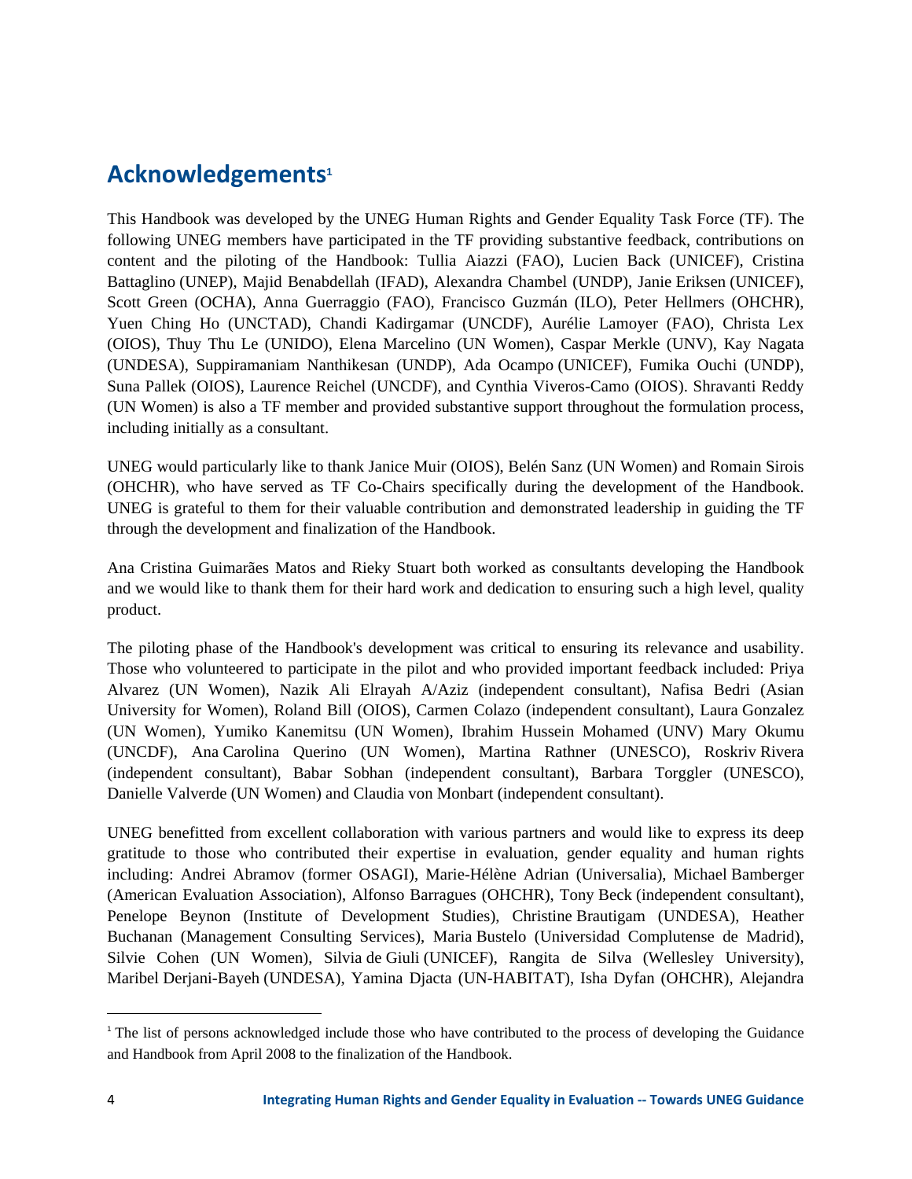## Acknowledgements[1]

This Handbook was developed by the UNEG Human Rights and Gender Equality Task Force (TF). The following UNEG members have participated in the TF providing substantive feedback, contributions on content and the piloting of the Handbook: Tullia Aiazzi (FAO), Lucien Back (UNICEF), Cristina Battaglino (UNEP), Majid Benabdellah (IFAD), Alexandra Chambel (UNDP), Janie Eriksen (UNICEF), Scott Green (OCHA), Anna Guerraggio (FAO), Francisco Guzmán (ILO), Peter Hellmers (OHCHR), Yuen Ching Ho (UNCTAD), Chandi Kadirgamar (UNCDF), Aurélie Lamoyer (FAO), Christa Lex (OIOS), Thuy Thu Le (UNIDO), Elena Marcelino (UN Women), Caspar Merkle (UNV), Kay Nagata (UNDESA), Suppiramaniam Nanthikesan (UNDP), Ada Ocampo (UNICEF), Fumika Ouchi (UNDP), Suna Pallek (OIOS), Laurence Reichel (UNCDF), and Cynthia Viveros-Camo (OIOS). Shravanti Reddy (UN Women) is also a TF member and provided substantive support throughout the formulation process, including initially as a consultant.

UNEG would particularly like to thank Janice Muir (OIOS), Belén Sanz (UN Women) and Romain Sirois (OHCHR), who have served as TF Co-Chairs specifically during the development of the Handbook. UNEG is grateful to them for their valuable contribution and demonstrated leadership in guiding the TF through the development and finalization of the Handbook.

Ana Cristina Guimarães Matos and Rieky Stuart both worked as consultants developing the Handbook and we would like to thank them for their hard work and dedication to ensuring such a high level, quality product.

The piloting phase of the Handbook's development was critical to ensuring its relevance and usability. Those who volunteered to participate in the pilot and who provided important feedback included: Priya Alvarez (UN Women), Nazik Ali Elrayah A/Aziz (independent consultant), Nafisa Bedri (Asian University for Women), Roland Bill (OIOS), Carmen Colazo (independent consultant), Laura Gonzalez (UN Women), Yumiko Kanemitsu (UN Women), Ibrahim Hussein Mohamed (UNV) Mary Okumu (UNCDF), Ana Carolina Querino (UN Women), Martina Rathner (UNESCO), Roskriv Rivera (independent consultant), Babar Sobhan (independent consultant), Barbara Torggler (UNESCO), Danielle Valverde (UN Women) and Claudia von Monbart (independent consultant).

UNEG benefitted from excellent collaboration with various partners and would like to express its deep gratitude to those who contributed their expertise in evaluation, gender equality and human rights including: Andrei Abramov (former OSAGI), Marie-Hélène Adrian (Universalia), Michael Bamberger (American Evaluation Association), Alfonso Barragues (OHCHR), Tony Beck (independent consultant), Penelope Beynon (Institute of Development Studies), Christine Brautigam (UNDESA), Heather Buchanan (Management Consulting Services), Maria Bustelo (Universidad Complutense de Madrid), Silvie Cohen (UN Women), Silvia de Giuli (UNICEF), Rangita de Silva (Wellesley University), Maribel Derjani-Bayeh (UNDESA), Yamina Djacta (UN-HABITAT), Isha Dyfan (OHCHR), Alejandra

[1] The list of persons acknowledged include those who have contributed to the process of developing the Guidance and Handbook from April 2008 to the finalization of the Handbook.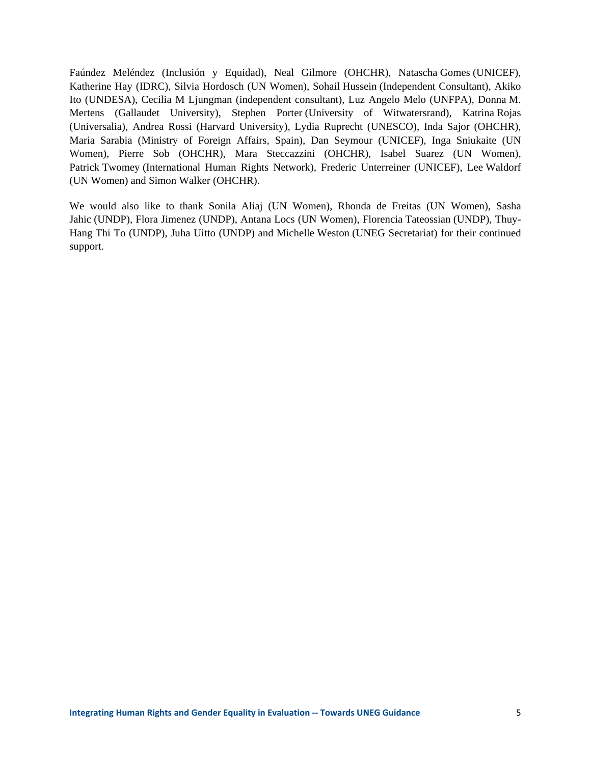Faúndez Meléndez (Inclusión y Equidad), Neal Gilmore (OHCHR), Natascha Gomes (UNICEF), Katherine Hay (IDRC), Silvia Hordosch (UN Women), Sohail Hussein (Independent Consultant), Akiko Ito (UNDESA), Cecilia M Ljungman (independent consultant), Luz Angelo Melo (UNFPA), Donna M. Mertens (Gallaudet University), Stephen Porter (University of Witwatersrand), Katrina Rojas (Universalia), Andrea Rossi (Harvard University), Lydia Ruprecht (UNESCO), Inda Sajor (OHCHR), Maria Sarabia (Ministry of Foreign Affairs, Spain), Dan Seymour (UNICEF), Inga Sniukaite (UN Women), Pierre Sob (OHCHR), Mara Steccazzini (OHCHR), Isabel Suarez (UN Women), Patrick Twomey (International Human Rights Network), Frederic Unterreiner (UNICEF), Lee Waldorf (UN Women) and Simon Walker (OHCHR).

We would also like to thank Sonila Aliaj (UN Women), Rhonda de Freitas (UN Women), Sasha Jahic (UNDP), Flora Jimenez (UNDP), Antana Locs (UN Women), Florencia Tateossian (UNDP), Thuy-Hang Thi To (UNDP), Juha Uitto (UNDP) and Michelle Weston (UNEG Secretariat) for their continued support.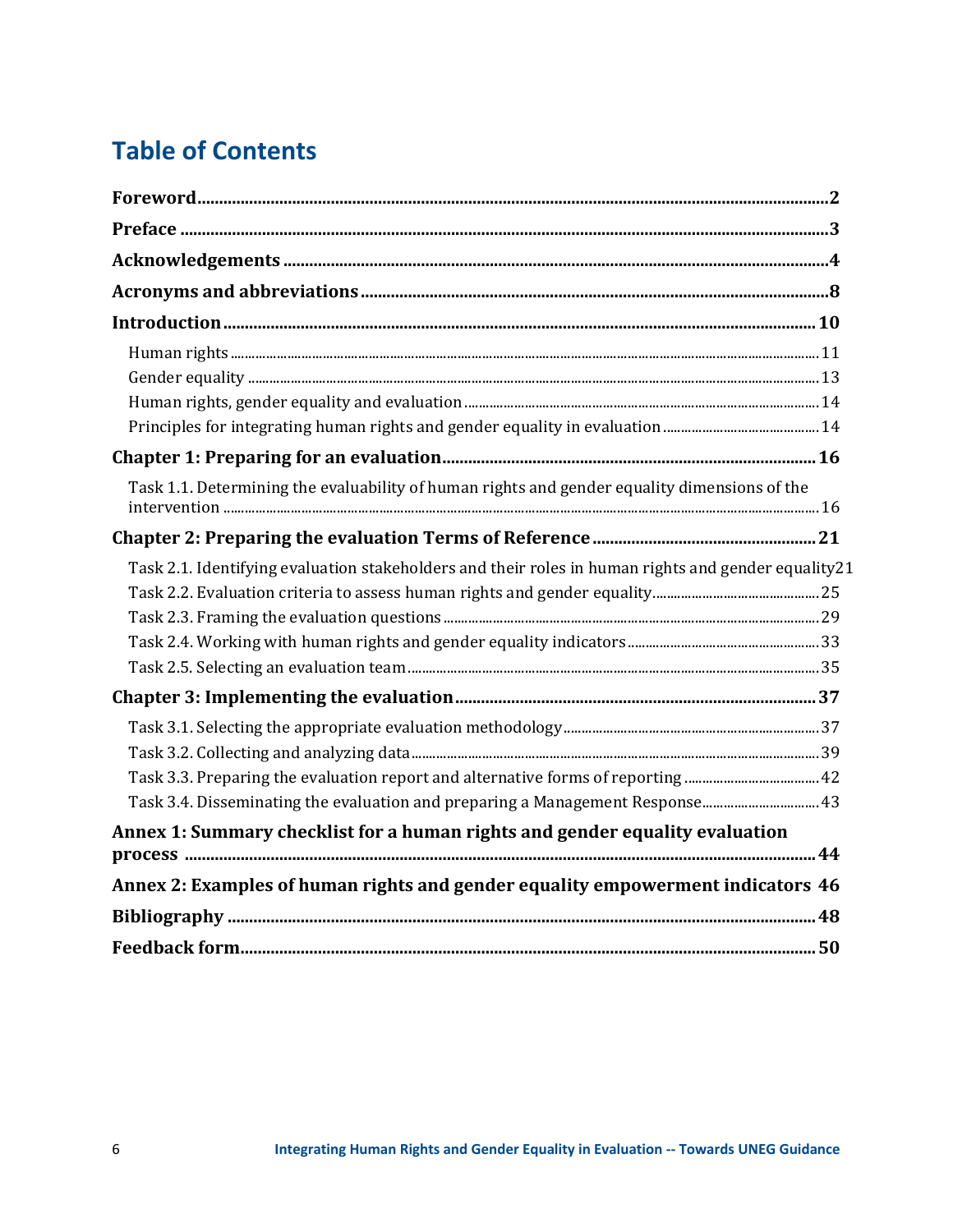# Table of Contents

**Foreword** ........ 2

**Preface** ........ 3

**Acknowledgements** ........ 4

**Acronyms and abbreviations** ........ 8

**Introduction** ........ 10

- Human rights ........ 11
- Gender equality ........ 13
- Human rights, gender equality and evaluation ........ 14
- Principles for integrating human rights and gender equality in evaluation ........ 14

**Chapter 1: Preparing for an evaluation** ........ 16

- Task 1.1. Determining the evaluability of human rights and gender equality dimensions of the intervention ........ 16

**Chapter 2: Preparing the evaluation Terms of Reference** ........ 21

- Task 2.1. Identifying evaluation stakeholders and their roles in human rights and gender equality 21
- Task 2.2. Evaluation criteria to assess human rights and gender equality ........ 25
- Task 2.3. Framing the evaluation questions ........ 29
- Task 2.4. Working with human rights and gender equality indicators ........ 33
- Task 2.5. Selecting an evaluation team ........ 35

**Chapter 3: Implementing the evaluation** ........ 37

- Task 3.1. Selecting the appropriate evaluation methodology ........ 37
- Task 3.2. Collecting and analyzing data ........ 39
- Task 3.3. Preparing the evaluation report and alternative forms of reporting ........ 42
- Task 3.4. Disseminating the evaluation and preparing a Management Response ........ 43

**Annex 1: Summary checklist for a human rights and gender equality evaluation process** ........ 44

**Annex 2: Examples of human rights and gender equality empowerment indicators** 46

**Bibliography** ........ 48

**Feedback form** ........ 50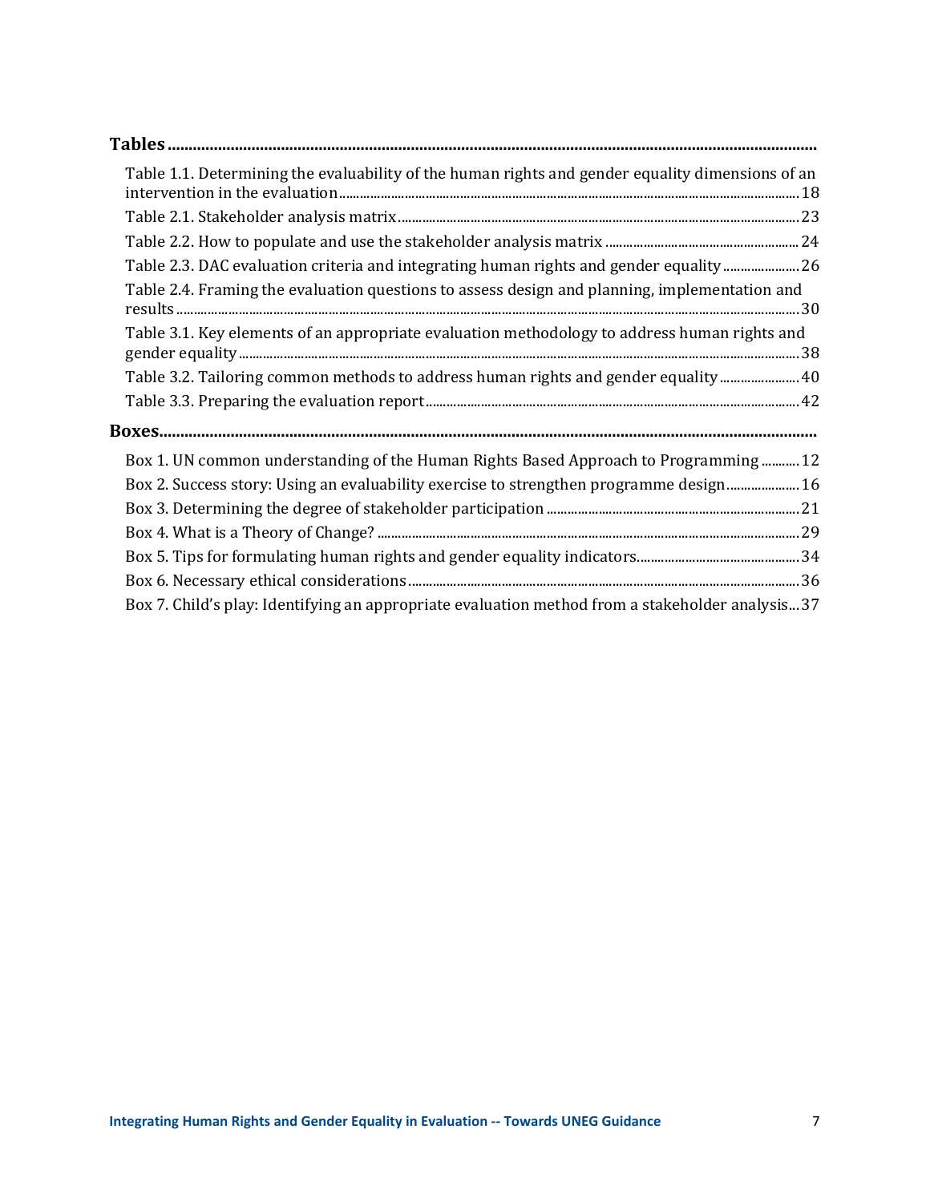**Tables**

- Table 1.1. Determining the evaluability of the human rights and gender equality dimensions of an intervention in the evaluation ... 18
- Table 2.1. Stakeholder analysis matrix ... 23
- Table 2.2. How to populate and use the stakeholder analysis matrix ... 24
- Table 2.3. DAC evaluation criteria and integrating human rights and gender equality ... 26
- Table 2.4. Framing the evaluation questions to assess design and planning, implementation and results ... 30
- Table 3.1. Key elements of an appropriate evaluation methodology to address human rights and gender equality ... 38
- Table 3.2. Tailoring common methods to address human rights and gender equality ... 40
- Table 3.3. Preparing the evaluation report ... 42

**Boxes**

- Box 1. UN common understanding of the Human Rights Based Approach to Programming ... 12
- Box 2. Success story: Using an evaluability exercise to strengthen programme design ... 16
- Box 3. Determining the degree of stakeholder participation ... 21
- Box 4. What is a Theory of Change? ... 29
- Box 5. Tips for formulating human rights and gender equality indicators ... 34
- Box 6. Necessary ethical considerations ... 36
- Box 7. Child's play: Identifying an appropriate evaluation method from a stakeholder analysis ... 37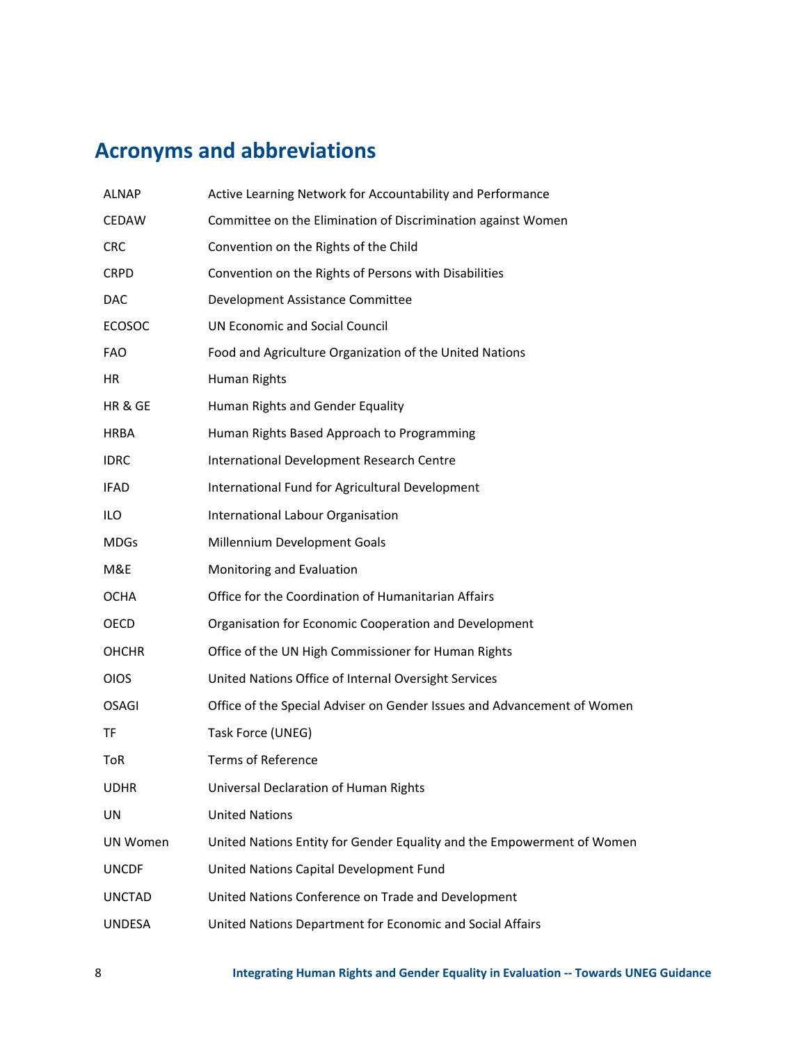# Acronyms and abbreviations

| | |
|---|---|
| ALNAP | Active Learning Network for Accountability and Performance |
| CEDAW | Committee on the Elimination of Discrimination against Women |
| CRC | Convention on the Rights of the Child |
| CRPD | Convention on the Rights of Persons with Disabilities |
| DAC | Development Assistance Committee |
| ECOSOC | UN Economic and Social Council |
| FAO | Food and Agriculture Organization of the United Nations |
| HR | Human Rights |
| HR & GE | Human Rights and Gender Equality |
| HRBA | Human Rights Based Approach to Programming |
| IDRC | International Development Research Centre |
| IFAD | International Fund for Agricultural Development |
| ILO | International Labour Organisation |
| MDGs | Millennium Development Goals |
| M&E | Monitoring and Evaluation |
| OCHA | Office for the Coordination of Humanitarian Affairs |
| OECD | Organisation for Economic Cooperation and Development |
| OHCHR | Office of the UN High Commissioner for Human Rights |
| OIOS | United Nations Office of Internal Oversight Services |
| OSAGI | Office of the Special Adviser on Gender Issues and Advancement of Women |
| TF | Task Force (UNEG) |
| ToR | Terms of Reference |
| UDHR | Universal Declaration of Human Rights |
| UN | United Nations |
| UN Women | United Nations Entity for Gender Equality and the Empowerment of Women |
| UNCDF | United Nations Capital Development Fund |
| UNCTAD | United Nations Conference on Trade and Development |
| UNDESA | United Nations Department for Economic and Social Affairs |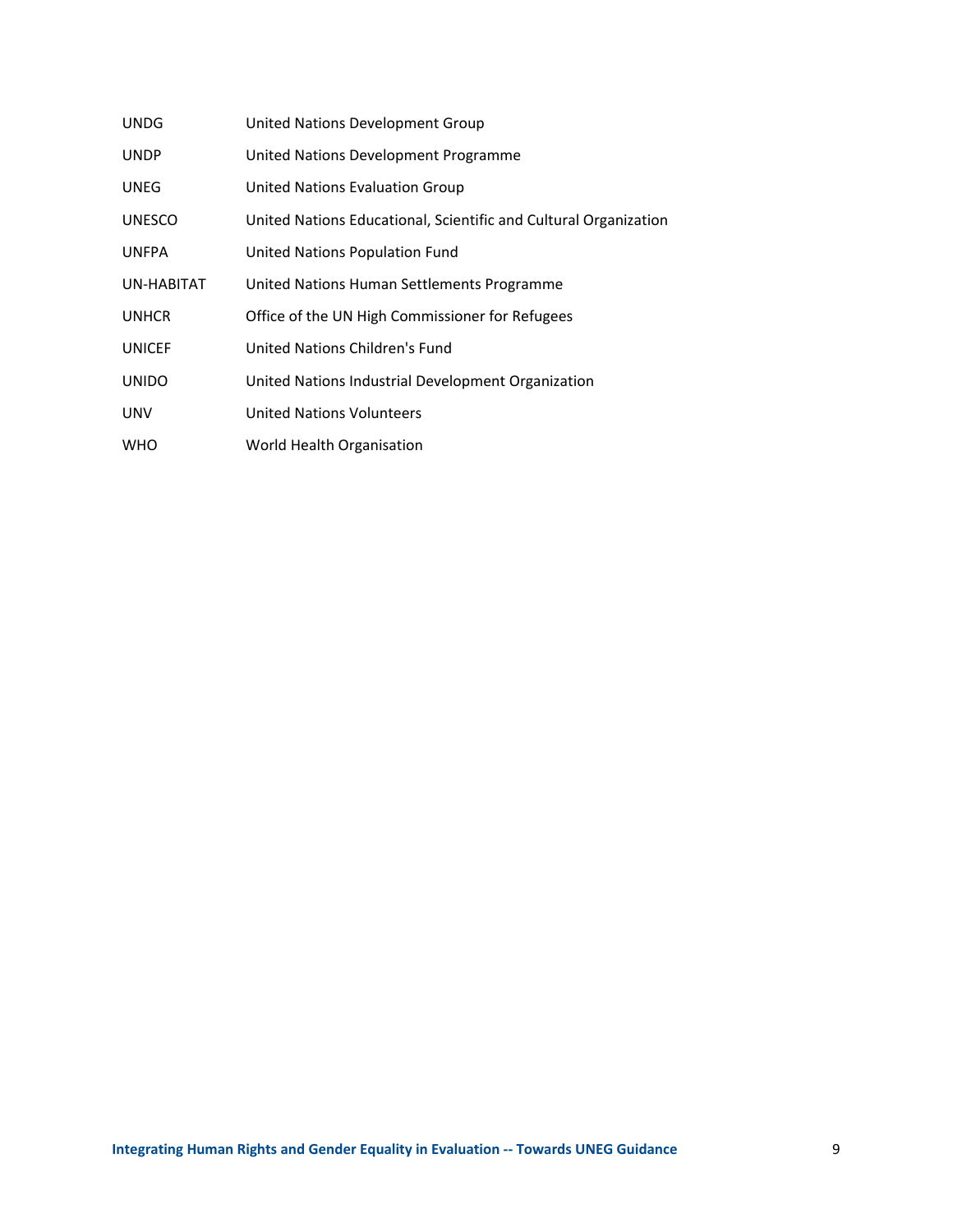| | |
|---|---|
| UNDG | United Nations Development Group |
| UNDP | United Nations Development Programme |
| UNEG | United Nations Evaluation Group |
| UNESCO | United Nations Educational, Scientific and Cultural Organization |
| UNFPA | United Nations Population Fund |
| UN-HABITAT | United Nations Human Settlements Programme |
| UNHCR | Office of the UN High Commissioner for Refugees |
| UNICEF | United Nations Children's Fund |
| UNIDO | United Nations Industrial Development Organization |
| UNV | United Nations Volunteers |
| WHO | World Health Organisation |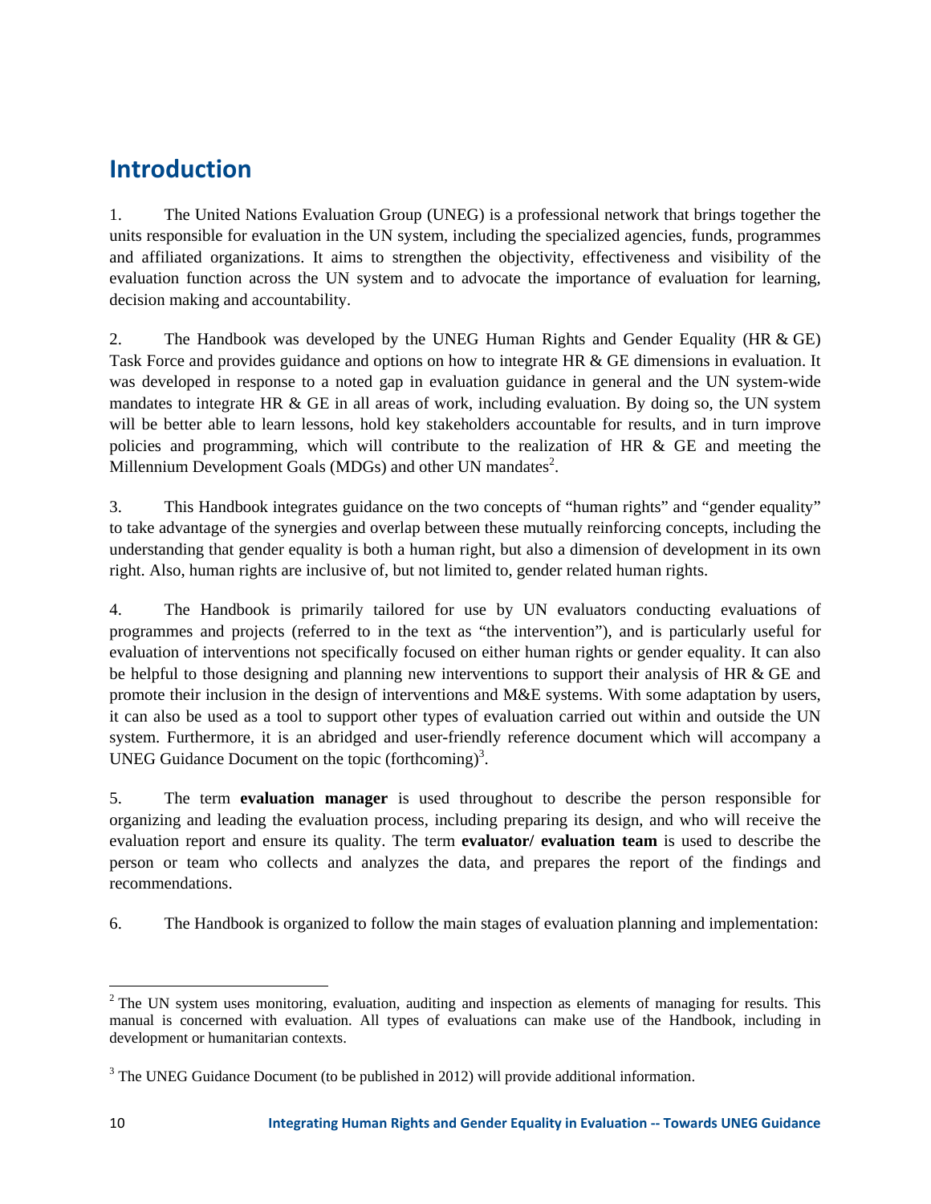# Introduction

1. The United Nations Evaluation Group (UNEG) is a professional network that brings together the units responsible for evaluation in the UN system, including the specialized agencies, funds, programmes and affiliated organizations. It aims to strengthen the objectivity, effectiveness and visibility of the evaluation function across the UN system and to advocate the importance of evaluation for learning, decision making and accountability.

2. The Handbook was developed by the UNEG Human Rights and Gender Equality (HR & GE) Task Force and provides guidance and options on how to integrate HR & GE dimensions in evaluation. It was developed in response to a noted gap in evaluation guidance in general and the UN system-wide mandates to integrate HR & GE in all areas of work, including evaluation. By doing so, the UN system will be better able to learn lessons, hold key stakeholders accountable for results, and in turn improve policies and programming, which will contribute to the realization of HR & GE and meeting the Millennium Development Goals (MDGs) and other UN mandates[2].

3. This Handbook integrates guidance on the two concepts of "human rights" and "gender equality" to take advantage of the synergies and overlap between these mutually reinforcing concepts, including the understanding that gender equality is both a human right, but also a dimension of development in its own right. Also, human rights are inclusive of, but not limited to, gender related human rights.

4. The Handbook is primarily tailored for use by UN evaluators conducting evaluations of programmes and projects (referred to in the text as "the intervention"), and is particularly useful for evaluation of interventions not specifically focused on either human rights or gender equality. It can also be helpful to those designing and planning new interventions to support their analysis of HR & GE and promote their inclusion in the design of interventions and M&E systems. With some adaptation by users, it can also be used as a tool to support other types of evaluation carried out within and outside the UN system. Furthermore, it is an abridged and user-friendly reference document which will accompany a UNEG Guidance Document on the topic (forthcoming)[3].

5. The term **evaluation manager** is used throughout to describe the person responsible for organizing and leading the evaluation process, including preparing its design, and who will receive the evaluation report and ensure its quality. The term **evaluator/ evaluation team** is used to describe the person or team who collects and analyzes the data, and prepares the report of the findings and recommendations.

6. The Handbook is organized to follow the main stages of evaluation planning and implementation:

---

[2] The UN system uses monitoring, evaluation, auditing and inspection as elements of managing for results. This manual is concerned with evaluation. All types of evaluations can make use of the Handbook, including in development or humanitarian contexts.

[3] The UNEG Guidance Document (to be published in 2012) will provide additional information.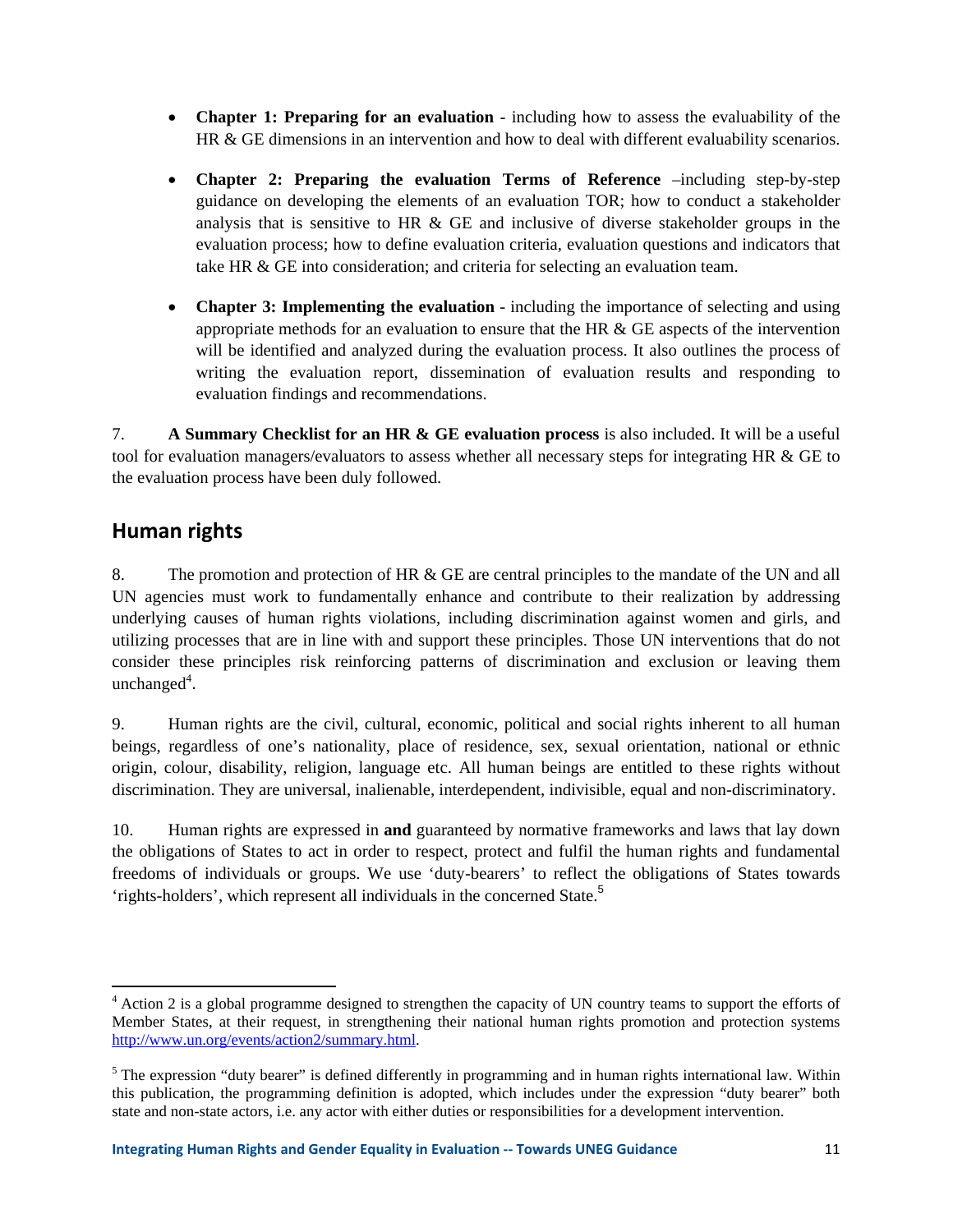- **Chapter 1: Preparing for an evaluation** - including how to assess the evaluability of the HR & GE dimensions in an intervention and how to deal with different evaluability scenarios.

- **Chapter 2: Preparing the evaluation Terms of Reference** –including step-by-step guidance on developing the elements of an evaluation TOR; how to conduct a stakeholder analysis that is sensitive to HR & GE and inclusive of diverse stakeholder groups in the evaluation process; how to define evaluation criteria, evaluation questions and indicators that take HR & GE into consideration; and criteria for selecting an evaluation team.

- **Chapter 3: Implementing the evaluation** - including the importance of selecting and using appropriate methods for an evaluation to ensure that the HR & GE aspects of the intervention will be identified and analyzed during the evaluation process. It also outlines the process of writing the evaluation report, dissemination of evaluation results and responding to evaluation findings and recommendations.

7. **A Summary Checklist for an HR & GE evaluation process** is also included. It will be a useful tool for evaluation managers/evaluators to assess whether all necessary steps for integrating HR & GE to the evaluation process have been duly followed.

## Human rights

8. The promotion and protection of HR & GE are central principles to the mandate of the UN and all UN agencies must work to fundamentally enhance and contribute to their realization by addressing underlying causes of human rights violations, including discrimination against women and girls, and utilizing processes that are in line with and support these principles. Those UN interventions that do not consider these principles risk reinforcing patterns of discrimination and exclusion or leaving them unchanged[4].

9. Human rights are the civil, cultural, economic, political and social rights inherent to all human beings, regardless of one's nationality, place of residence, sex, sexual orientation, national or ethnic origin, colour, disability, religion, language etc. All human beings are entitled to these rights without discrimination. They are universal, inalienable, interdependent, indivisible, equal and non-discriminatory.

10. Human rights are expressed in **and** guaranteed by normative frameworks and laws that lay down the obligations of States to act in order to respect, protect and fulfil the human rights and fundamental freedoms of individuals or groups. We use 'duty-bearers' to reflect the obligations of States towards 'rights-holders', which represent all individuals in the concerned State.[5]

---

[4] Action 2 is a global programme designed to strengthen the capacity of UN country teams to support the efforts of Member States, at their request, in strengthening their national human rights promotion and protection systems http://www.un.org/events/action2/summary.html.

[5] The expression "duty bearer" is defined differently in programming and in human rights international law. Within this publication, the programming definition is adopted, which includes under the expression "duty bearer" both state and non-state actors, i.e. any actor with either duties or responsibilities for a development intervention.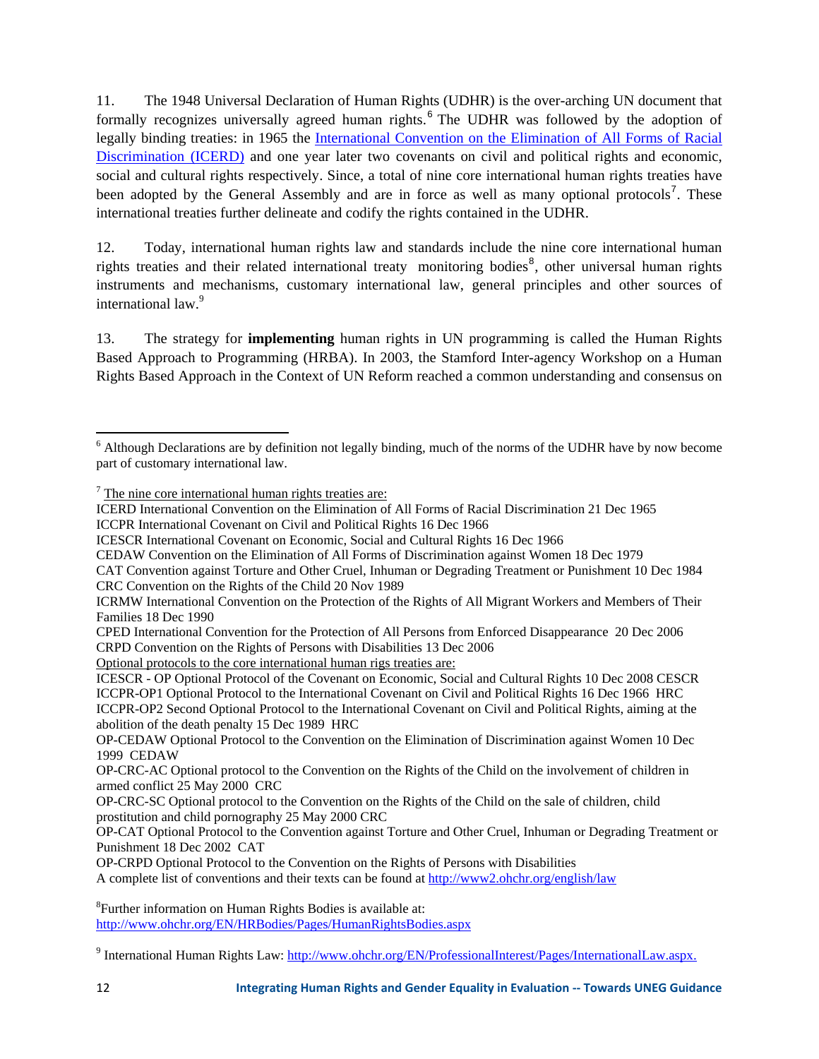11. The 1948 Universal Declaration of Human Rights (UDHR) is the over-arching UN document that formally recognizes universally agreed human rights.[6] The UDHR was followed by the adoption of legally binding treaties: in 1965 the [International Convention on the Elimination of All Forms of Racial Discrimination (ICERD)]() and one year later two covenants on civil and political rights and economic, social and cultural rights respectively. Since, a total of nine core international human rights treaties have been adopted by the General Assembly and are in force as well as many optional protocols[7]. These international treaties further delineate and codify the rights contained in the UDHR.

12. Today, international human rights law and standards include the nine core international human rights treaties and their related international treaty monitoring bodies[8], other universal human rights instruments and mechanisms, customary international law, general principles and other sources of international law.[9]

13. The strategy for **implementing** human rights in UN programming is called the Human Rights Based Approach to Programming (HRBA). In 2003, the Stamford Inter-agency Workshop on a Human Rights Based Approach in the Context of UN Reform reached a common understanding and consensus on

---

[6] Although Declarations are by definition not legally binding, much of the norms of the UDHR have by now become part of customary international law.

[7] The nine core international human rights treaties are:
ICERD International Convention on the Elimination of All Forms of Racial Discrimination 21 Dec 1965
ICCPR International Covenant on Civil and Political Rights 16 Dec 1966
ICESCR International Covenant on Economic, Social and Cultural Rights 16 Dec 1966
CEDAW Convention on the Elimination of All Forms of Discrimination against Women 18 Dec 1979
CAT Convention against Torture and Other Cruel, Inhuman or Degrading Treatment or Punishment 10 Dec 1984
CRC Convention on the Rights of the Child 20 Nov 1989
ICRMW International Convention on the Protection of the Rights of All Migrant Workers and Members of Their Families 18 Dec 1990
CPED International Convention for the Protection of All Persons from Enforced Disappearance 20 Dec 2006
CRPD Convention on the Rights of Persons with Disabilities 13 Dec 2006
Optional protocols to the core international human rigs treaties are:
ICESCR - OP Optional Protocol of the Covenant on Economic, Social and Cultural Rights 10 Dec 2008 CESCR
ICCPR-OP1 Optional Protocol to the International Covenant on Civil and Political Rights 16 Dec 1966 HRC
ICCPR-OP2 Second Optional Protocol to the International Covenant on Civil and Political Rights, aiming at the abolition of the death penalty 15 Dec 1989 HRC
OP-CEDAW Optional Protocol to the Convention on the Elimination of Discrimination against Women 10 Dec 1999 CEDAW
OP-CRC-AC Optional protocol to the Convention on the Rights of the Child on the involvement of children in armed conflict 25 May 2000 CRC
OP-CRC-SC Optional protocol to the Convention on the Rights of the Child on the sale of children, child prostitution and child pornography 25 May 2000 CRC
OP-CAT Optional Protocol to the Convention against Torture and Other Cruel, Inhuman or Degrading Treatment or Punishment 18 Dec 2002 CAT
OP-CRPD Optional Protocol to the Convention on the Rights of Persons with Disabilities
A complete list of conventions and their texts can be found at http://www2.ohchr.org/english/law

[8] Further information on Human Rights Bodies is available at: http://www.ohchr.org/EN/HRBodies/Pages/HumanRightsBodies.aspx

[9] International Human Rights Law: http://www.ohchr.org/EN/ProfessionalInterest/Pages/InternationalLaw.aspx.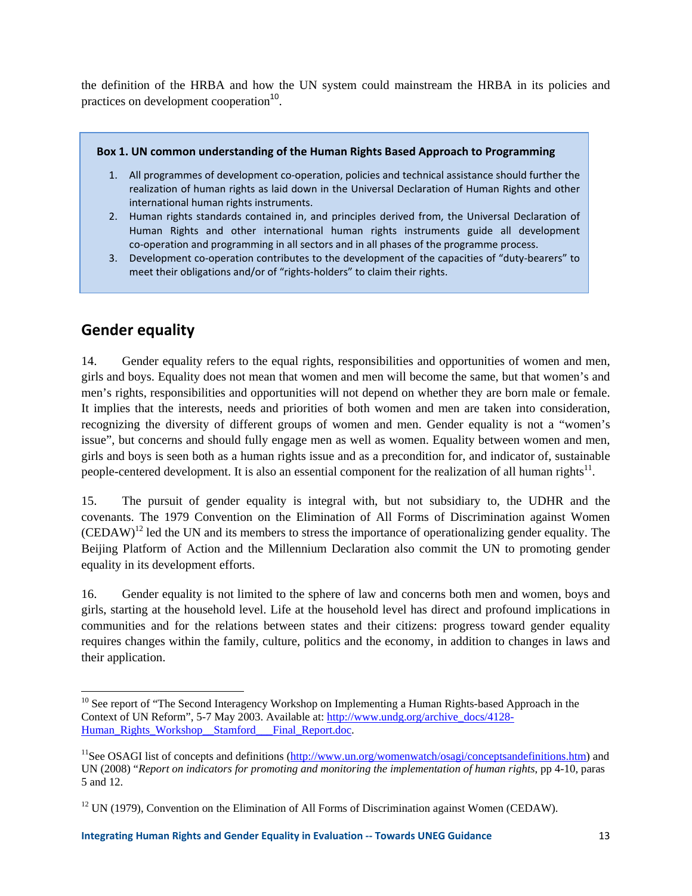the definition of the HRBA and how the UN system could mainstream the HRBA in its policies and practices on development cooperation[10].

> **Box 1. UN common understanding of the Human Rights Based Approach to Programming**
>
> 1. All programmes of development co-operation, policies and technical assistance should further the realization of human rights as laid down in the Universal Declaration of Human Rights and other international human rights instruments.
> 2. Human rights standards contained in, and principles derived from, the Universal Declaration of Human Rights and other international human rights instruments guide all development co-operation and programming in all sectors and in all phases of the programme process.
> 3. Development co-operation contributes to the development of the capacities of "duty-bearers" to meet their obligations and/or of "rights-holders" to claim their rights.

## Gender equality

14. Gender equality refers to the equal rights, responsibilities and opportunities of women and men, girls and boys. Equality does not mean that women and men will become the same, but that women's and men's rights, responsibilities and opportunities will not depend on whether they are born male or female. It implies that the interests, needs and priorities of both women and men are taken into consideration, recognizing the diversity of different groups of women and men. Gender equality is not a "women's issue", but concerns and should fully engage men as well as women. Equality between women and men, girls and boys is seen both as a human rights issue and as a precondition for, and indicator of, sustainable people-centered development. It is also an essential component for the realization of all human rights[11].

15. The pursuit of gender equality is integral with, but not subsidiary to, the UDHR and the covenants. The 1979 Convention on the Elimination of All Forms of Discrimination against Women (CEDAW)[12] led the UN and its members to stress the importance of operationalizing gender equality. The Beijing Platform of Action and the Millennium Declaration also commit the UN to promoting gender equality in its development efforts.

16. Gender equality is not limited to the sphere of law and concerns both men and women, boys and girls, starting at the household level. Life at the household level has direct and profound implications in communities and for the relations between states and their citizens: progress toward gender equality requires changes within the family, culture, politics and the economy, in addition to changes in laws and their application.

---

[10] See report of "The Second Interagency Workshop on Implementing a Human Rights-based Approach in the Context of UN Reform", 5-7 May 2003. Available at: http://www.undg.org/archive_docs/4128-Human_Rights_Workshop__Stamford___Final_Report.doc.

[11] See OSAGI list of concepts and definitions (http://www.un.org/womenwatch/osagi/conceptsandefinitions.htm) and UN (2008) "*Report on indicators for promoting and monitoring the implementation of human rights*, pp 4-10, paras 5 and 12.

[12] UN (1979), Convention on the Elimination of All Forms of Discrimination against Women (CEDAW).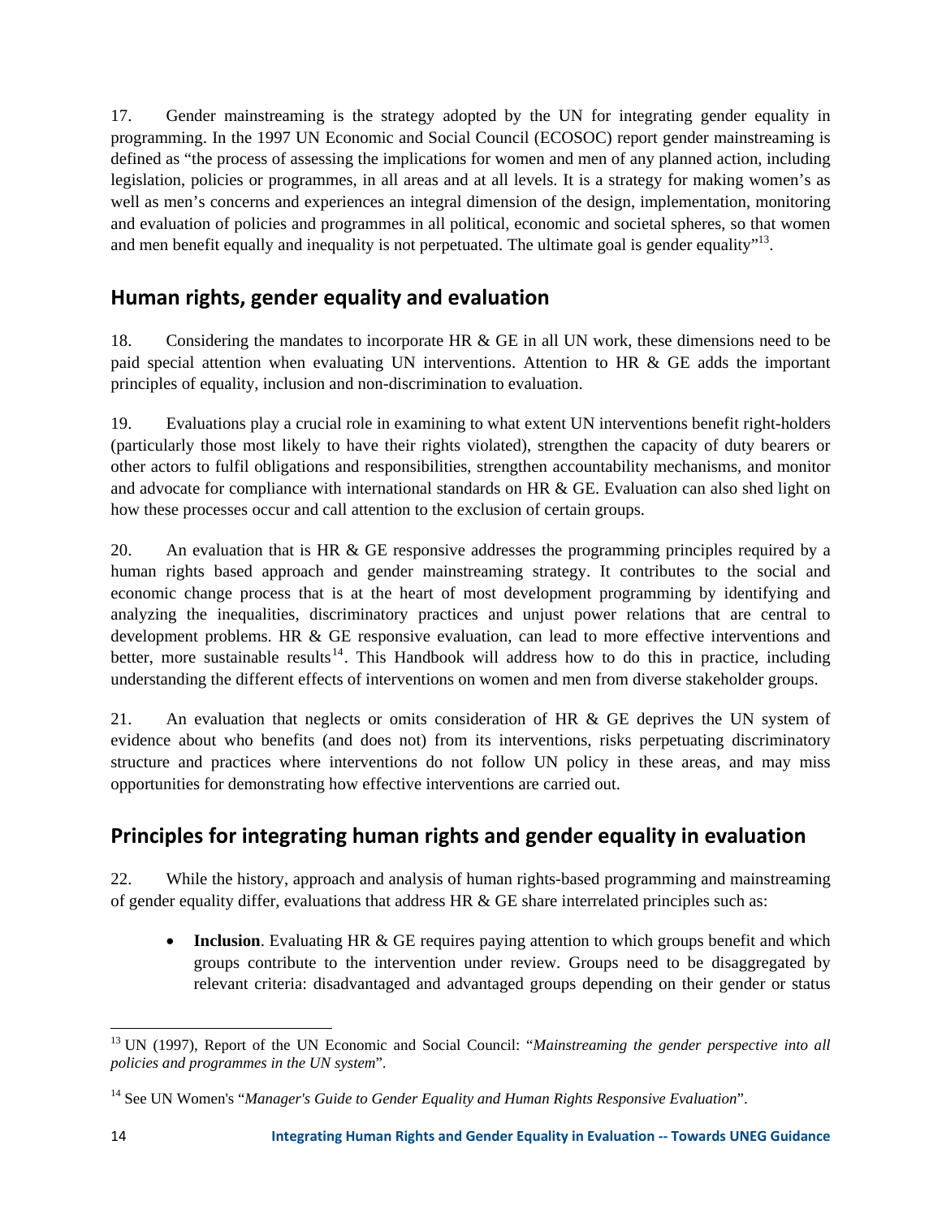17. Gender mainstreaming is the strategy adopted by the UN for integrating gender equality in programming. In the 1997 UN Economic and Social Council (ECOSOC) report gender mainstreaming is defined as "the process of assessing the implications for women and men of any planned action, including legislation, policies or programmes, in all areas and at all levels. It is a strategy for making women's as well as men's concerns and experiences an integral dimension of the design, implementation, monitoring and evaluation of policies and programmes in all political, economic and societal spheres, so that women and men benefit equally and inequality is not perpetuated. The ultimate goal is gender equality"[13].

## Human rights, gender equality and evaluation

18. Considering the mandates to incorporate HR & GE in all UN work, these dimensions need to be paid special attention when evaluating UN interventions. Attention to HR & GE adds the important principles of equality, inclusion and non-discrimination to evaluation.

19. Evaluations play a crucial role in examining to what extent UN interventions benefit right-holders (particularly those most likely to have their rights violated), strengthen the capacity of duty bearers or other actors to fulfil obligations and responsibilities, strengthen accountability mechanisms, and monitor and advocate for compliance with international standards on HR & GE. Evaluation can also shed light on how these processes occur and call attention to the exclusion of certain groups.

20. An evaluation that is HR & GE responsive addresses the programming principles required by a human rights based approach and gender mainstreaming strategy. It contributes to the social and economic change process that is at the heart of most development programming by identifying and analyzing the inequalities, discriminatory practices and unjust power relations that are central to development problems. HR & GE responsive evaluation, can lead to more effective interventions and better, more sustainable results[14]. This Handbook will address how to do this in practice, including understanding the different effects of interventions on women and men from diverse stakeholder groups.

21. An evaluation that neglects or omits consideration of HR & GE deprives the UN system of evidence about who benefits (and does not) from its interventions, risks perpetuating discriminatory structure and practices where interventions do not follow UN policy in these areas, and may miss opportunities for demonstrating how effective interventions are carried out.

## Principles for integrating human rights and gender equality in evaluation

22. While the history, approach and analysis of human rights-based programming and mainstreaming of gender equality differ, evaluations that address HR & GE share interrelated principles such as:

- **Inclusion**. Evaluating HR & GE requires paying attention to which groups benefit and which groups contribute to the intervention under review. Groups need to be disaggregated by relevant criteria: disadvantaged and advantaged groups depending on their gender or status

---

[13] UN (1997), Report of the UN Economic and Social Council: "*Mainstreaming the gender perspective into all policies and programmes in the UN system*".

[14] See UN Women's "*Manager's Guide to Gender Equality and Human Rights Responsive Evaluation*".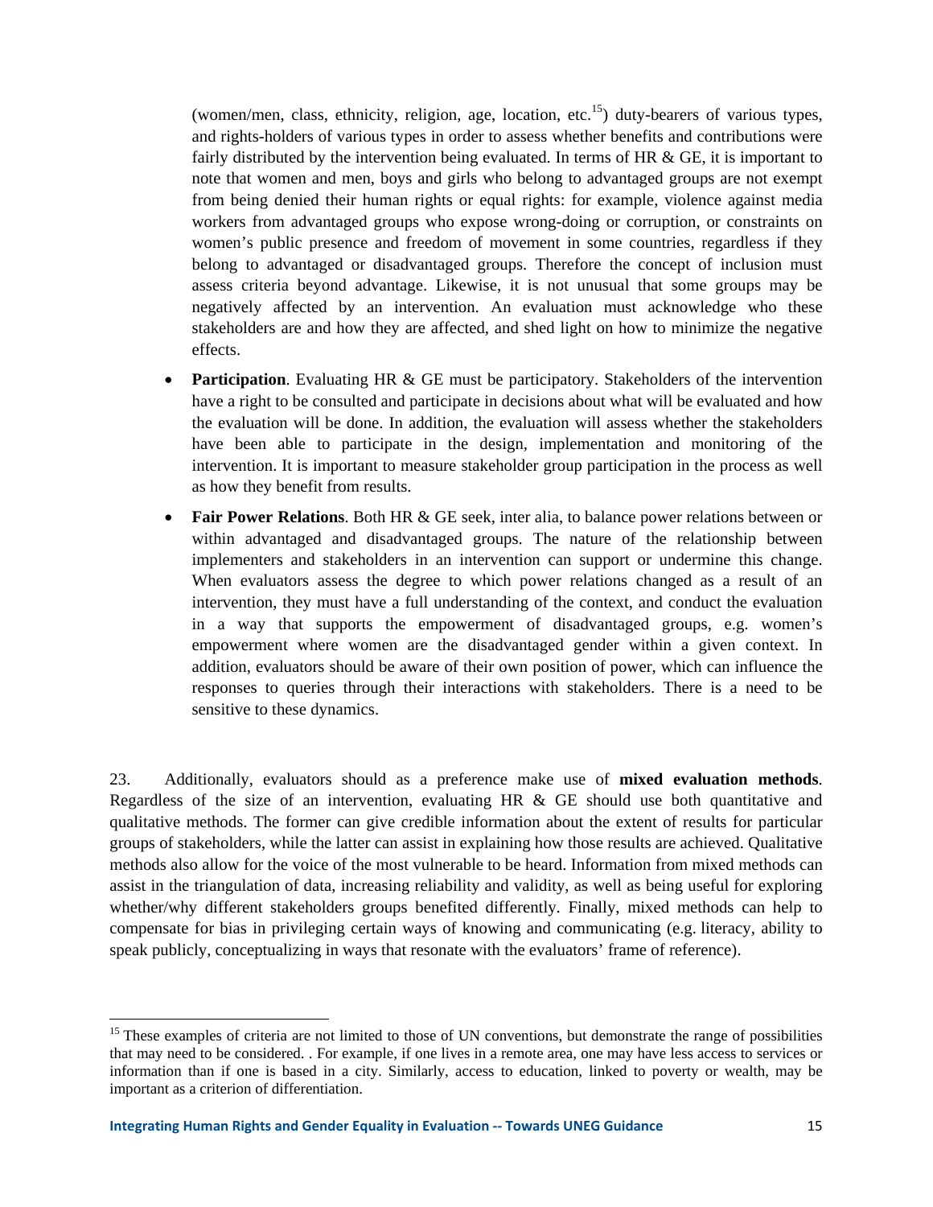(women/men, class, ethnicity, religion, age, location, etc.[15]) duty-bearers of various types, and rights-holders of various types in order to assess whether benefits and contributions were fairly distributed by the intervention being evaluated. In terms of HR & GE, it is important to note that women and men, boys and girls who belong to advantaged groups are not exempt from being denied their human rights or equal rights: for example, violence against media workers from advantaged groups who expose wrong-doing or corruption, or constraints on women's public presence and freedom of movement in some countries, regardless if they belong to advantaged or disadvantaged groups. Therefore the concept of inclusion must assess criteria beyond advantage. Likewise, it is not unusual that some groups may be negatively affected by an intervention. An evaluation must acknowledge who these stakeholders are and how they are affected, and shed light on how to minimize the negative effects.

- **Participation**. Evaluating HR & GE must be participatory. Stakeholders of the intervention have a right to be consulted and participate in decisions about what will be evaluated and how the evaluation will be done. In addition, the evaluation will assess whether the stakeholders have been able to participate in the design, implementation and monitoring of the intervention. It is important to measure stakeholder group participation in the process as well as how they benefit from results.
- **Fair Power Relations**. Both HR & GE seek, inter alia, to balance power relations between or within advantaged and disadvantaged groups. The nature of the relationship between implementers and stakeholders in an intervention can support or undermine this change. When evaluators assess the degree to which power relations changed as a result of an intervention, they must have a full understanding of the context, and conduct the evaluation in a way that supports the empowerment of disadvantaged groups, e.g. women's empowerment where women are the disadvantaged gender within a given context. In addition, evaluators should be aware of their own position of power, which can influence the responses to queries through their interactions with stakeholders. There is a need to be sensitive to these dynamics.

23. Additionally, evaluators should as a preference make use of **mixed evaluation methods**. Regardless of the size of an intervention, evaluating HR & GE should use both quantitative and qualitative methods. The former can give credible information about the extent of results for particular groups of stakeholders, while the latter can assist in explaining how those results are achieved. Qualitative methods also allow for the voice of the most vulnerable to be heard. Information from mixed methods can assist in the triangulation of data, increasing reliability and validity, as well as being useful for exploring whether/why different stakeholders groups benefited differently. Finally, mixed methods can help to compensate for bias in privileging certain ways of knowing and communicating (e.g. literacy, ability to speak publicly, conceptualizing in ways that resonate with the evaluators' frame of reference).

---

[15] These examples of criteria are not limited to those of UN conventions, but demonstrate the range of possibilities that may need to be considered. . For example, if one lives in a remote area, one may have less access to services or information than if one is based in a city. Similarly, access to education, linked to poverty or wealth, may be important as a criterion of differentiation.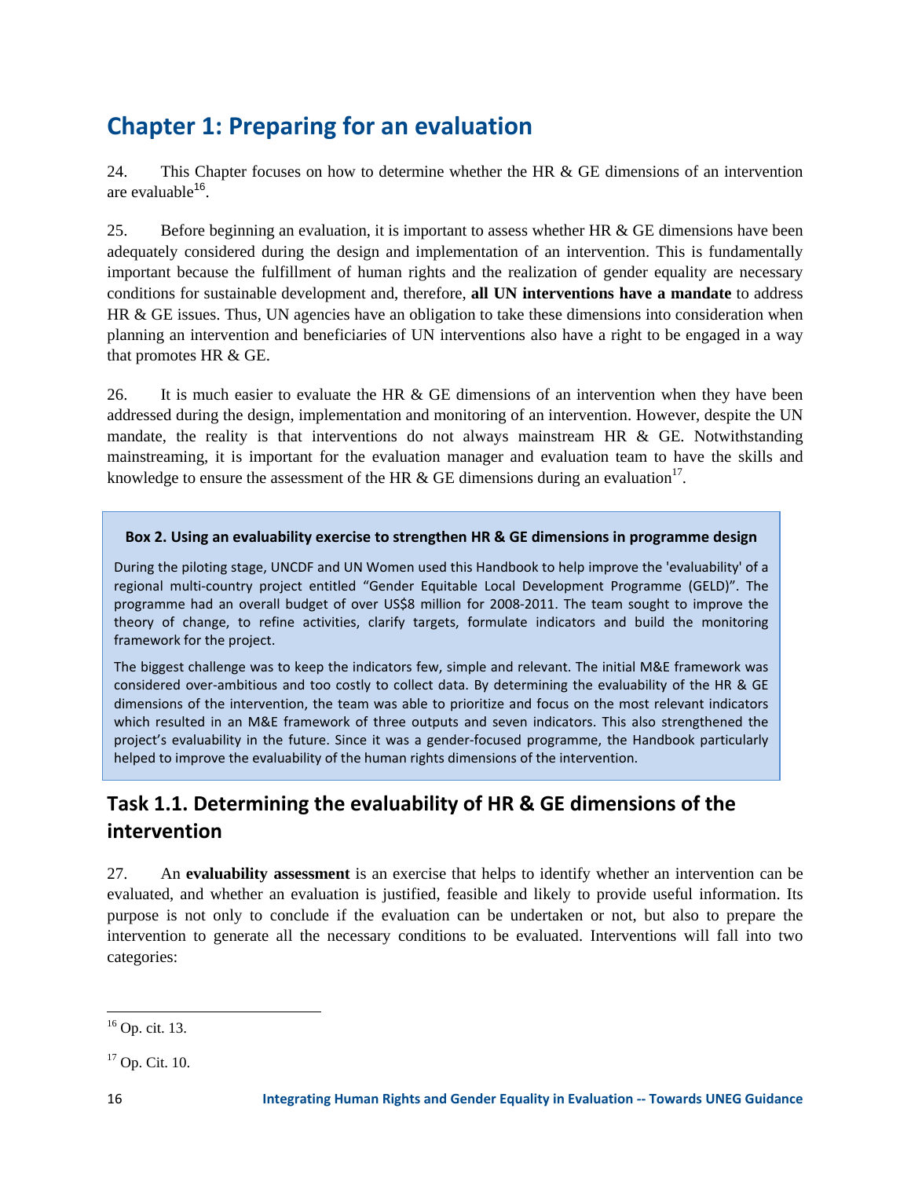# Chapter 1: Preparing for an evaluation

24. This Chapter focuses on how to determine whether the HR & GE dimensions of an intervention are evaluable[16].

25. Before beginning an evaluation, it is important to assess whether HR & GE dimensions have been adequately considered during the design and implementation of an intervention. This is fundamentally important because the fulfillment of human rights and the realization of gender equality are necessary conditions for sustainable development and, therefore, **all UN interventions have a mandate** to address HR & GE issues. Thus, UN agencies have an obligation to take these dimensions into consideration when planning an intervention and beneficiaries of UN interventions also have a right to be engaged in a way that promotes HR & GE.

26. It is much easier to evaluate the HR & GE dimensions of an intervention when they have been addressed during the design, implementation and monitoring of an intervention. However, despite the UN mandate, the reality is that interventions do not always mainstream HR & GE. Notwithstanding mainstreaming, it is important for the evaluation manager and evaluation team to have the skills and knowledge to ensure the assessment of the HR & GE dimensions during an evaluation[17].

> **Box 2. Using an evaluability exercise to strengthen HR & GE dimensions in programme design**
>
> During the piloting stage, UNCDF and UN Women used this Handbook to help improve the 'evaluability' of a regional multi-country project entitled "Gender Equitable Local Development Programme (GELD)". The programme had an overall budget of over US$8 million for 2008-2011. The team sought to improve the theory of change, to refine activities, clarify targets, formulate indicators and build the monitoring framework for the project.
>
> The biggest challenge was to keep the indicators few, simple and relevant. The initial M&E framework was considered over-ambitious and too costly to collect data. By determining the evaluability of the HR & GE dimensions of the intervention, the team was able to prioritize and focus on the most relevant indicators which resulted in an M&E framework of three outputs and seven indicators. This also strengthened the project's evaluability in the future. Since it was a gender-focused programme, the Handbook particularly helped to improve the evaluability of the human rights dimensions of the intervention.

## Task 1.1. Determining the evaluability of HR & GE dimensions of the intervention

27. An **evaluability assessment** is an exercise that helps to identify whether an intervention can be evaluated, and whether an evaluation is justified, feasible and likely to provide useful information. Its purpose is not only to conclude if the evaluation can be undertaken or not, but also to prepare the intervention to generate all the necessary conditions to be evaluated. Interventions will fall into two categories:

---

[16] Op. cit. 13.

[17] Op. Cit. 10.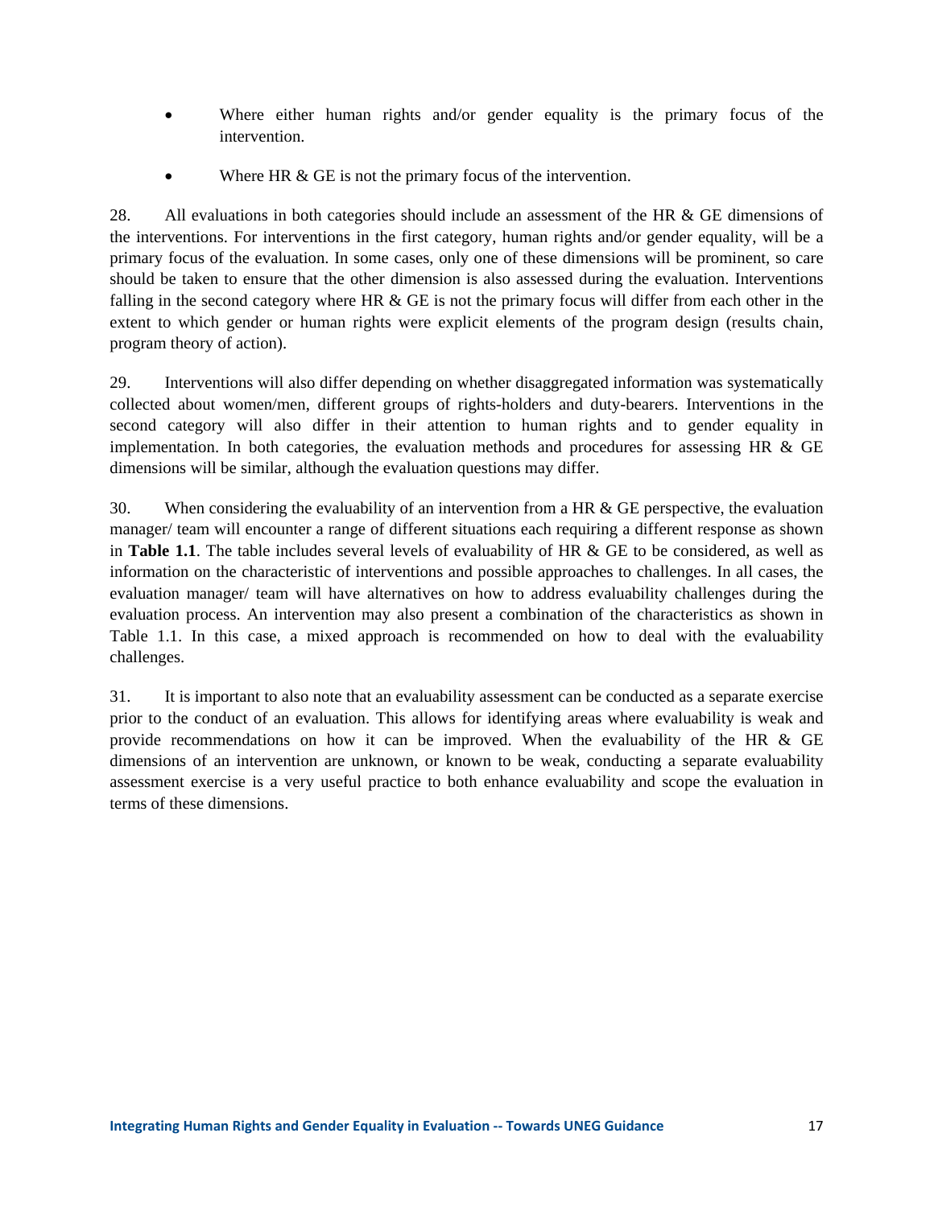- Where either human rights and/or gender equality is the primary focus of the intervention.
- Where HR & GE is not the primary focus of the intervention.

28. All evaluations in both categories should include an assessment of the HR & GE dimensions of the interventions. For interventions in the first category, human rights and/or gender equality, will be a primary focus of the evaluation. In some cases, only one of these dimensions will be prominent, so care should be taken to ensure that the other dimension is also assessed during the evaluation. Interventions falling in the second category where HR & GE is not the primary focus will differ from each other in the extent to which gender or human rights were explicit elements of the program design (results chain, program theory of action).

29. Interventions will also differ depending on whether disaggregated information was systematically collected about women/men, different groups of rights-holders and duty-bearers. Interventions in the second category will also differ in their attention to human rights and to gender equality in implementation. In both categories, the evaluation methods and procedures for assessing HR & GE dimensions will be similar, although the evaluation questions may differ.

30. When considering the evaluability of an intervention from a HR & GE perspective, the evaluation manager/ team will encounter a range of different situations each requiring a different response as shown in **Table 1.1**. The table includes several levels of evaluability of HR & GE to be considered, as well as information on the characteristic of interventions and possible approaches to challenges. In all cases, the evaluation manager/ team will have alternatives on how to address evaluability challenges during the evaluation process. An intervention may also present a combination of the characteristics as shown in Table 1.1. In this case, a mixed approach is recommended on how to deal with the evaluability challenges.

31. It is important to also note that an evaluability assessment can be conducted as a separate exercise prior to the conduct of an evaluation. This allows for identifying areas where evaluability is weak and provide recommendations on how it can be improved. When the evaluability of the HR & GE dimensions of an intervention are unknown, or known to be weak, conducting a separate evaluability assessment exercise is a very useful practice to both enhance evaluability and scope the evaluation in terms of these dimensions.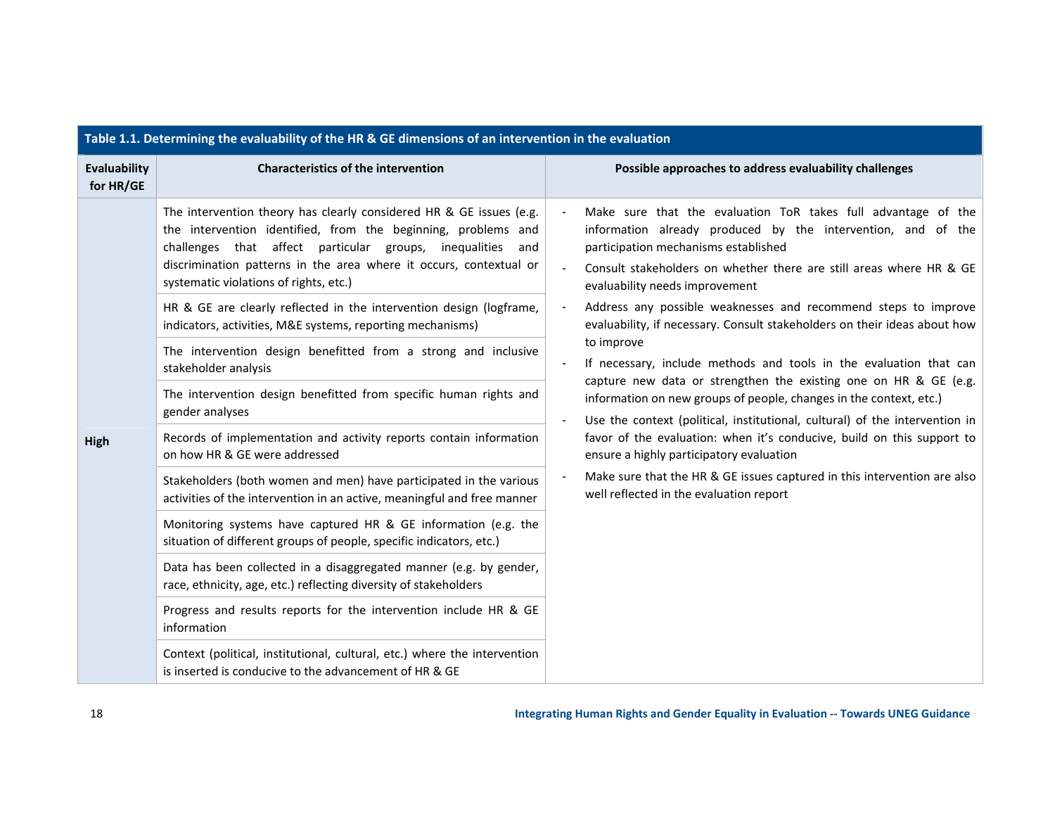**Table 1.1. Determining the evaluability of the HR & GE dimensions of an intervention in the evaluation**

| Evaluability for HR/GE | Characteristics of the intervention | Possible approaches to address evaluability challenges |
|---|---|---|
| High | The intervention theory has clearly considered HR & GE issues (e.g. the intervention identified, from the beginning, problems and challenges that affect particular groups, inequalities and discrimination patterns in the area where it occurs, contextual or systematic violations of rights, etc.) | - Make sure that the evaluation ToR takes full advantage of the information already produced by the intervention, and of the participation mechanisms established<br>- Consult stakeholders on whether there are still areas where HR & GE evaluability needs improvement<br>- Address any possible weaknesses and recommend steps to improve evaluability, if necessary. Consult stakeholders on their ideas about how to improve<br>- If necessary, include methods and tools in the evaluation that can capture new data or strengthen the existing one on HR & GE (e.g. information on new groups of people, changes in the context, etc.)<br>- Use the context (political, institutional, cultural) of the intervention in favor of the evaluation: when it's conducive, build on this support to ensure a highly participatory evaluation<br>- Make sure that the HR & GE issues captured in this intervention are also well reflected in the evaluation report |
| | HR & GE are clearly reflected in the intervention design (logframe, indicators, activities, M&E systems, reporting mechanisms) | |
| | The intervention design benefitted from a strong and inclusive stakeholder analysis | |
| | The intervention design benefitted from specific human rights and gender analyses | |
| | Records of implementation and activity reports contain information on how HR & GE were addressed | |
| | Stakeholders (both women and men) have participated in the various activities of the intervention in an active, meaningful and free manner | |
| | Monitoring systems have captured HR & GE information (e.g. the situation of different groups of people, specific indicators, etc.) | |
| | Data has been collected in a disaggregated manner (e.g. by gender, race, ethnicity, age, etc.) reflecting diversity of stakeholders | |
| | Progress and results reports for the intervention include HR & GE information | |
| | Context (political, institutional, cultural, etc.) where the intervention is inserted is conducive to the advancement of HR & GE | |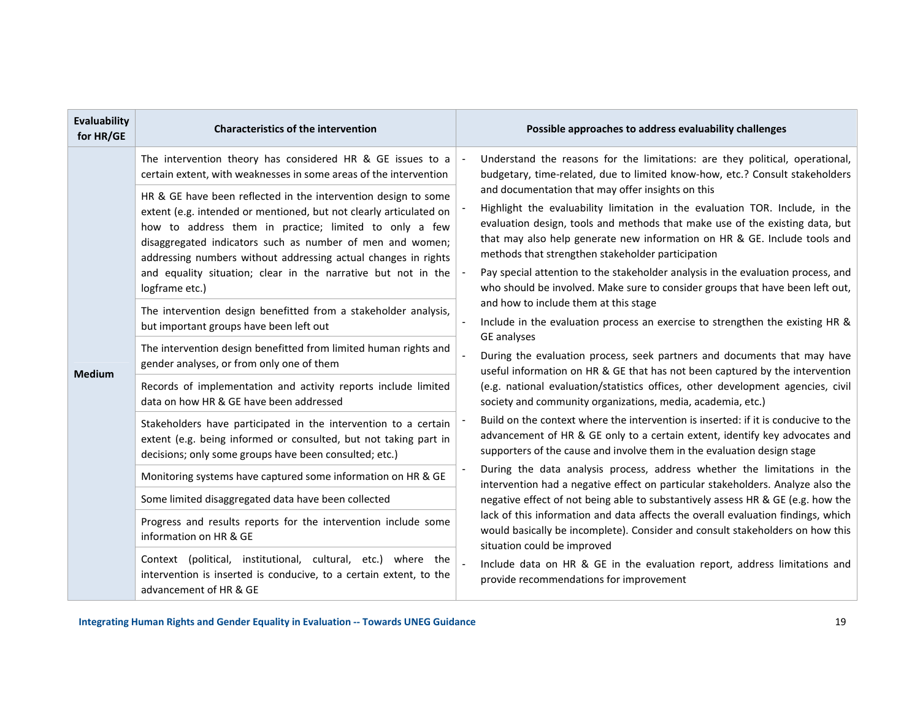| Evaluability for HR/GE | Characteristics of the intervention | Possible approaches to address evaluability challenges |
|---|---|---|
| Medium | The intervention theory has considered HR & GE issues to a certain extent, with weaknesses in some areas of the intervention<br><br>HR & GE have been reflected in the intervention design to some extent (e.g. intended or mentioned, but not clearly articulated on how to address them in practice; limited to only a few disaggregated indicators such as number of men and women; addressing numbers without addressing actual changes in rights and equality situation; clear in the narrative but not in the logframe etc.)<br><br>The intervention design benefitted from a stakeholder analysis, but important groups have been left out<br><br>The intervention design benefitted from limited human rights and gender analyses, or from only one of them<br><br>Records of implementation and activity reports include limited data on how HR & GE have been addressed<br><br>Stakeholders have participated in the intervention to a certain extent (e.g. being informed or consulted, but not taking part in decisions; only some groups have been consulted; etc.)<br><br>Monitoring systems have captured some information on HR & GE<br><br>Some limited disaggregated data have been collected<br><br>Progress and results reports for the intervention include some information on HR & GE<br><br>Context (political, institutional, cultural, etc.) where the intervention is inserted is conducive, to a certain extent, to the advancement of HR & GE | - Understand the reasons for the limitations: are they political, operational, budgetary, time-related, due to limited know-how, etc.? Consult stakeholders and documentation that may offer insights on this<br>- Highlight the evaluability limitation in the evaluation TOR. Include, in the evaluation design, tools and methods that make use of the existing data, but that may also help generate new information on HR & GE. Include tools and methods that strengthen stakeholder participation<br>- Pay special attention to the stakeholder analysis in the evaluation process, and who should be involved. Make sure to consider groups that have been left out, and how to include them at this stage<br>- Include in the evaluation process an exercise to strengthen the existing HR & GE analyses<br>- During the evaluation process, seek partners and documents that may have useful information on HR & GE that has not been captured by the intervention (e.g. national evaluation/statistics offices, other development agencies, civil society and community organizations, media, academia, etc.)<br>- Build on the context where the intervention is inserted: if it is conducive to the advancement of HR & GE only to a certain extent, identify key advocates and supporters of the cause and involve them in the evaluation design stage<br>- During the data analysis process, address whether the limitations in the intervention had a negative effect on particular stakeholders. Analyze also the negative effect of not being able to substantively assess HR & GE (e.g. how the lack of this information and data affects the overall evaluation findings, which would basically be incomplete). Consider and consult stakeholders on how this situation could be improved<br>- Include data on HR & GE in the evaluation report, address limitations and provide recommendations for improvement |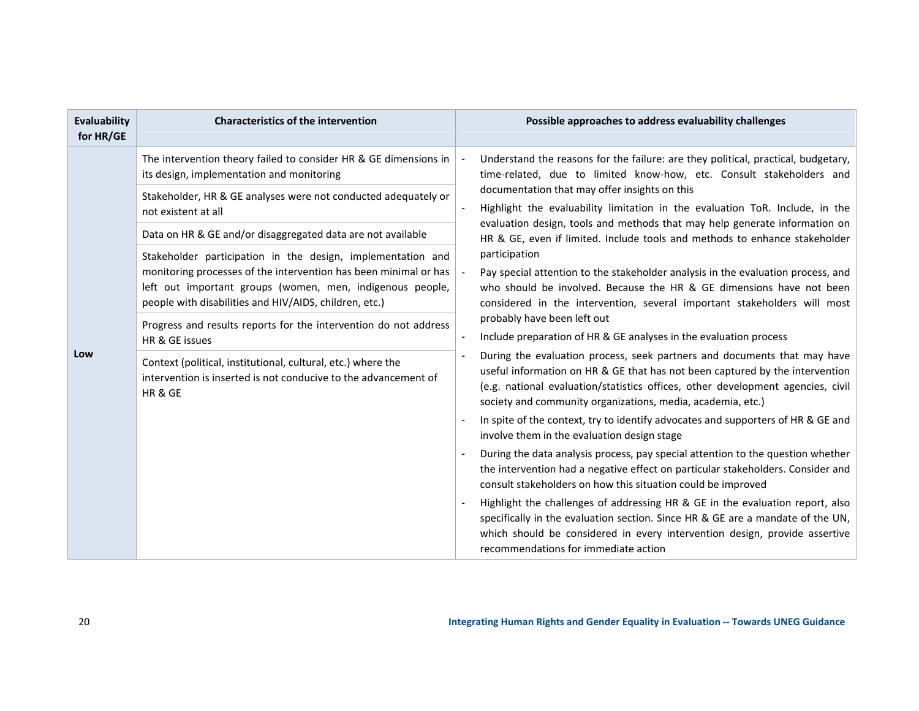| Evaluability for HR/GE | Characteristics of the intervention | Possible approaches to address evaluability challenges |
|---|---|---|
| Low | The intervention theory failed to consider HR & GE dimensions in its design, implementation and monitoring<br><br>Stakeholder, HR & GE analyses were not conducted adequately or not existent at all<br><br>Data on HR & GE and/or disaggregated data are not available<br><br>Stakeholder participation in the design, implementation and monitoring processes of the intervention has been minimal or has left out important groups (women, men, indigenous people, people with disabilities and HIV/AIDS, children, etc.)<br><br>Progress and results reports for the intervention do not address HR & GE issues<br><br>Context (political, institutional, cultural, etc.) where the intervention is inserted is not conducive to the advancement of HR & GE | - Understand the reasons for the failure: are they political, practical, budgetary, time-related, due to limited know-how, etc. Consult stakeholders and documentation that may offer insights on this<br>- Highlight the evaluability limitation in the evaluation ToR. Include, in the evaluation design, tools and methods that may help generate information on HR & GE, even if limited. Include tools and methods to enhance stakeholder participation<br>- Pay special attention to the stakeholder analysis in the evaluation process, and who should be involved. Because the HR & GE dimensions have not been considered in the intervention, several important stakeholders will most probably have been left out<br>- Include preparation of HR & GE analyses in the evaluation process<br>- During the evaluation process, seek partners and documents that may have useful information on HR & GE that has not been captured by the intervention (e.g. national evaluation/statistics offices, other development agencies, civil society and community organizations, media, academia, etc.)<br>- In spite of the context, try to identify advocates and supporters of HR & GE and involve them in the evaluation design stage<br>- During the data analysis process, pay special attention to the question whether the intervention had a negative effect on particular stakeholders. Consider and consult stakeholders on how this situation could be improved<br>- Highlight the challenges of addressing HR & GE in the evaluation report, also specifically in the evaluation section. Since HR & GE are a mandate of the UN, which should be considered in every intervention design, provide assertive recommendations for immediate action |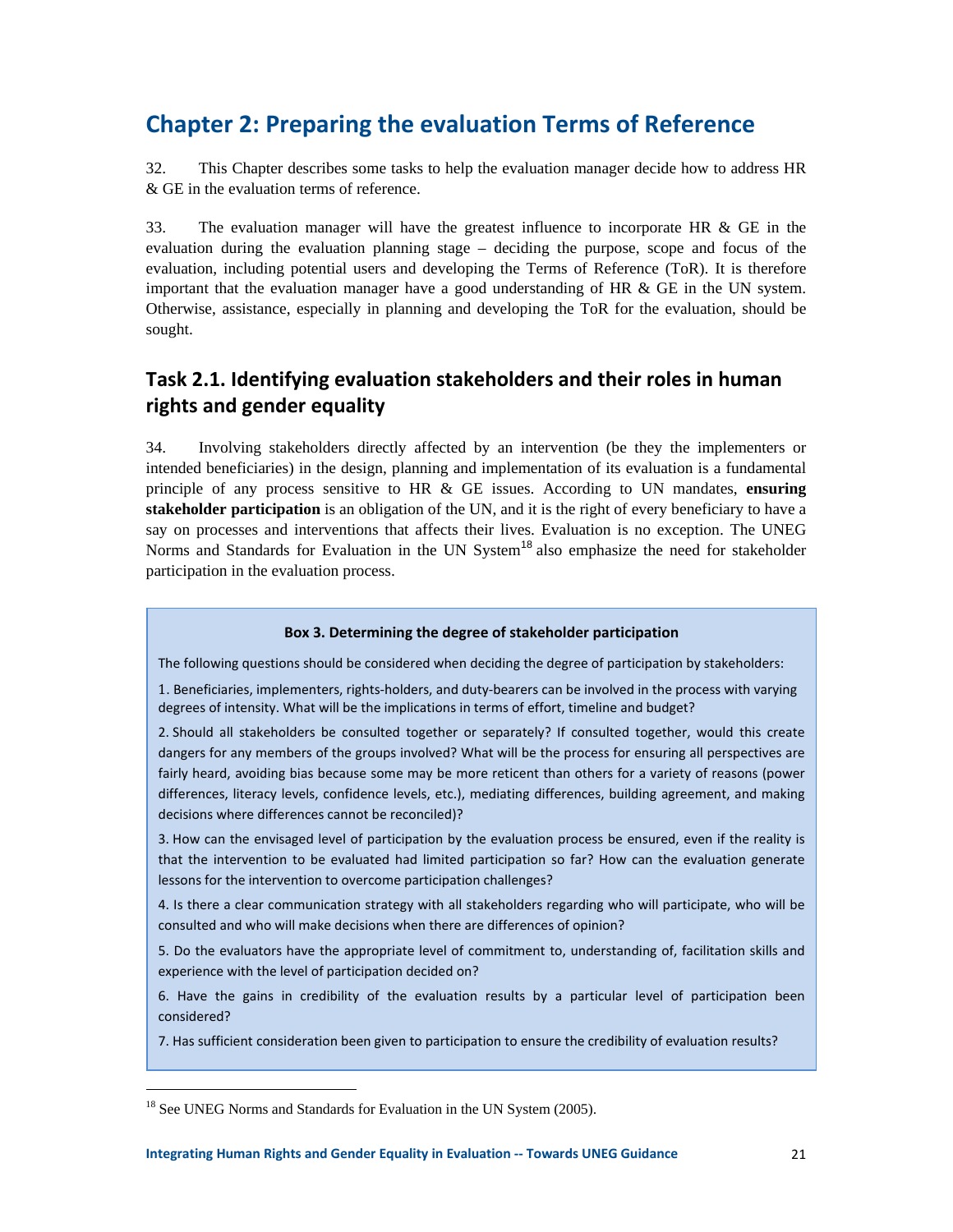# Chapter 2: Preparing the evaluation Terms of Reference

32. This Chapter describes some tasks to help the evaluation manager decide how to address HR & GE in the evaluation terms of reference.

33. The evaluation manager will have the greatest influence to incorporate HR & GE in the evaluation during the evaluation planning stage – deciding the purpose, scope and focus of the evaluation, including potential users and developing the Terms of Reference (ToR). It is therefore important that the evaluation manager have a good understanding of HR & GE in the UN system. Otherwise, assistance, especially in planning and developing the ToR for the evaluation, should be sought.

## Task 2.1. Identifying evaluation stakeholders and their roles in human rights and gender equality

34. Involving stakeholders directly affected by an intervention (be they the implementers or intended beneficiaries) in the design, planning and implementation of its evaluation is a fundamental principle of any process sensitive to HR & GE issues. According to UN mandates, **ensuring stakeholder participation** is an obligation of the UN, and it is the right of every beneficiary to have a say on processes and interventions that affects their lives. Evaluation is no exception. The UNEG Norms and Standards for Evaluation in the UN System[18] also emphasize the need for stakeholder participation in the evaluation process.

**Box 3. Determining the degree of stakeholder participation**

The following questions should be considered when deciding the degree of participation by stakeholders:

1. Beneficiaries, implementers, rights-holders, and duty-bearers can be involved in the process with varying degrees of intensity. What will be the implications in terms of effort, timeline and budget?

2. Should all stakeholders be consulted together or separately? If consulted together, would this create dangers for any members of the groups involved? What will be the process for ensuring all perspectives are fairly heard, avoiding bias because some may be more reticent than others for a variety of reasons (power differences, literacy levels, confidence levels, etc.), mediating differences, building agreement, and making decisions where differences cannot be reconciled)?

3. How can the envisaged level of participation by the evaluation process be ensured, even if the reality is that the intervention to be evaluated had limited participation so far? How can the evaluation generate lessons for the intervention to overcome participation challenges?

4. Is there a clear communication strategy with all stakeholders regarding who will participate, who will be consulted and who will make decisions when there are differences of opinion?

5. Do the evaluators have the appropriate level of commitment to, understanding of, facilitation skills and experience with the level of participation decided on?

6. Have the gains in credibility of the evaluation results by a particular level of participation been considered?

7. Has sufficient consideration been given to participation to ensure the credibility of evaluation results?

[18] See UNEG Norms and Standards for Evaluation in the UN System (2005).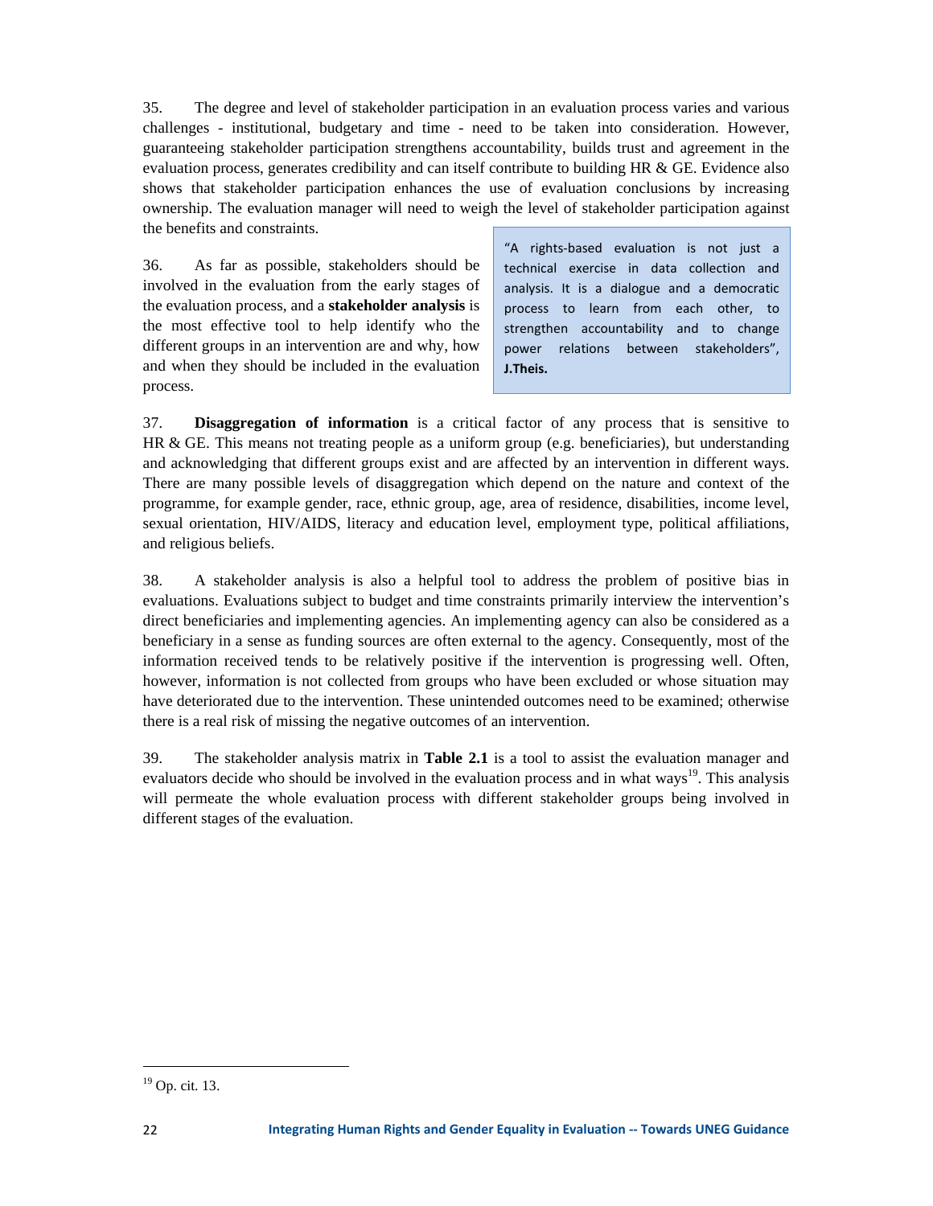35. The degree and level of stakeholder participation in an evaluation process varies and various challenges - institutional, budgetary and time - need to be taken into consideration. However, guaranteeing stakeholder participation strengthens accountability, builds trust and agreement in the evaluation process, generates credibility and can itself contribute to building HR & GE. Evidence also shows that stakeholder participation enhances the use of evaluation conclusions by increasing ownership. The evaluation manager will need to weigh the level of stakeholder participation against the benefits and constraints.

36. As far as possible, stakeholders should be involved in the evaluation from the early stages of the evaluation process, and a **stakeholder analysis** is the most effective tool to help identify who the different groups in an intervention are and why, how and when they should be included in the evaluation process.

> "A rights-based evaluation is not just a technical exercise in data collection and analysis. It is a dialogue and a democratic process to learn from each other, to strengthen accountability and to change power relations between stakeholders", **J.Theis.**

37. **Disaggregation of information** is a critical factor of any process that is sensitive to HR & GE. This means not treating people as a uniform group (e.g. beneficiaries), but understanding and acknowledging that different groups exist and are affected by an intervention in different ways. There are many possible levels of disaggregation which depend on the nature and context of the programme, for example gender, race, ethnic group, age, area of residence, disabilities, income level, sexual orientation, HIV/AIDS, literacy and education level, employment type, political affiliations, and religious beliefs.

38. A stakeholder analysis is also a helpful tool to address the problem of positive bias in evaluations. Evaluations subject to budget and time constraints primarily interview the intervention's direct beneficiaries and implementing agencies. An implementing agency can also be considered as a beneficiary in a sense as funding sources are often external to the agency. Consequently, most of the information received tends to be relatively positive if the intervention is progressing well. Often, however, information is not collected from groups who have been excluded or whose situation may have deteriorated due to the intervention. These unintended outcomes need to be examined; otherwise there is a real risk of missing the negative outcomes of an intervention.

39. The stakeholder analysis matrix in **Table 2.1** is a tool to assist the evaluation manager and evaluators decide who should be involved in the evaluation process and in what ways[19]. This analysis will permeate the whole evaluation process with different stakeholder groups being involved in different stages of the evaluation.

[19] Op. cit. 13.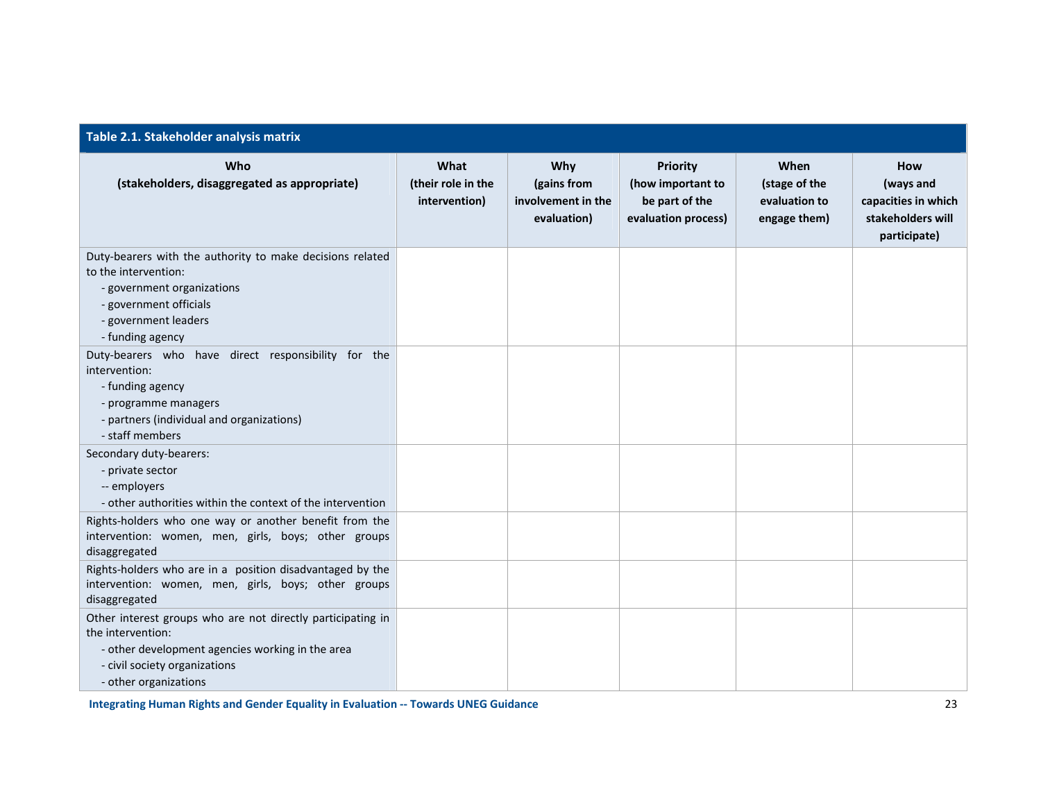**Table 2.1. Stakeholder analysis matrix**

| Who (stakeholders, disaggregated as appropriate) | What (their role in the intervention) | Why (gains from involvement in the evaluation) | Priority (how important to be part of the evaluation process) | When (stage of the evaluation to engage them) | How (ways and capacities in which stakeholders will participate) |
|---|---|---|---|---|---|
| Duty-bearers with the authority to make decisions related to the intervention:<br>- government organizations<br>- government officials<br>- government leaders<br>- funding agency | | | | | |
| Duty-bearers who have direct responsibility for the intervention:<br>- funding agency<br>- programme managers<br>- partners (individual and organizations)<br>- staff members | | | | | |
| Secondary duty-bearers:<br>- private sector<br>-- employers<br>- other authorities within the context of the intervention | | | | | |
| Rights-holders who one way or another benefit from the intervention: women, men, girls, boys; other groups disaggregated | | | | | |
| Rights-holders who are in a position disadvantaged by the intervention: women, men, girls, boys; other groups disaggregated | | | | | |
| Other interest groups who are not directly participating in the intervention:<br>- other development agencies working in the area<br>- civil society organizations<br>- other organizations | | | | | |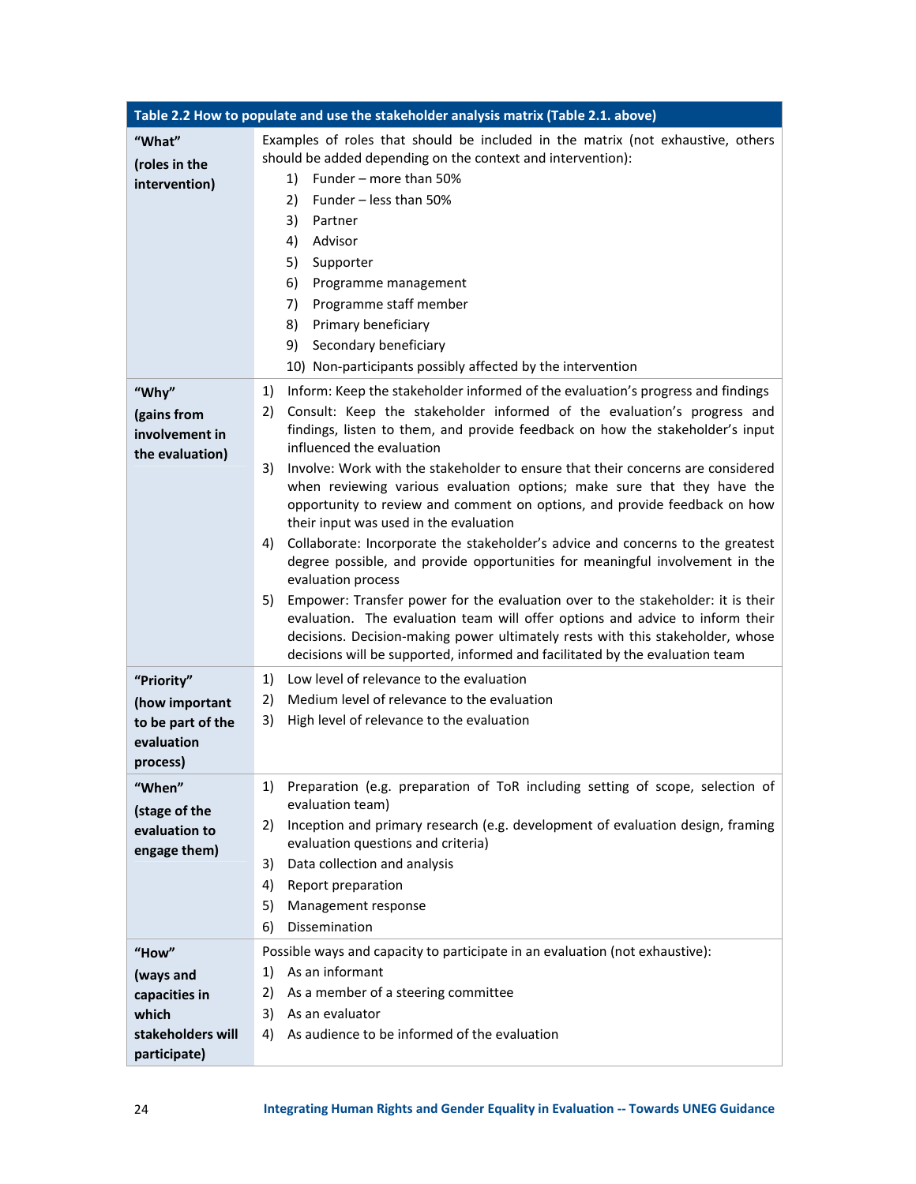| Table 2.2 How to populate and use the stakeholder analysis matrix (Table 2.1. above) | |
|---|---|
| **"What"** **(roles in the intervention)** | Examples of roles that should be included in the matrix (not exhaustive, others should be added depending on the context and intervention): 1) Funder – more than 50% 2) Funder – less than 50% 3) Partner 4) Advisor 5) Supporter 6) Programme management 7) Programme staff member 8) Primary beneficiary 9) Secondary beneficiary 10) Non-participants possibly affected by the intervention |
| **"Why"** **(gains from involvement in the evaluation)** | 1) Inform: Keep the stakeholder informed of the evaluation's progress and findings 2) Consult: Keep the stakeholder informed of the evaluation's progress and findings, listen to them, and provide feedback on how the stakeholder's input influenced the evaluation 3) Involve: Work with the stakeholder to ensure that their concerns are considered when reviewing various evaluation options; make sure that they have the opportunity to review and comment on options, and provide feedback on how their input was used in the evaluation 4) Collaborate: Incorporate the stakeholder's advice and concerns to the greatest degree possible, and provide opportunities for meaningful involvement in the evaluation process 5) Empower: Transfer power for the evaluation over to the stakeholder: it is their evaluation. The evaluation team will offer options and advice to inform their decisions. Decision-making power ultimately rests with this stakeholder, whose decisions will be supported, informed and facilitated by the evaluation team |
| **"Priority"** **(how important to be part of the evaluation process)** | 1) Low level of relevance to the evaluation 2) Medium level of relevance to the evaluation 3) High level of relevance to the evaluation |
| **"When"** **(stage of the evaluation to engage them)** | 1) Preparation (e.g. preparation of ToR including setting of scope, selection of evaluation team) 2) Inception and primary research (e.g. development of evaluation design, framing evaluation questions and criteria) 3) Data collection and analysis 4) Report preparation 5) Management response 6) Dissemination |
| **"How"** **(ways and capacities in which stakeholders will participate)** | Possible ways and capacity to participate in an evaluation (not exhaustive): 1) As an informant 2) As a member of a steering committee 3) As an evaluator 4) As audience to be informed of the evaluation |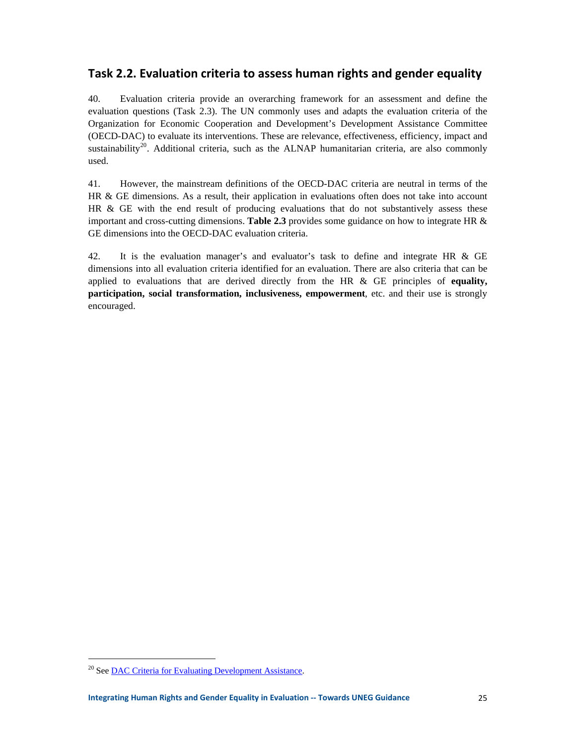## Task 2.2. Evaluation criteria to assess human rights and gender equality

40. Evaluation criteria provide an overarching framework for an assessment and define the evaluation questions (Task 2.3). The UN commonly uses and adapts the evaluation criteria of the Organization for Economic Cooperation and Development's Development Assistance Committee (OECD-DAC) to evaluate its interventions. These are relevance, effectiveness, efficiency, impact and sustainability[20]. Additional criteria, such as the ALNAP humanitarian criteria, are also commonly used.

41. However, the mainstream definitions of the OECD-DAC criteria are neutral in terms of the HR & GE dimensions. As a result, their application in evaluations often does not take into account HR & GE with the end result of producing evaluations that do not substantively assess these important and cross-cutting dimensions. **Table 2.3** provides some guidance on how to integrate HR & GE dimensions into the OECD-DAC evaluation criteria.

42. It is the evaluation manager's and evaluator's task to define and integrate HR & GE dimensions into all evaluation criteria identified for an evaluation. There are also criteria that can be applied to evaluations that are derived directly from the HR & GE principles of **equality, participation, social transformation, inclusiveness, empowerment**, etc. and their use is strongly encouraged.

---

[20] See DAC Criteria for Evaluating Development Assistance.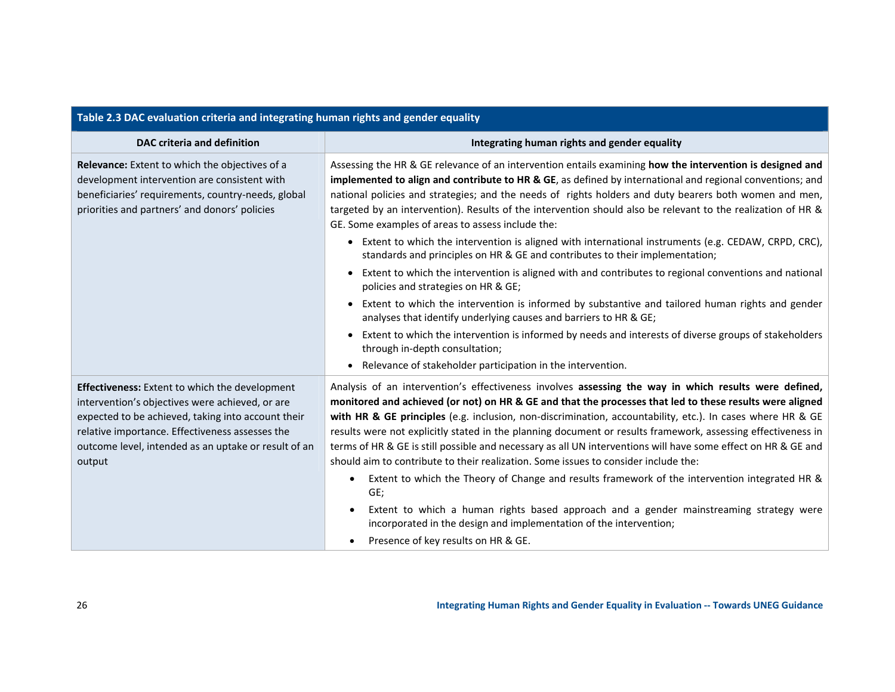**Table 2.3 DAC evaluation criteria and integrating human rights and gender equality**

| DAC criteria and definition | Integrating human rights and gender equality |
|---|---|
| **Relevance:** Extent to which the objectives of a development intervention are consistent with beneficiaries' requirements, country-needs, global priorities and partners' and donors' policies | Assessing the HR & GE relevance of an intervention entails examining **how the intervention is designed and implemented to align and contribute to HR & GE**, as defined by international and regional conventions; and national policies and strategies; and the needs of rights holders and duty bearers both women and men, targeted by an intervention). Results of the intervention should also be relevant to the realization of HR & GE. Some examples of areas to assess include the: <br>• Extent to which the intervention is aligned with international instruments (e.g. CEDAW, CRPD, CRC), standards and principles on HR & GE and contributes to their implementation; <br>• Extent to which the intervention is aligned with and contributes to regional conventions and national policies and strategies on HR & GE; <br>• Extent to which the intervention is informed by substantive and tailored human rights and gender analyses that identify underlying causes and barriers to HR & GE; <br>• Extent to which the intervention is informed by needs and interests of diverse groups of stakeholders through in-depth consultation; <br>• Relevance of stakeholder participation in the intervention. |
| **Effectiveness:** Extent to which the development intervention's objectives were achieved, or are expected to be achieved, taking into account their relative importance. Effectiveness assesses the outcome level, intended as an uptake or result of an output | Analysis of an intervention's effectiveness involves **assessing the way in which results were defined, monitored and achieved (or not) on HR & GE and that the processes that led to these results were aligned with HR & GE principles** (e.g. inclusion, non-discrimination, accountability, etc.). In cases where HR & GE results were not explicitly stated in the planning document or results framework, assessing effectiveness in terms of HR & GE is still possible and necessary as all UN interventions will have some effect on HR & GE and should aim to contribute to their realization. Some issues to consider include the: <br>• Extent to which the Theory of Change and results framework of the intervention integrated HR & GE; <br>• Extent to which a human rights based approach and a gender mainstreaming strategy were incorporated in the design and implementation of the intervention; <br>• Presence of key results on HR & GE. |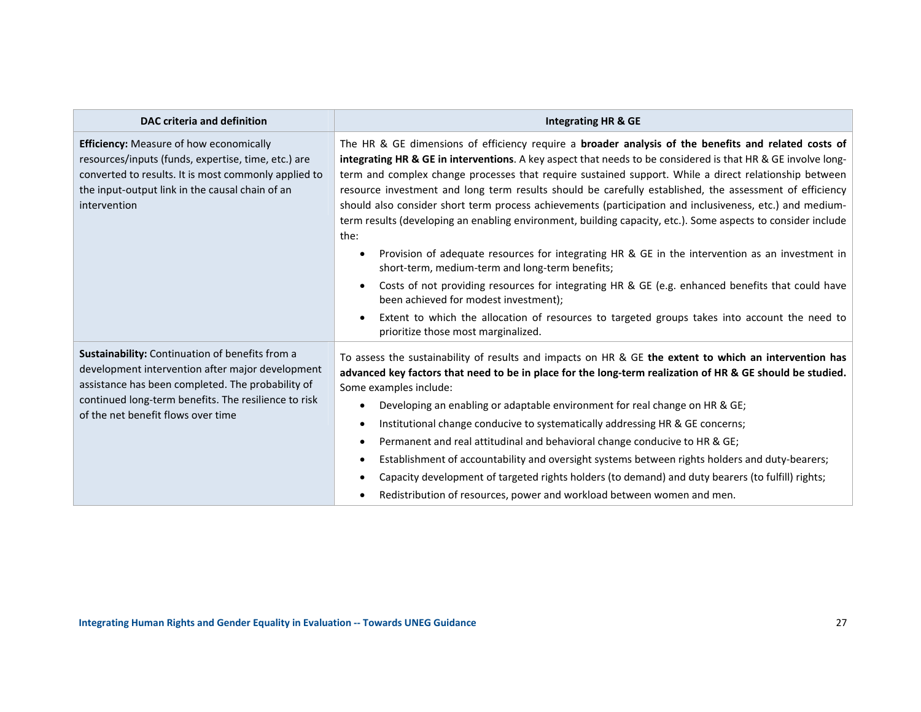| DAC criteria and definition | Integrating HR & GE |
|---|---|
| **Efficiency:** Measure of how economically resources/inputs (funds, expertise, time, etc.) are converted to results. It is most commonly applied to the input-output link in the causal chain of an intervention | The HR & GE dimensions of efficiency require a **broader analysis of the benefits and related costs of integrating HR & GE in interventions**. A key aspect that needs to be considered is that HR & GE involve long-term and complex change processes that require sustained support. While a direct relationship between resource investment and long term results should be carefully established, the assessment of efficiency should also consider short term process achievements (participation and inclusiveness, etc.) and medium-term results (developing an enabling environment, building capacity, etc.). Some aspects to consider include the:<br>• Provision of adequate resources for integrating HR & GE in the intervention as an investment in short-term, medium-term and long-term benefits;<br>• Costs of not providing resources for integrating HR & GE (e.g. enhanced benefits that could have been achieved for modest investment);<br>• Extent to which the allocation of resources to targeted groups takes into account the need to prioritize those most marginalized. |
| **Sustainability:** Continuation of benefits from a development intervention after major development assistance has been completed. The probability of continued long-term benefits. The resilience to risk of the net benefit flows over time | To assess the sustainability of results and impacts on HR & GE **the extent to which an intervention has advanced key factors that need to be in place for the long-term realization of HR & GE should be studied.** Some examples include:<br>• Developing an enabling or adaptable environment for real change on HR & GE;<br>• Institutional change conducive to systematically addressing HR & GE concerns;<br>• Permanent and real attitudinal and behavioral change conducive to HR & GE;<br>• Establishment of accountability and oversight systems between rights holders and duty-bearers;<br>• Capacity development of targeted rights holders (to demand) and duty bearers (to fulfill) rights;<br>• Redistribution of resources, power and workload between women and men. |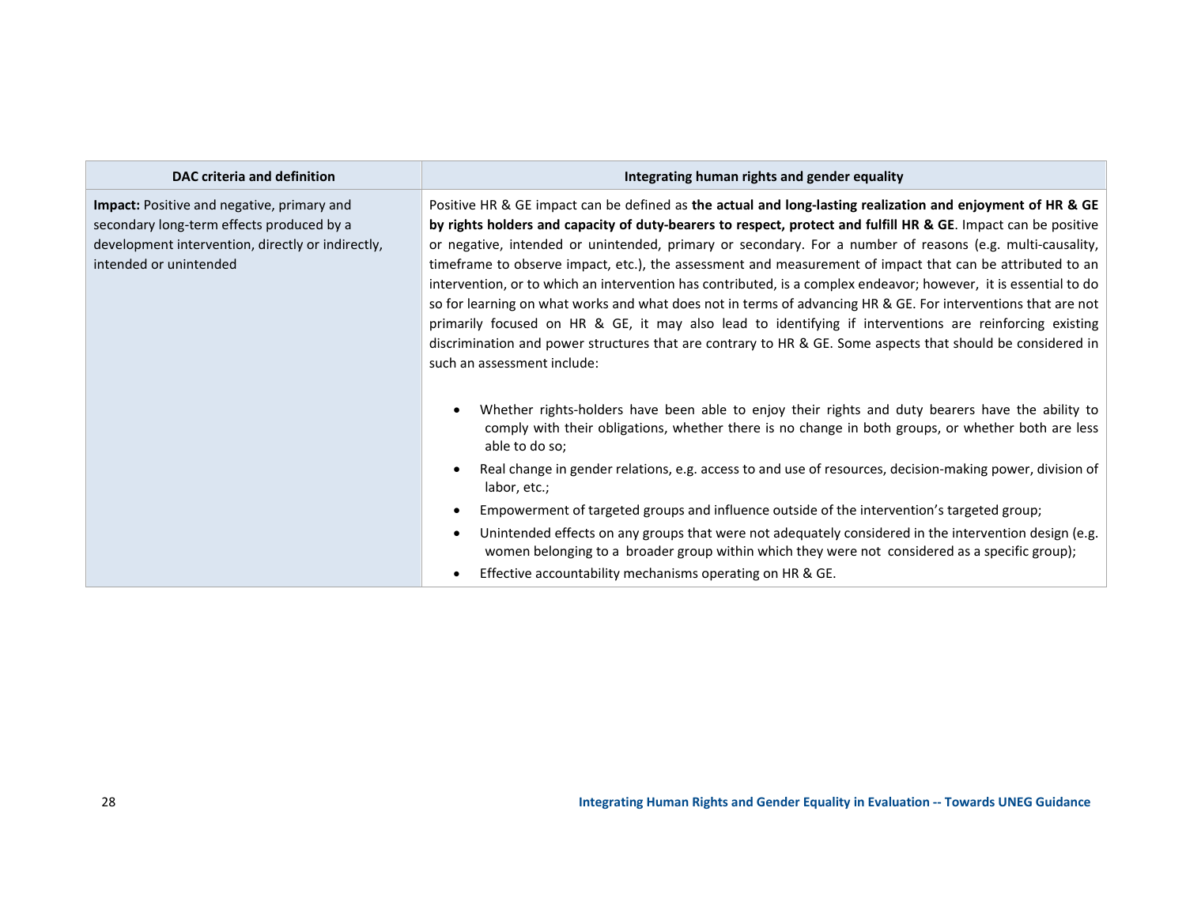| DAC criteria and definition | Integrating human rights and gender equality |
| --- | --- |
| **Impact:** Positive and negative, primary and secondary long-term effects produced by a development intervention, directly or indirectly, intended or unintended | Positive HR & GE impact can be defined as **the actual and long-lasting realization and enjoyment of HR & GE by rights holders and capacity of duty-bearers to respect, protect and fulfill HR & GE**. Impact can be positive or negative, intended or unintended, primary or secondary. For a number of reasons (e.g. multi-causality, timeframe to observe impact, etc.), the assessment and measurement of impact that can be attributed to an intervention, or to which an intervention has contributed, is a complex endeavor; however, it is essential to do so for learning on what works and what does not in terms of advancing HR & GE. For interventions that are not primarily focused on HR & GE, it may also lead to identifying if interventions are reinforcing existing discrimination and power structures that are contrary to HR & GE. Some aspects that should be considered in such an assessment include:<br><br>• Whether rights-holders have been able to enjoy their rights and duty bearers have the ability to comply with their obligations, whether there is no change in both groups, or whether both are less able to do so;<br>• Real change in gender relations, e.g. access to and use of resources, decision-making power, division of labor, etc.;<br>• Empowerment of targeted groups and influence outside of the intervention's targeted group;<br>• Unintended effects on any groups that were not adequately considered in the intervention design (e.g. women belonging to a broader group within which they were not considered as a specific group);<br>• Effective accountability mechanisms operating on HR & GE. |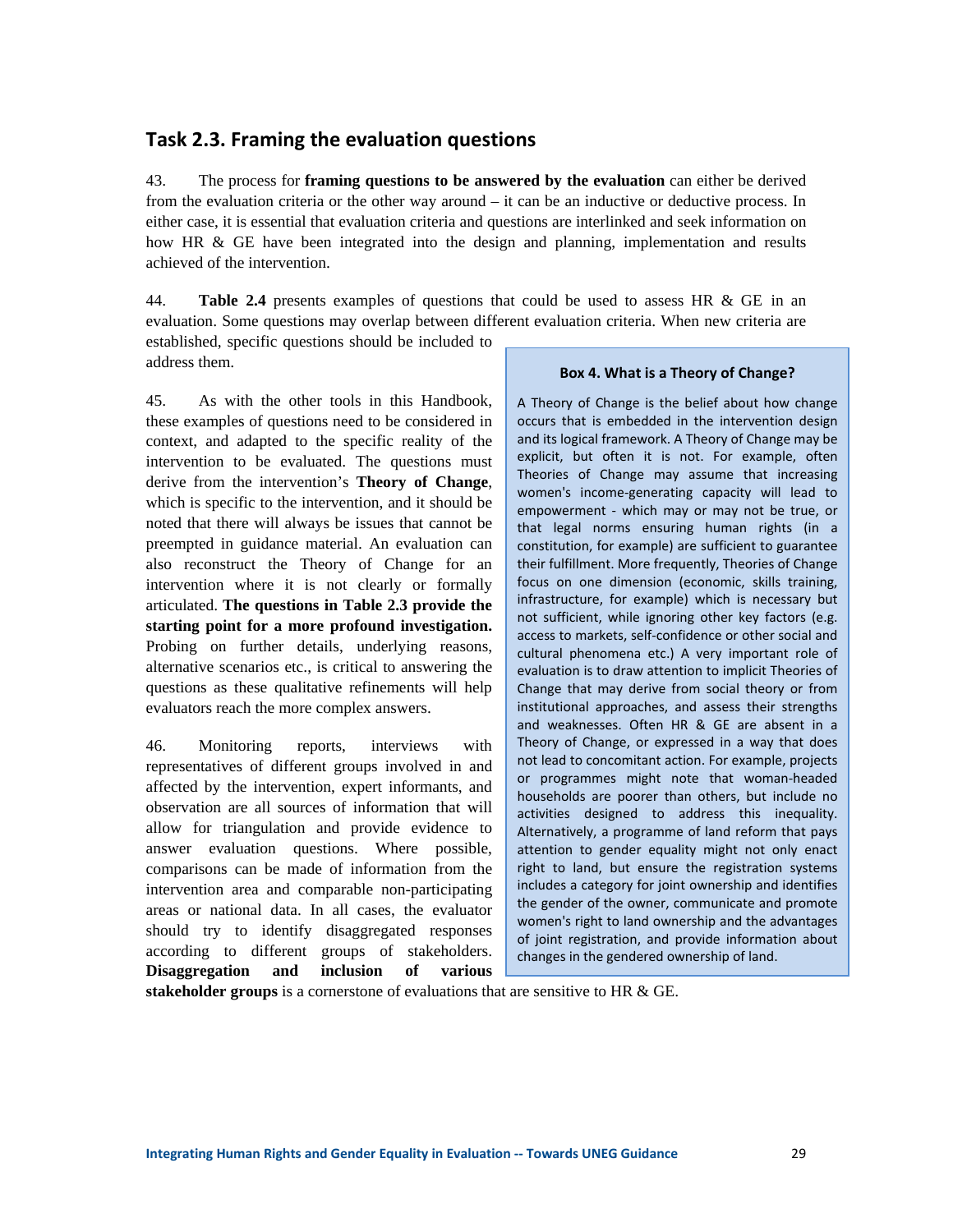## Task 2.3. Framing the evaluation questions

43. The process for **framing questions to be answered by the evaluation** can either be derived from the evaluation criteria or the other way around – it can be an inductive or deductive process. In either case, it is essential that evaluation criteria and questions are interlinked and seek information on how HR & GE have been integrated into the design and planning, implementation and results achieved of the intervention.

44. **Table 2.4** presents examples of questions that could be used to assess HR & GE in an evaluation. Some questions may overlap between different evaluation criteria. When new criteria are established, specific questions should be included to address them.

45. As with the other tools in this Handbook, these examples of questions need to be considered in context, and adapted to the specific reality of the intervention to be evaluated. The questions must derive from the intervention's **Theory of Change**, which is specific to the intervention, and it should be noted that there will always be issues that cannot be preempted in guidance material. An evaluation can also reconstruct the Theory of Change for an intervention where it is not clearly or formally articulated. **The questions in Table 2.3 provide the starting point for a more profound investigation.** Probing on further details, underlying reasons, alternative scenarios etc., is critical to answering the questions as these qualitative refinements will help evaluators reach the more complex answers.

46. Monitoring reports, interviews with representatives of different groups involved in and affected by the intervention, expert informants, and observation are all sources of information that will allow for triangulation and provide evidence to answer evaluation questions. Where possible, comparisons can be made of information from the intervention area and comparable non-participating areas or national data. In all cases, the evaluator should try to identify disaggregated responses according to different groups of stakeholders. **Disaggregation and inclusion of various stakeholder groups** is a cornerstone of evaluations that are sensitive to HR & GE.

> **Box 4. What is a Theory of Change?**
>
> A Theory of Change is the belief about how change occurs that is embedded in the intervention design and its logical framework. A Theory of Change may be explicit, but often it is not. For example, often Theories of Change may assume that increasing women's income-generating capacity will lead to empowerment - which may or may not be true, or that legal norms ensuring human rights (in a constitution, for example) are sufficient to guarantee their fulfillment. More frequently, Theories of Change focus on one dimension (economic, skills training, infrastructure, for example) which is necessary but not sufficient, while ignoring other key factors (e.g. access to markets, self-confidence or other social and cultural phenomena etc.) A very important role of evaluation is to draw attention to implicit Theories of Change that may derive from social theory or from institutional approaches, and assess their strengths and weaknesses. Often HR & GE are absent in a Theory of Change, or expressed in a way that does not lead to concomitant action. For example, projects or programmes might note that woman-headed households are poorer than others, but include no activities designed to address this inequality. Alternatively, a programme of land reform that pays attention to gender equality might not only enact right to land, but ensure the registration systems includes a category for joint ownership and identifies the gender of the owner, communicate and promote women's right to land ownership and the advantages of joint registration, and provide information about changes in the gendered ownership of land.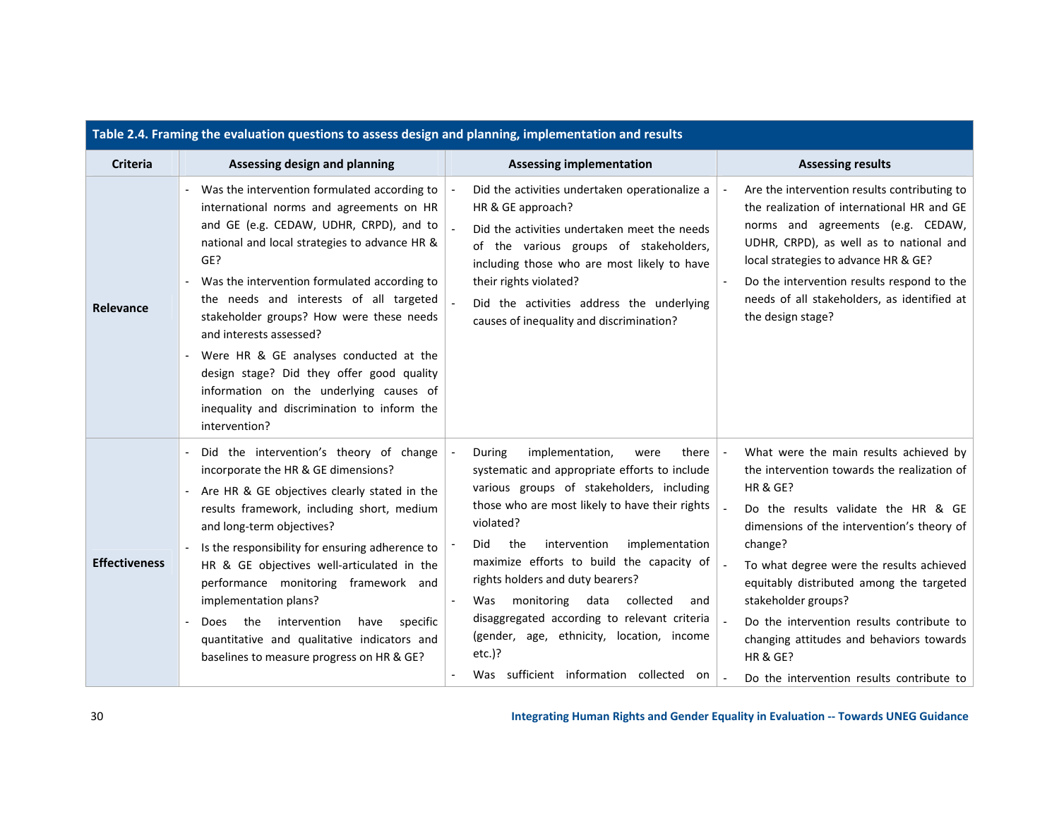**Table 2.4. Framing the evaluation questions to assess design and planning, implementation and results**

| Criteria | Assessing design and planning | Assessing implementation | Assessing results |
|---|---|---|---|
| **Relevance** | - Was the intervention formulated according to international norms and agreements on HR and GE (e.g. CEDAW, UDHR, CRPD), and to national and local strategies to advance HR & GE?<br>- Was the intervention formulated according to the needs and interests of all targeted stakeholder groups? How were these needs and interests assessed?<br>- Were HR & GE analyses conducted at the design stage? Did they offer good quality information on the underlying causes of inequality and discrimination to inform the intervention? | - Did the activities undertaken operationalize a HR & GE approach?<br>- Did the activities undertaken meet the needs of the various groups of stakeholders, including those who are most likely to have their rights violated?<br>- Did the activities address the underlying causes of inequality and discrimination? | - Are the intervention results contributing to the realization of international HR and GE norms and agreements (e.g. CEDAW, UDHR, CRPD), as well as to national and local strategies to advance HR & GE?<br>- Do the intervention results respond to the needs of all stakeholders, as identified at the design stage? |
| **Effectiveness** | - Did the intervention's theory of change incorporate the HR & GE dimensions?<br>- Are HR & GE objectives clearly stated in the results framework, including short, medium and long-term objectives?<br>- Is the responsibility for ensuring adherence to HR & GE objectives well-articulated in the performance monitoring framework and implementation plans?<br>- Does the intervention have specific quantitative and qualitative indicators and baselines to measure progress on HR & GE? | - During implementation, were there systematic and appropriate efforts to include various groups of stakeholders, including those who are most likely to have their rights violated?<br>- Did the intervention implementation maximize efforts to build the capacity of rights holders and duty bearers?<br>- Was monitoring data collected and disaggregated according to relevant criteria (gender, age, ethnicity, location, income etc.)?<br>- Was sufficient information collected on | - What were the main results achieved by the intervention towards the realization of HR & GE?<br>- Do the results validate the HR & GE dimensions of the intervention's theory of change?<br>- To what degree were the results achieved equitably distributed among the targeted stakeholder groups?<br>- Do the intervention results contribute to changing attitudes and behaviors towards HR & GE?<br>- Do the intervention results contribute to |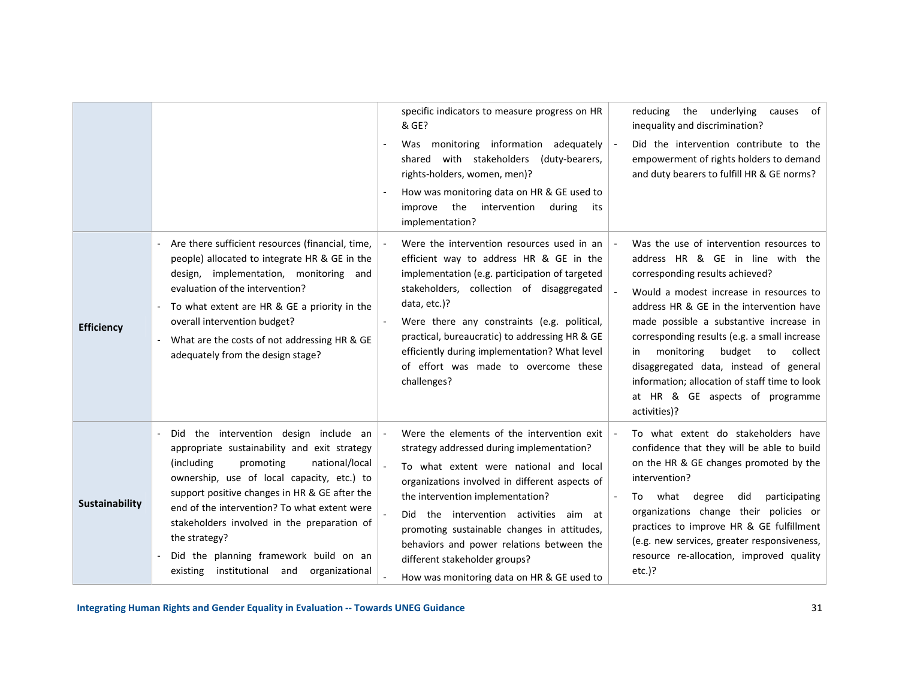| | | | |
|---|---|---|---|
| | | specific indicators to measure progress on HR & GE?<br>- Was monitoring information adequately shared with stakeholders (duty-bearers, rights-holders, women, men)?<br>- How was monitoring data on HR & GE used to improve the intervention during its implementation? | reducing the underlying causes of inequality and discrimination?<br>- Did the intervention contribute to the empowerment of rights holders to demand and duty bearers to fulfill HR & GE norms? |
| **Efficiency** | - Are there sufficient resources (financial, time, people) allocated to integrate HR & GE in the design, implementation, monitoring and evaluation of the intervention?<br>- To what extent are HR & GE a priority in the overall intervention budget?<br>- What are the costs of not addressing HR & GE adequately from the design stage? | - Were the intervention resources used in an efficient way to address HR & GE in the implementation (e.g. participation of targeted stakeholders, collection of disaggregated data, etc.)?<br>- Were there any constraints (e.g. political, practical, bureaucratic) to addressing HR & GE efficiently during implementation? What level of effort was made to overcome these challenges? | - Was the use of intervention resources to address HR & GE in line with the corresponding results achieved?<br>- Would a modest increase in resources to address HR & GE in the intervention have made possible a substantive increase in corresponding results (e.g. a small increase in monitoring budget to collect disaggregated data, instead of general information; allocation of staff time to look at HR & GE aspects of programme activities)? |
| **Sustainability** | - Did the intervention design include an appropriate sustainability and exit strategy (including promoting national/local ownership, use of local capacity, etc.) to support positive changes in HR & GE after the end of the intervention? To what extent were stakeholders involved in the preparation of the strategy?<br>- Did the planning framework build on an existing institutional and organizational | - Were the elements of the intervention exit strategy addressed during implementation?<br>- To what extent were national and local organizations involved in different aspects of the intervention implementation?<br>- Did the intervention activities aim at promoting sustainable changes in attitudes, behaviors and power relations between the different stakeholder groups?<br>- How was monitoring data on HR & GE used to | - To what extent do stakeholders have confidence that they will be able to build on the HR & GE changes promoted by the intervention?<br>- To what degree did participating organizations change their policies or practices to improve HR & GE fulfillment (e.g. new services, greater responsiveness, resource re-allocation, improved quality etc.)? |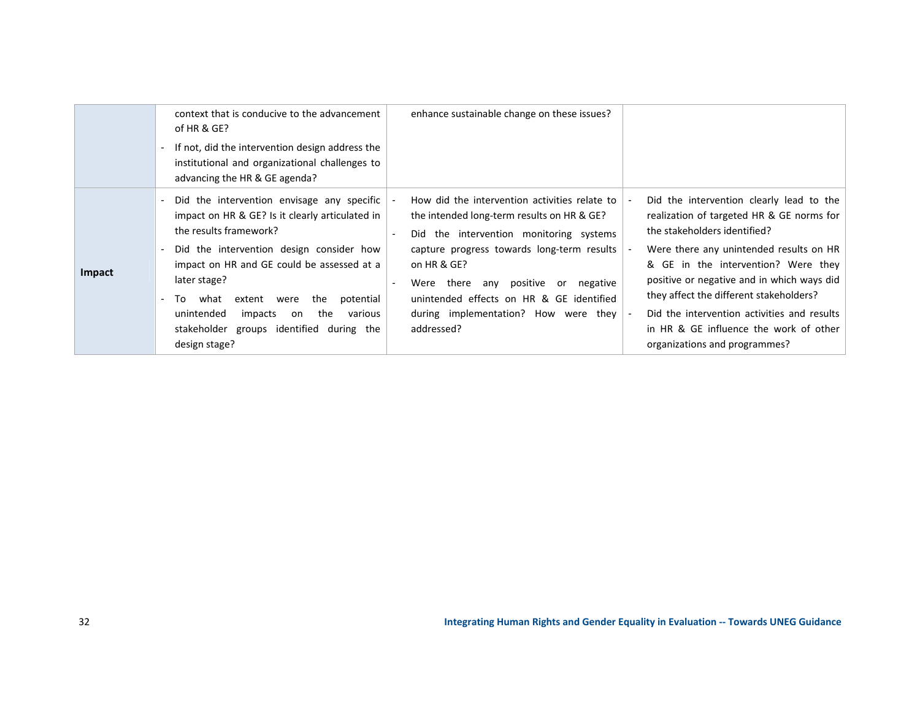| | | | |
|---|---|---|---|
| | context that is conducive to the advancement of HR & GE?<br>- If not, did the intervention design address the institutional and organizational challenges to advancing the HR & GE agenda? | enhance sustainable change on these issues? | |
| **Impact** | - Did the intervention envisage any specific impact on HR & GE? Is it clearly articulated in the results framework?<br>- Did the intervention design consider how impact on HR and GE could be assessed at a later stage?<br>- To what extent were the potential unintended impacts on the various stakeholder groups identified during the design stage? | - How did the intervention activities relate to the intended long-term results on HR & GE?<br>- Did the intervention monitoring systems capture progress towards long-term results on HR & GE?<br>- Were there any positive or negative unintended effects on HR & GE identified during implementation? How were they addressed? | - Did the intervention clearly lead to the realization of targeted HR & GE norms for the stakeholders identified?<br>- Were there any unintended results on HR & GE in the intervention? Were they positive or negative and in which ways did they affect the different stakeholders?<br>- Did the intervention activities and results in HR & GE influence the work of other organizations and programmes? |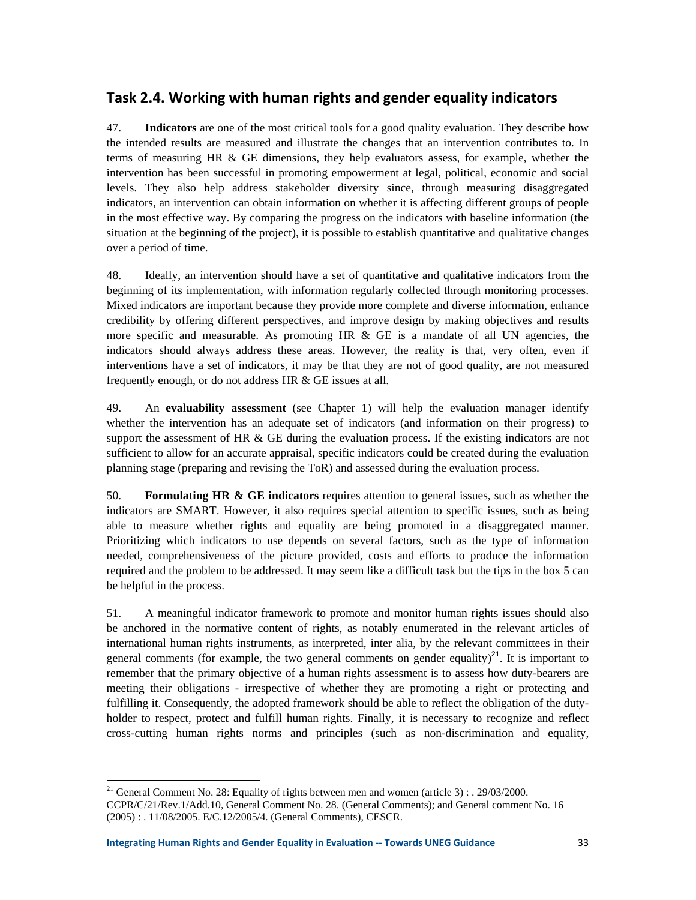## Task 2.4. Working with human rights and gender equality indicators

47. **Indicators** are one of the most critical tools for a good quality evaluation. They describe how the intended results are measured and illustrate the changes that an intervention contributes to. In terms of measuring HR & GE dimensions, they help evaluators assess, for example, whether the intervention has been successful in promoting empowerment at legal, political, economic and social levels. They also help address stakeholder diversity since, through measuring disaggregated indicators, an intervention can obtain information on whether it is affecting different groups of people in the most effective way. By comparing the progress on the indicators with baseline information (the situation at the beginning of the project), it is possible to establish quantitative and qualitative changes over a period of time.

48. Ideally, an intervention should have a set of quantitative and qualitative indicators from the beginning of its implementation, with information regularly collected through monitoring processes. Mixed indicators are important because they provide more complete and diverse information, enhance credibility by offering different perspectives, and improve design by making objectives and results more specific and measurable. As promoting HR & GE is a mandate of all UN agencies, the indicators should always address these areas. However, the reality is that, very often, even if interventions have a set of indicators, it may be that they are not of good quality, are not measured frequently enough, or do not address HR & GE issues at all.

49. An **evaluability assessment** (see Chapter 1) will help the evaluation manager identify whether the intervention has an adequate set of indicators (and information on their progress) to support the assessment of HR & GE during the evaluation process. If the existing indicators are not sufficient to allow for an accurate appraisal, specific indicators could be created during the evaluation planning stage (preparing and revising the ToR) and assessed during the evaluation process.

50. **Formulating HR & GE indicators** requires attention to general issues, such as whether the indicators are SMART. However, it also requires special attention to specific issues, such as being able to measure whether rights and equality are being promoted in a disaggregated manner. Prioritizing which indicators to use depends on several factors, such as the type of information needed, comprehensiveness of the picture provided, costs and efforts to produce the information required and the problem to be addressed. It may seem like a difficult task but the tips in the box 5 can be helpful in the process.

51. A meaningful indicator framework to promote and monitor human rights issues should also be anchored in the normative content of rights, as notably enumerated in the relevant articles of international human rights instruments, as interpreted, inter alia, by the relevant committees in their general comments (for example, the two general comments on gender equality)[21]. It is important to remember that the primary objective of a human rights assessment is to assess how duty-bearers are meeting their obligations - irrespective of whether they are promoting a right or protecting and fulfilling it. Consequently, the adopted framework should be able to reflect the obligation of the duty-holder to respect, protect and fulfill human rights. Finally, it is necessary to recognize and reflect cross-cutting human rights norms and principles (such as non-discrimination and equality,

[21] General Comment No. 28: Equality of rights between men and women (article 3) : . 29/03/2000. CCPR/C/21/Rev.1/Add.10, General Comment No. 28. (General Comments); and General comment No. 16 (2005) : . 11/08/2005. E/C.12/2005/4. (General Comments), CESCR.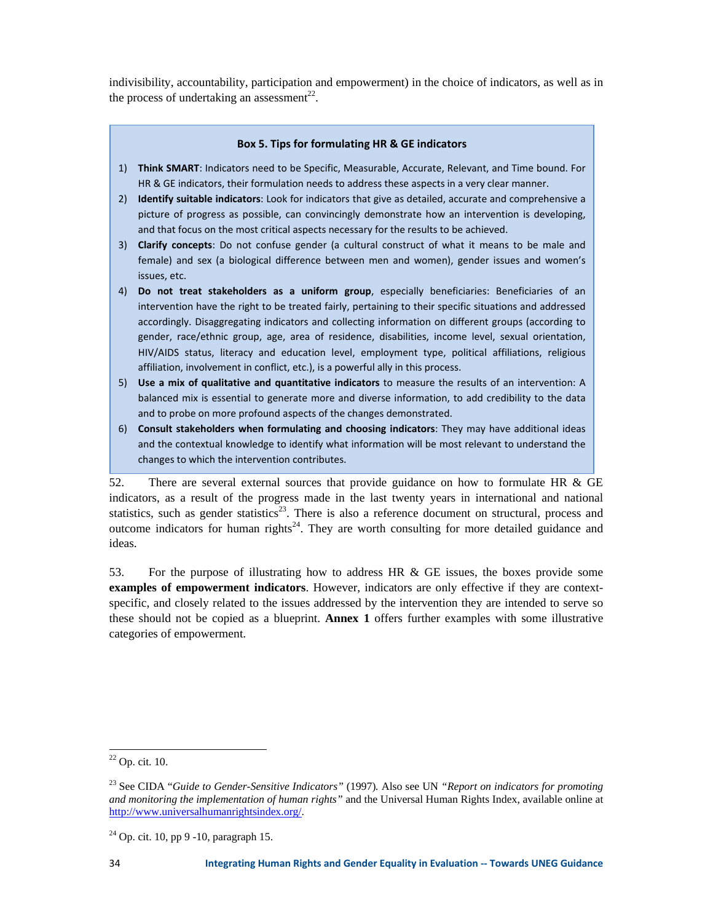indivisibility, accountability, participation and empowerment) in the choice of indicators, as well as in the process of undertaking an assessment[22].

**Box 5. Tips for formulating HR & GE indicators**

1) **Think SMART**: Indicators need to be Specific, Measurable, Accurate, Relevant, and Time bound. For HR & GE indicators, their formulation needs to address these aspects in a very clear manner.
2) **Identify suitable indicators**: Look for indicators that give as detailed, accurate and comprehensive a picture of progress as possible, can convincingly demonstrate how an intervention is developing, and that focus on the most critical aspects necessary for the results to be achieved.
3) **Clarify concepts**: Do not confuse gender (a cultural construct of what it means to be male and female) and sex (a biological difference between men and women), gender issues and women's issues, etc.
4) **Do not treat stakeholders as a uniform group**, especially beneficiaries: Beneficiaries of an intervention have the right to be treated fairly, pertaining to their specific situations and addressed accordingly. Disaggregating indicators and collecting information on different groups (according to gender, race/ethnic group, age, area of residence, disabilities, income level, sexual orientation, HIV/AIDS status, literacy and education level, employment type, political affiliations, religious affiliation, involvement in conflict, etc.), is a powerful ally in this process.
5) **Use a mix of qualitative and quantitative indicators** to measure the results of an intervention: A balanced mix is essential to generate more and diverse information, to add credibility to the data and to probe on more profound aspects of the changes demonstrated.
6) **Consult stakeholders when formulating and choosing indicators**: They may have additional ideas and the contextual knowledge to identify what information will be most relevant to understand the changes to which the intervention contributes.

52. There are several external sources that provide guidance on how to formulate HR & GE indicators, as a result of the progress made in the last twenty years in international and national statistics, such as gender statistics[23]. There is also a reference document on structural, process and outcome indicators for human rights[24]. They are worth consulting for more detailed guidance and ideas.

53. For the purpose of illustrating how to address HR & GE issues, the boxes provide some **examples of empowerment indicators**. However, indicators are only effective if they are context-specific, and closely related to the issues addressed by the intervention they are intended to serve so these should not be copied as a blueprint. **Annex 1** offers further examples with some illustrative categories of empowerment.

---

[22] Op. cit. 10.

[23] See CIDA "*Guide to Gender-Sensitive Indicators*" (1997). Also see UN *"Report on indicators for promoting and monitoring the implementation of human rights"* and the Universal Human Rights Index, available online at http://www.universalhumanrightsindex.org/.

[24] Op. cit. 10, pp 9 -10, paragraph 15.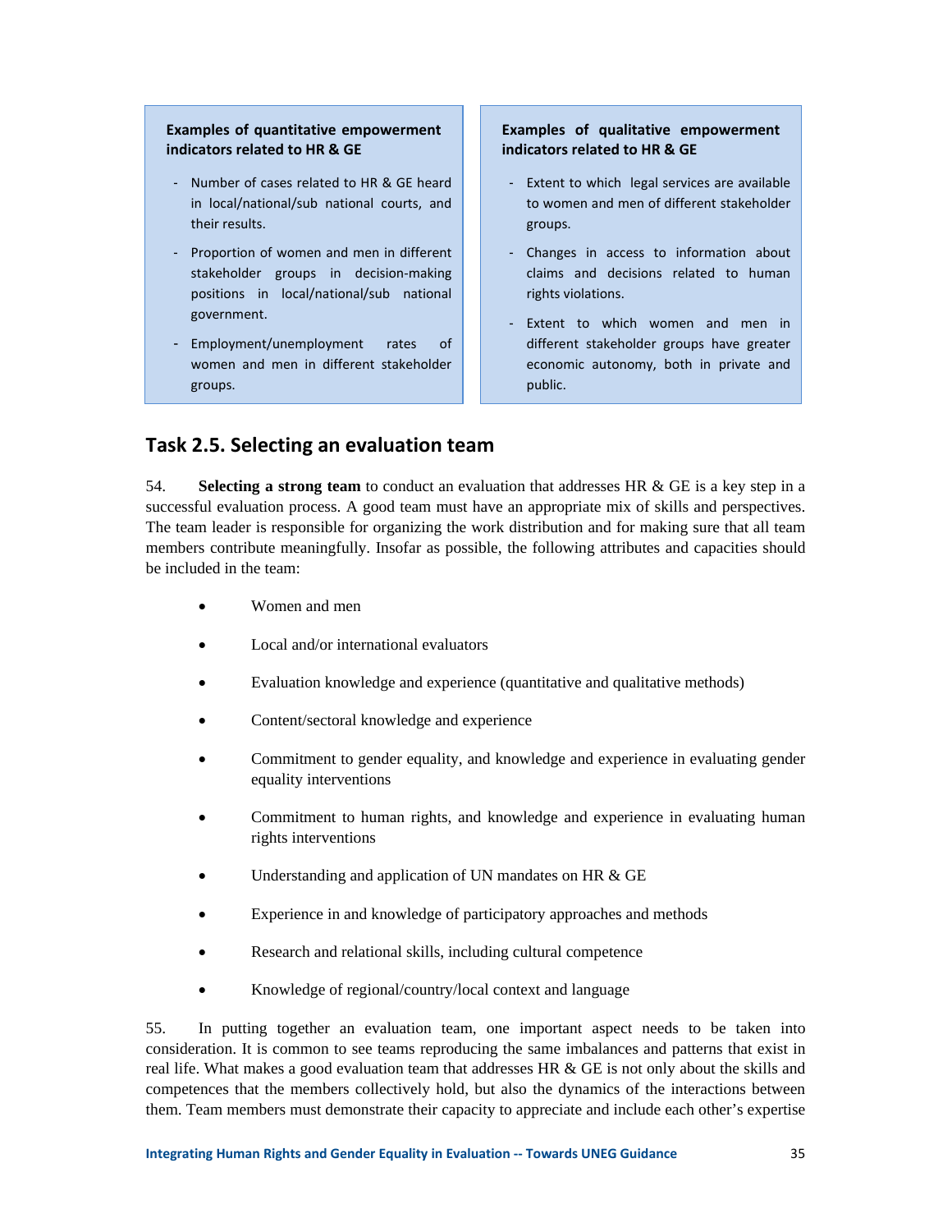**Examples of quantitative empowerment indicators related to HR & GE**

- Number of cases related to HR & GE heard in local/national/sub national courts, and their results.
- Proportion of women and men in different stakeholder groups in decision-making positions in local/national/sub national government.
- Employment/unemployment rates of women and men in different stakeholder groups.

**Examples of qualitative empowerment indicators related to HR & GE**

- Extent to which legal services are available to women and men of different stakeholder groups.
- Changes in access to information about claims and decisions related to human rights violations.
- Extent to which women and men in different stakeholder groups have greater economic autonomy, both in private and public.

## Task 2.5. Selecting an evaluation team

54. **Selecting a strong team** to conduct an evaluation that addresses HR & GE is a key step in a successful evaluation process. A good team must have an appropriate mix of skills and perspectives. The team leader is responsible for organizing the work distribution and for making sure that all team members contribute meaningfully. Insofar as possible, the following attributes and capacities should be included in the team:

- Women and men
- Local and/or international evaluators
- Evaluation knowledge and experience (quantitative and qualitative methods)
- Content/sectoral knowledge and experience
- Commitment to gender equality, and knowledge and experience in evaluating gender equality interventions
- Commitment to human rights, and knowledge and experience in evaluating human rights interventions
- Understanding and application of UN mandates on HR & GE
- Experience in and knowledge of participatory approaches and methods
- Research and relational skills, including cultural competence
- Knowledge of regional/country/local context and language

55. In putting together an evaluation team, one important aspect needs to be taken into consideration. It is common to see teams reproducing the same imbalances and patterns that exist in real life. What makes a good evaluation team that addresses HR & GE is not only about the skills and competences that the members collectively hold, but also the dynamics of the interactions between them. Team members must demonstrate their capacity to appreciate and include each other's expertise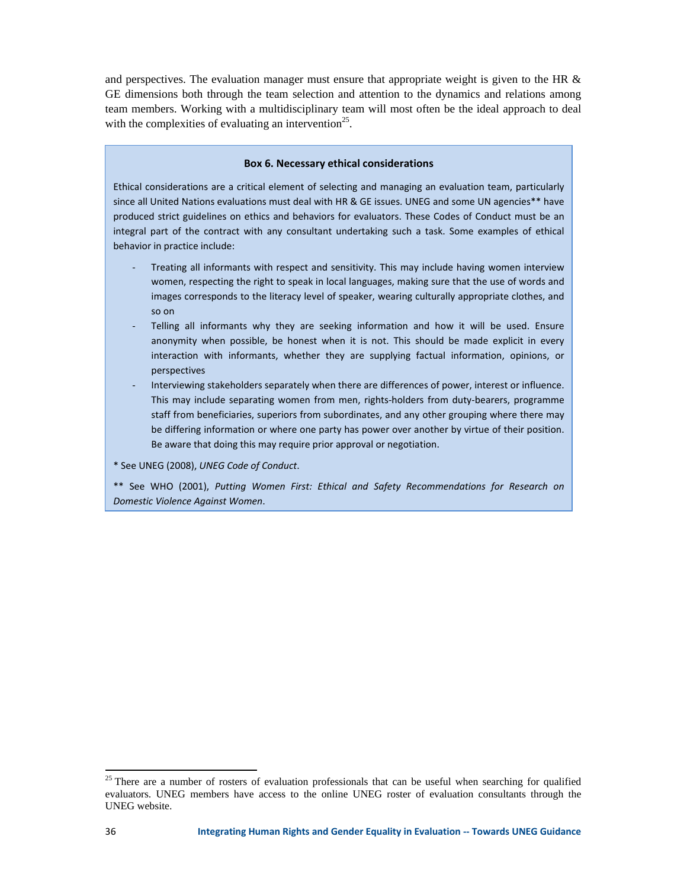and perspectives. The evaluation manager must ensure that appropriate weight is given to the HR & GE dimensions both through the team selection and attention to the dynamics and relations among team members. Working with a multidisciplinary team will most often be the ideal approach to deal with the complexities of evaluating an intervention[25].

**Box 6. Necessary ethical considerations**

Ethical considerations are a critical element of selecting and managing an evaluation team, particularly since all United Nations evaluations must deal with HR & GE issues. UNEG and some UN agencies** have produced strict guidelines on ethics and behaviors for evaluators. These Codes of Conduct must be an integral part of the contract with any consultant undertaking such a task. Some examples of ethical behavior in practice include:

- Treating all informants with respect and sensitivity. This may include having women interview women, respecting the right to speak in local languages, making sure that the use of words and images corresponds to the literacy level of speaker, wearing culturally appropriate clothes, and so on
- Telling all informants why they are seeking information and how it will be used. Ensure anonymity when possible, be honest when it is not. This should be made explicit in every interaction with informants, whether they are supplying factual information, opinions, or perspectives
- Interviewing stakeholders separately when there are differences of power, interest or influence. This may include separating women from men, rights-holders from duty-bearers, programme staff from beneficiaries, superiors from subordinates, and any other grouping where there may be differing information or where one party has power over another by virtue of their position. Be aware that doing this may require prior approval or negotiation.

* See UNEG (2008), *UNEG Code of Conduct*.

** See WHO (2001), *Putting Women First: Ethical and Safety Recommendations for Research on Domestic Violence Against Women*.

[25] There are a number of rosters of evaluation professionals that can be useful when searching for qualified evaluators. UNEG members have access to the online UNEG roster of evaluation consultants through the UNEG website.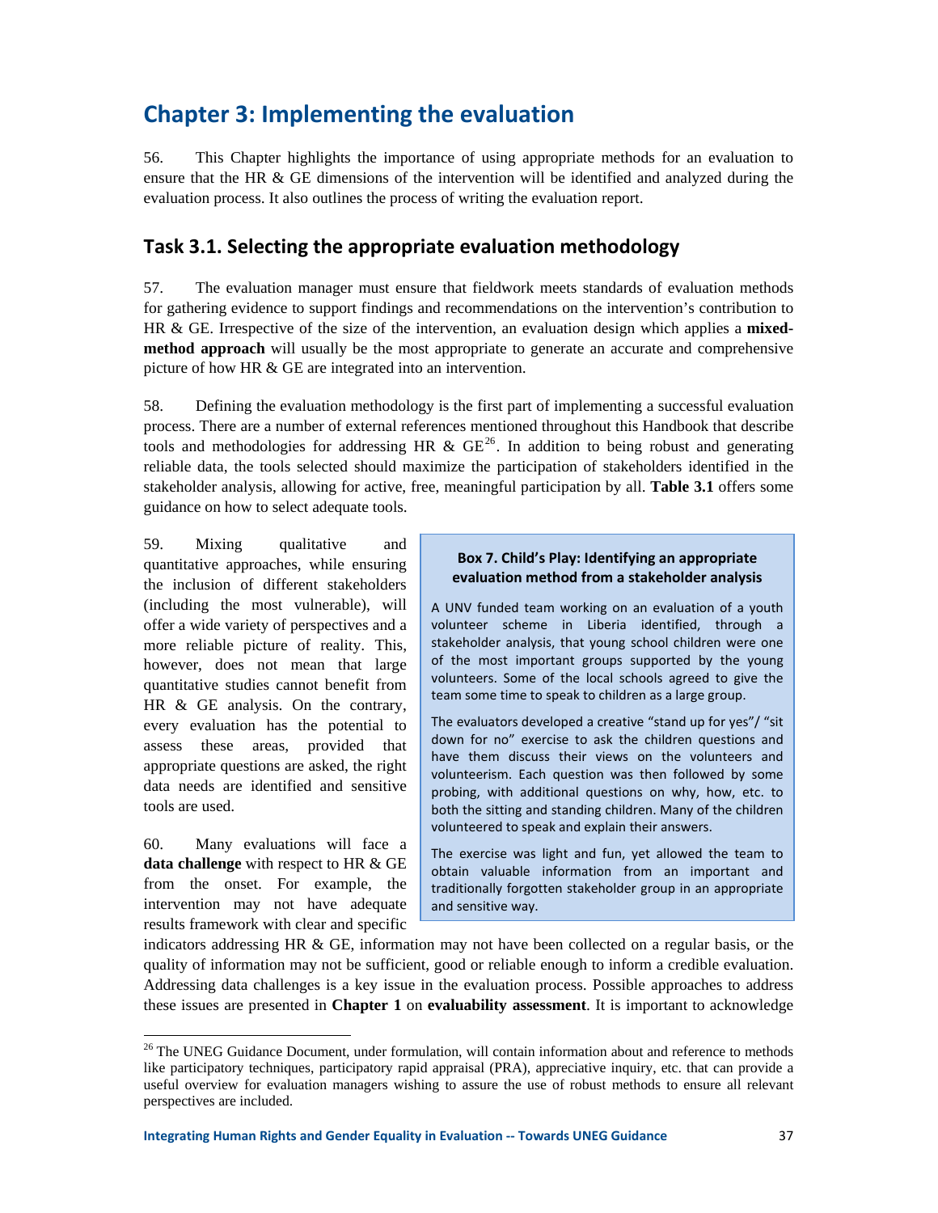# Chapter 3: Implementing the evaluation

56. This Chapter highlights the importance of using appropriate methods for an evaluation to ensure that the HR & GE dimensions of the intervention will be identified and analyzed during the evaluation process. It also outlines the process of writing the evaluation report.

## Task 3.1. Selecting the appropriate evaluation methodology

57. The evaluation manager must ensure that fieldwork meets standards of evaluation methods for gathering evidence to support findings and recommendations on the intervention's contribution to HR & GE. Irrespective of the size of the intervention, an evaluation design which applies a **mixed-method approach** will usually be the most appropriate to generate an accurate and comprehensive picture of how HR & GE are integrated into an intervention.

58. Defining the evaluation methodology is the first part of implementing a successful evaluation process. There are a number of external references mentioned throughout this Handbook that describe tools and methodologies for addressing HR & GE[26]. In addition to being robust and generating reliable data, the tools selected should maximize the participation of stakeholders identified in the stakeholder analysis, allowing for active, free, meaningful participation by all. **Table 3.1** offers some guidance on how to select adequate tools.

59. Mixing qualitative and quantitative approaches, while ensuring the inclusion of different stakeholders (including the most vulnerable), will offer a wide variety of perspectives and a more reliable picture of reality. This, however, does not mean that large quantitative studies cannot benefit from HR & GE analysis. On the contrary, every evaluation has the potential to assess these areas, provided that appropriate questions are asked, the right data needs are identified and sensitive tools are used.

> **Box 7. Child's Play: Identifying an appropriate evaluation method from a stakeholder analysis**
>
> A UNV funded team working on an evaluation of a youth volunteer scheme in Liberia identified, through a stakeholder analysis, that young school children were one of the most important groups supported by the young volunteers. Some of the local schools agreed to give the team some time to speak to children as a large group.
>
> The evaluators developed a creative "stand up for yes"/ "sit down for no" exercise to ask the children questions and have them discuss their views on the volunteers and volunteerism. Each question was then followed by some probing, with additional questions on why, how, etc. to both the sitting and standing children. Many of the children volunteered to speak and explain their answers.
>
> The exercise was light and fun, yet allowed the team to obtain valuable information from an important and traditionally forgotten stakeholder group in an appropriate and sensitive way.

60. Many evaluations will face a **data challenge** with respect to HR & GE from the onset. For example, the intervention may not have adequate results framework with clear and specific indicators addressing HR & GE, information may not have been collected on a regular basis, or the quality of information may not be sufficient, good or reliable enough to inform a credible evaluation. Addressing data challenges is a key issue in the evaluation process. Possible approaches to address these issues are presented in **Chapter 1** on **evaluability assessment**. It is important to acknowledge

[26] The UNEG Guidance Document, under formulation, will contain information about and reference to methods like participatory techniques, participatory rapid appraisal (PRA), appreciative inquiry, etc. that can provide a useful overview for evaluation managers wishing to assure the use of robust methods to ensure all relevant perspectives are included.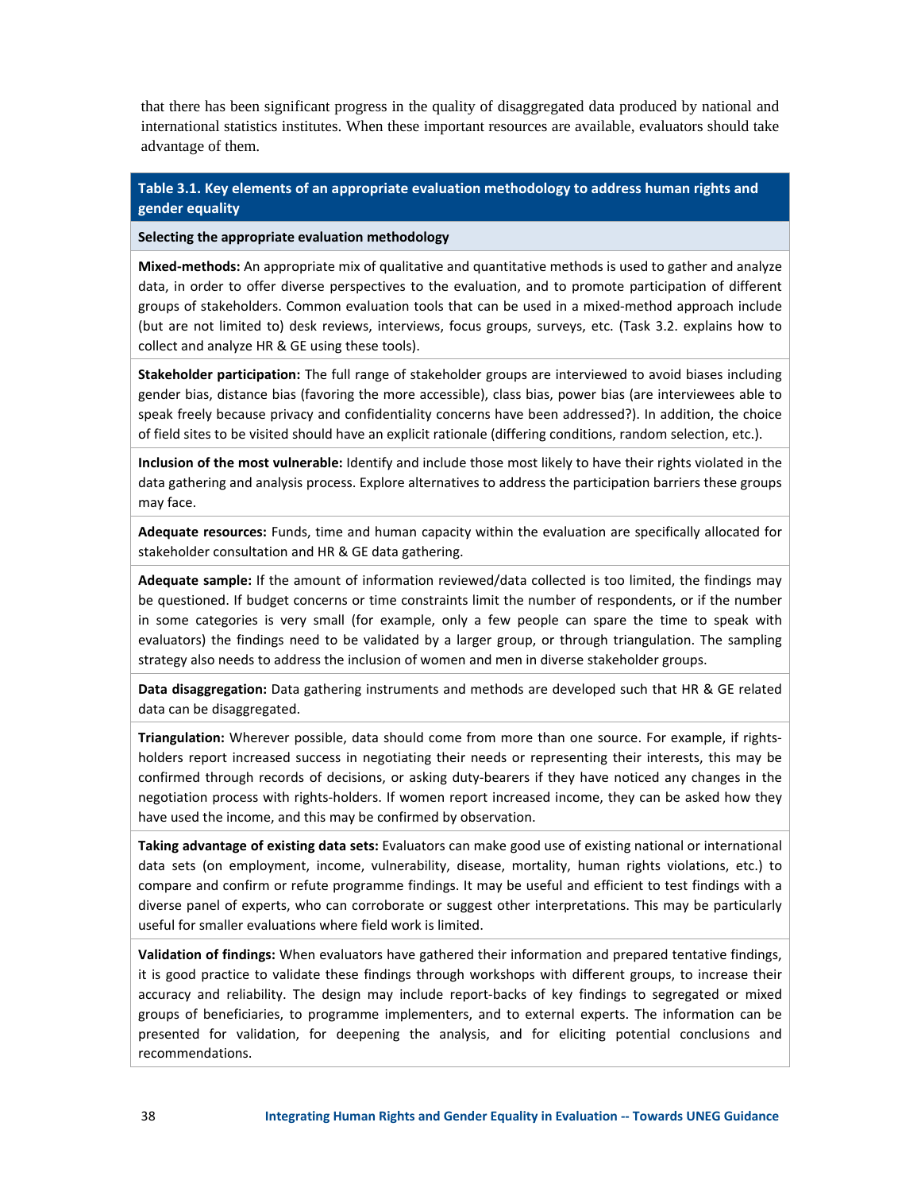that there has been significant progress in the quality of disaggregated data produced by national and international statistics institutes. When these important resources are available, evaluators should take advantage of them.

| Table 3.1. Key elements of an appropriate evaluation methodology to address human rights and gender equality |
|---|
| **Selecting the appropriate evaluation methodology** |
| **Mixed-methods:** An appropriate mix of qualitative and quantitative methods is used to gather and analyze data, in order to offer diverse perspectives to the evaluation, and to promote participation of different groups of stakeholders. Common evaluation tools that can be used in a mixed-method approach include (but are not limited to) desk reviews, interviews, focus groups, surveys, etc. (Task 3.2. explains how to collect and analyze HR & GE using these tools). |
| **Stakeholder participation:** The full range of stakeholder groups are interviewed to avoid biases including gender bias, distance bias (favoring the more accessible), class bias, power bias (are interviewees able to speak freely because privacy and confidentiality concerns have been addressed?). In addition, the choice of field sites to be visited should have an explicit rationale (differing conditions, random selection, etc.). |
| **Inclusion of the most vulnerable:** Identify and include those most likely to have their rights violated in the data gathering and analysis process. Explore alternatives to address the participation barriers these groups may face. |
| **Adequate resources:** Funds, time and human capacity within the evaluation are specifically allocated for stakeholder consultation and HR & GE data gathering. |
| **Adequate sample:** If the amount of information reviewed/data collected is too limited, the findings may be questioned. If budget concerns or time constraints limit the number of respondents, or if the number in some categories is very small (for example, only a few people can spare the time to speak with evaluators) the findings need to be validated by a larger group, or through triangulation. The sampling strategy also needs to address the inclusion of women and men in diverse stakeholder groups. |
| **Data disaggregation:** Data gathering instruments and methods are developed such that HR & GE related data can be disaggregated. |
| **Triangulation:** Wherever possible, data should come from more than one source. For example, if rights-holders report increased success in negotiating their needs or representing their interests, this may be confirmed through records of decisions, or asking duty-bearers if they have noticed any changes in the negotiation process with rights-holders. If women report increased income, they can be asked how they have used the income, and this may be confirmed by observation. |
| **Taking advantage of existing data sets:** Evaluators can make good use of existing national or international data sets (on employment, income, vulnerability, disease, mortality, human rights violations, etc.) to compare and confirm or refute programme findings. It may be useful and efficient to test findings with a diverse panel of experts, who can corroborate or suggest other interpretations. This may be particularly useful for smaller evaluations where field work is limited. |
| **Validation of findings:** When evaluators have gathered their information and prepared tentative findings, it is good practice to validate these findings through workshops with different groups, to increase their accuracy and reliability. The design may include report-backs of key findings to segregated or mixed groups of beneficiaries, to programme implementers, and to external experts. The information can be presented for validation, for deepening the analysis, and for eliciting potential conclusions and recommendations. |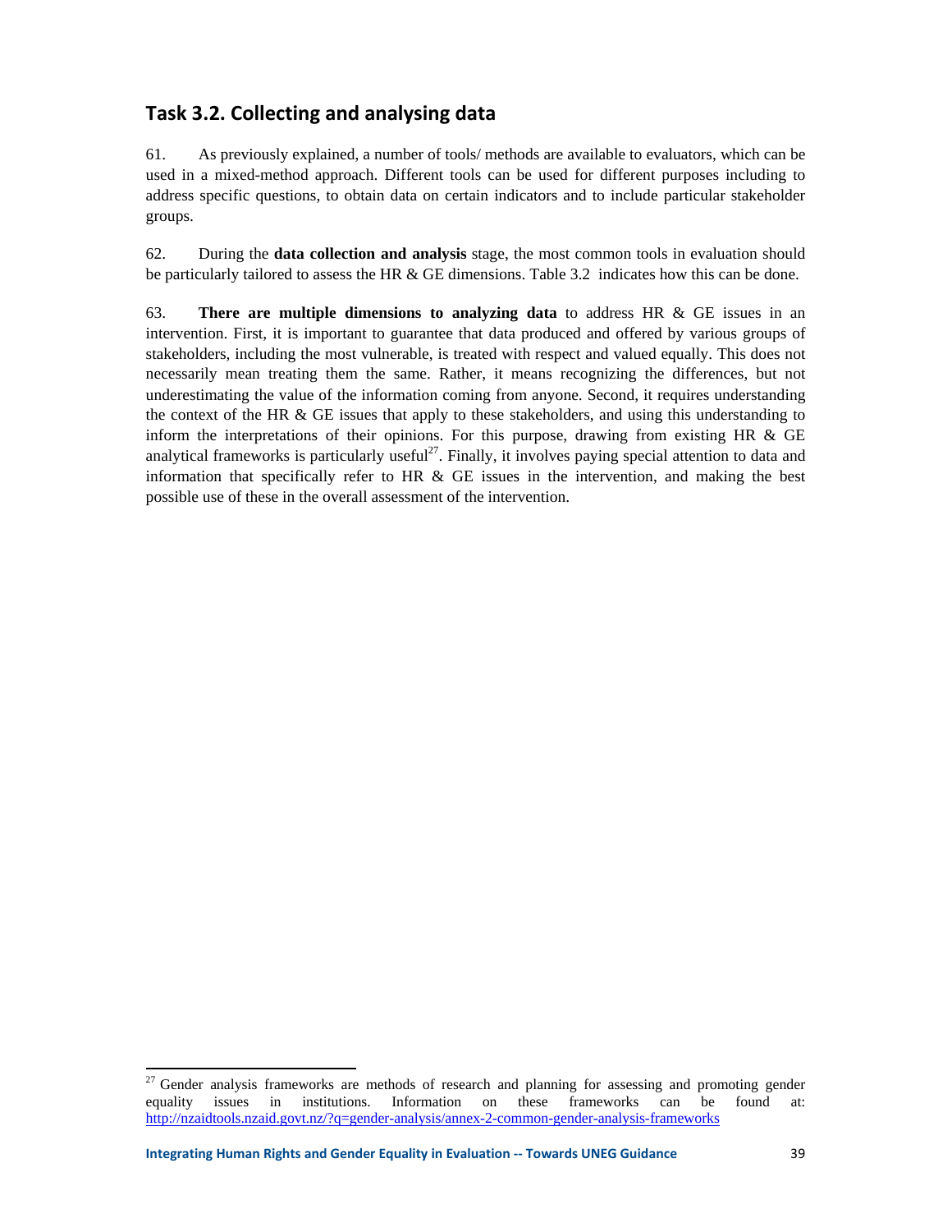## Task 3.2. Collecting and analysing data

61. As previously explained, a number of tools/ methods are available to evaluators, which can be used in a mixed-method approach. Different tools can be used for different purposes including to address specific questions, to obtain data on certain indicators and to include particular stakeholder groups.

62. During the **data collection and analysis** stage, the most common tools in evaluation should be particularly tailored to assess the HR & GE dimensions. Table 3.2 indicates how this can be done.

63. **There are multiple dimensions to analyzing data** to address HR & GE issues in an intervention. First, it is important to guarantee that data produced and offered by various groups of stakeholders, including the most vulnerable, is treated with respect and valued equally. This does not necessarily mean treating them the same. Rather, it means recognizing the differences, but not underestimating the value of the information coming from anyone. Second, it requires understanding the context of the HR & GE issues that apply to these stakeholders, and using this understanding to inform the interpretations of their opinions. For this purpose, drawing from existing HR & GE analytical frameworks is particularly useful[27]. Finally, it involves paying special attention to data and information that specifically refer to HR & GE issues in the intervention, and making the best possible use of these in the overall assessment of the intervention.

---

[27] Gender analysis frameworks are methods of research and planning for assessing and promoting gender equality issues in institutions. Information on these frameworks can be found at: http://nzaidtools.nzaid.govt.nz/?q=gender-analysis/annex-2-common-gender-analysis-frameworks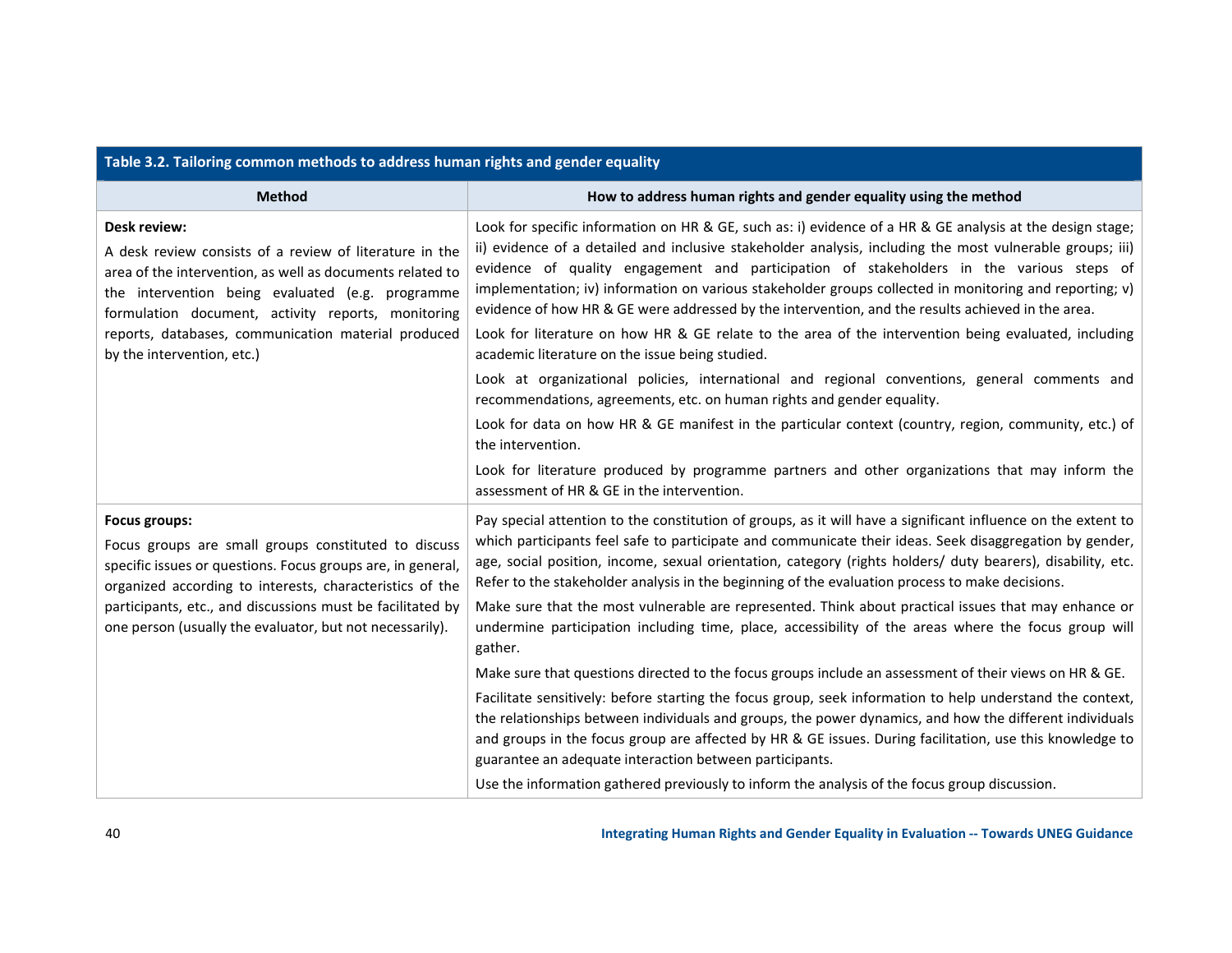**Table 3.2. Tailoring common methods to address human rights and gender equality**

| Method | How to address human rights and gender equality using the method |
|---|---|
| **Desk review:**<br>A desk review consists of a review of literature in the area of the intervention, as well as documents related to the intervention being evaluated (e.g. programme formulation document, activity reports, monitoring reports, databases, communication material produced by the intervention, etc.) | Look for specific information on HR & GE, such as: i) evidence of a HR & GE analysis at the design stage; ii) evidence of a detailed and inclusive stakeholder analysis, including the most vulnerable groups; iii) evidence of quality engagement and participation of stakeholders in the various steps of implementation; iv) information on various stakeholder groups collected in monitoring and reporting; v) evidence of how HR & GE were addressed by the intervention, and the results achieved in the area.<br>Look for literature on how HR & GE relate to the area of the intervention being evaluated, including academic literature on the issue being studied.<br>Look at organizational policies, international and regional conventions, general comments and recommendations, agreements, etc. on human rights and gender equality.<br>Look for data on how HR & GE manifest in the particular context (country, region, community, etc.) of the intervention.<br>Look for literature produced by programme partners and other organizations that may inform the assessment of HR & GE in the intervention. |
| **Focus groups:**<br>Focus groups are small groups constituted to discuss specific issues or questions. Focus groups are, in general, organized according to interests, characteristics of the participants, etc., and discussions must be facilitated by one person (usually the evaluator, but not necessarily). | Pay special attention to the constitution of groups, as it will have a significant influence on the extent to which participants feel safe to participate and communicate their ideas. Seek disaggregation by gender, age, social position, income, sexual orientation, category (rights holders/ duty bearers), disability, etc. Refer to the stakeholder analysis in the beginning of the evaluation process to make decisions.<br>Make sure that the most vulnerable are represented. Think about practical issues that may enhance or undermine participation including time, place, accessibility of the areas where the focus group will gather.<br>Make sure that questions directed to the focus groups include an assessment of their views on HR & GE.<br>Facilitate sensitively: before starting the focus group, seek information to help understand the context, the relationships between individuals and groups, the power dynamics, and how the different individuals and groups in the focus group are affected by HR & GE issues. During facilitation, use this knowledge to guarantee an adequate interaction between participants.<br>Use the information gathered previously to inform the analysis of the focus group discussion. |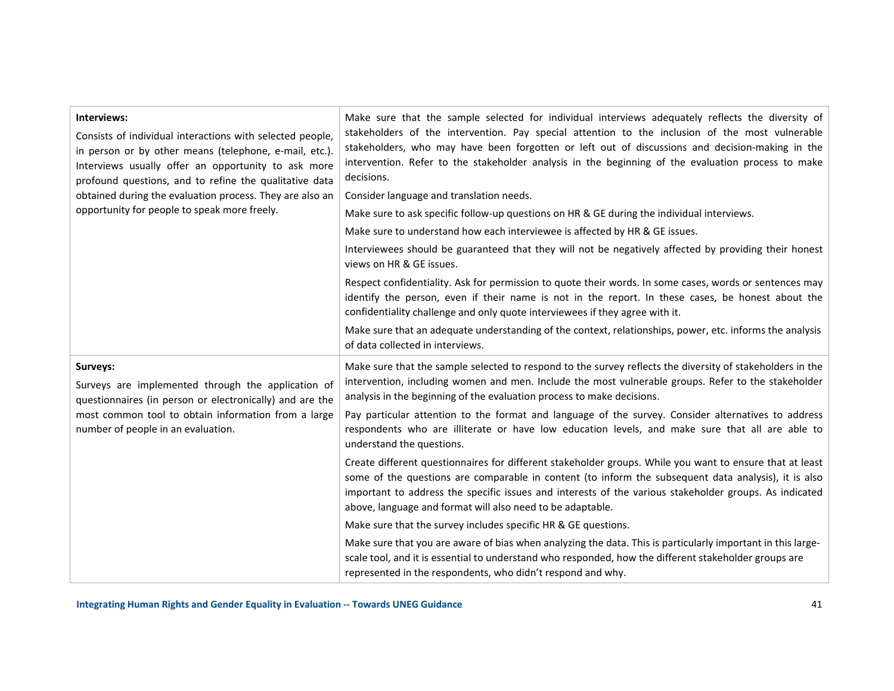| | |
|---|---|
| **Interviews:**<br><br>Consists of individual interactions with selected people, in person or by other means (telephone, e-mail, etc.). Interviews usually offer an opportunity to ask more profound questions, and to refine the qualitative data obtained during the evaluation process. They are also an opportunity for people to speak more freely. | Make sure that the sample selected for individual interviews adequately reflects the diversity of stakeholders of the intervention. Pay special attention to the inclusion of the most vulnerable stakeholders, who may have been forgotten or left out of discussions and decision-making in the intervention. Refer to the stakeholder analysis in the beginning of the evaluation process to make decisions.<br><br>Consider language and translation needs.<br><br>Make sure to ask specific follow-up questions on HR & GE during the individual interviews.<br><br>Make sure to understand how each interviewee is affected by HR & GE issues.<br><br>Interviewees should be guaranteed that they will not be negatively affected by providing their honest views on HR & GE issues.<br><br>Respect confidentiality. Ask for permission to quote their words. In some cases, words or sentences may identify the person, even if their name is not in the report. In these cases, be honest about the confidentiality challenge and only quote interviewees if they agree with it.<br><br>Make sure that an adequate understanding of the context, relationships, power, etc. informs the analysis of data collected in interviews. |
| **Surveys:**<br><br>Surveys are implemented through the application of questionnaires (in person or electronically) and are the most common tool to obtain information from a large number of people in an evaluation. | Make sure that the sample selected to respond to the survey reflects the diversity of stakeholders in the intervention, including women and men. Include the most vulnerable groups. Refer to the stakeholder analysis in the beginning of the evaluation process to make decisions.<br><br>Pay particular attention to the format and language of the survey. Consider alternatives to address respondents who are illiterate or have low education levels, and make sure that all are able to understand the questions.<br><br>Create different questionnaires for different stakeholder groups. While you want to ensure that at least some of the questions are comparable in content (to inform the subsequent data analysis), it is also important to address the specific issues and interests of the various stakeholder groups. As indicated above, language and format will also need to be adaptable.<br><br>Make sure that the survey includes specific HR & GE questions.<br><br>Make sure that you are aware of bias when analyzing the data. This is particularly important in this large-scale tool, and it is essential to understand who responded, how the different stakeholder groups are represented in the respondents, who didn't respond and why. |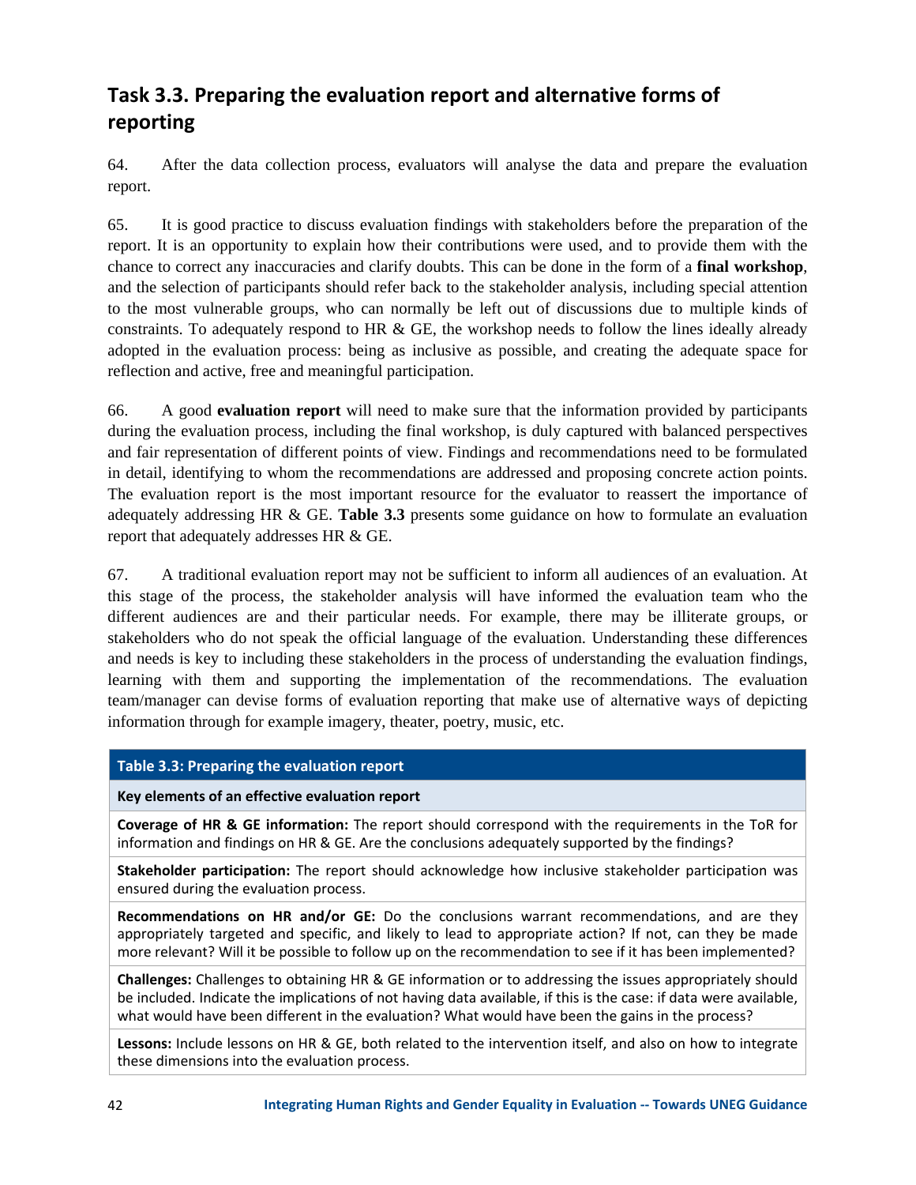## Task 3.3. Preparing the evaluation report and alternative forms of reporting

64. After the data collection process, evaluators will analyse the data and prepare the evaluation report.

65. It is good practice to discuss evaluation findings with stakeholders before the preparation of the report. It is an opportunity to explain how their contributions were used, and to provide them with the chance to correct any inaccuracies and clarify doubts. This can be done in the form of a **final workshop**, and the selection of participants should refer back to the stakeholder analysis, including special attention to the most vulnerable groups, who can normally be left out of discussions due to multiple kinds of constraints. To adequately respond to HR & GE, the workshop needs to follow the lines ideally already adopted in the evaluation process: being as inclusive as possible, and creating the adequate space for reflection and active, free and meaningful participation.

66. A good **evaluation report** will need to make sure that the information provided by participants during the evaluation process, including the final workshop, is duly captured with balanced perspectives and fair representation of different points of view. Findings and recommendations need to be formulated in detail, identifying to whom the recommendations are addressed and proposing concrete action points. The evaluation report is the most important resource for the evaluator to reassert the importance of adequately addressing HR & GE. **Table 3.3** presents some guidance on how to formulate an evaluation report that adequately addresses HR & GE.

67. A traditional evaluation report may not be sufficient to inform all audiences of an evaluation. At this stage of the process, the stakeholder analysis will have informed the evaluation team who the different audiences are and their particular needs. For example, there may be illiterate groups, or stakeholders who do not speak the official language of the evaluation. Understanding these differences and needs is key to including these stakeholders in the process of understanding the evaluation findings, learning with them and supporting the implementation of the recommendations. The evaluation team/manager can devise forms of evaluation reporting that make use of alternative ways of depicting information through for example imagery, theater, poetry, music, etc.

| Table 3.3: Preparing the evaluation report |
|---|
| **Key elements of an effective evaluation report** |
| **Coverage of HR & GE information:** The report should correspond with the requirements in the ToR for information and findings on HR & GE. Are the conclusions adequately supported by the findings? |
| **Stakeholder participation:** The report should acknowledge how inclusive stakeholder participation was ensured during the evaluation process. |
| **Recommendations on HR and/or GE:** Do the conclusions warrant recommendations, and are they appropriately targeted and specific, and likely to lead to appropriate action? If not, can they be made more relevant? Will it be possible to follow up on the recommendation to see if it has been implemented? |
| **Challenges:** Challenges to obtaining HR & GE information or to addressing the issues appropriately should be included. Indicate the implications of not having data available, if this is the case: if data were available, what would have been different in the evaluation? What would have been the gains in the process? |
| **Lessons:** Include lessons on HR & GE, both related to the intervention itself, and also on how to integrate these dimensions into the evaluation process. |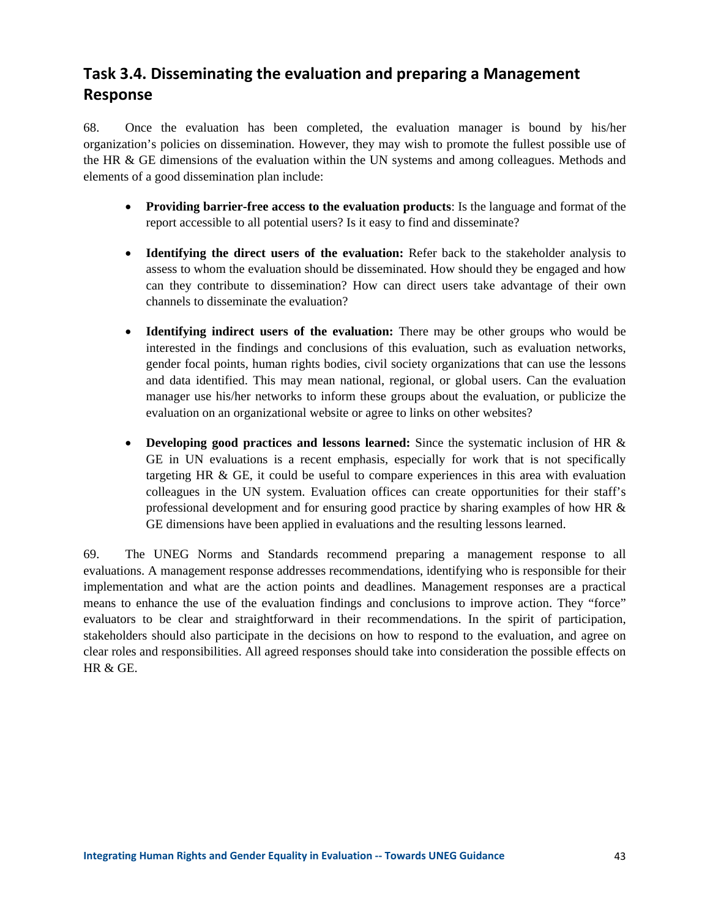## Task 3.4. Disseminating the evaluation and preparing a Management Response

68. Once the evaluation has been completed, the evaluation manager is bound by his/her organization's policies on dissemination. However, they may wish to promote the fullest possible use of the HR & GE dimensions of the evaluation within the UN systems and among colleagues. Methods and elements of a good dissemination plan include:

- **Providing barrier-free access to the evaluation products**: Is the language and format of the report accessible to all potential users? Is it easy to find and disseminate?
- **Identifying the direct users of the evaluation:** Refer back to the stakeholder analysis to assess to whom the evaluation should be disseminated. How should they be engaged and how can they contribute to dissemination? How can direct users take advantage of their own channels to disseminate the evaluation?
- **Identifying indirect users of the evaluation:** There may be other groups who would be interested in the findings and conclusions of this evaluation, such as evaluation networks, gender focal points, human rights bodies, civil society organizations that can use the lessons and data identified. This may mean national, regional, or global users. Can the evaluation manager use his/her networks to inform these groups about the evaluation, or publicize the evaluation on an organizational website or agree to links on other websites?
- **Developing good practices and lessons learned:** Since the systematic inclusion of HR & GE in UN evaluations is a recent emphasis, especially for work that is not specifically targeting HR & GE, it could be useful to compare experiences in this area with evaluation colleagues in the UN system. Evaluation offices can create opportunities for their staff's professional development and for ensuring good practice by sharing examples of how HR & GE dimensions have been applied in evaluations and the resulting lessons learned.

69. The UNEG Norms and Standards recommend preparing a management response to all evaluations. A management response addresses recommendations, identifying who is responsible for their implementation and what are the action points and deadlines. Management responses are a practical means to enhance the use of the evaluation findings and conclusions to improve action. They "force" evaluators to be clear and straightforward in their recommendations. In the spirit of participation, stakeholders should also participate in the decisions on how to respond to the evaluation, and agree on clear roles and responsibilities. All agreed responses should take into consideration the possible effects on HR & GE.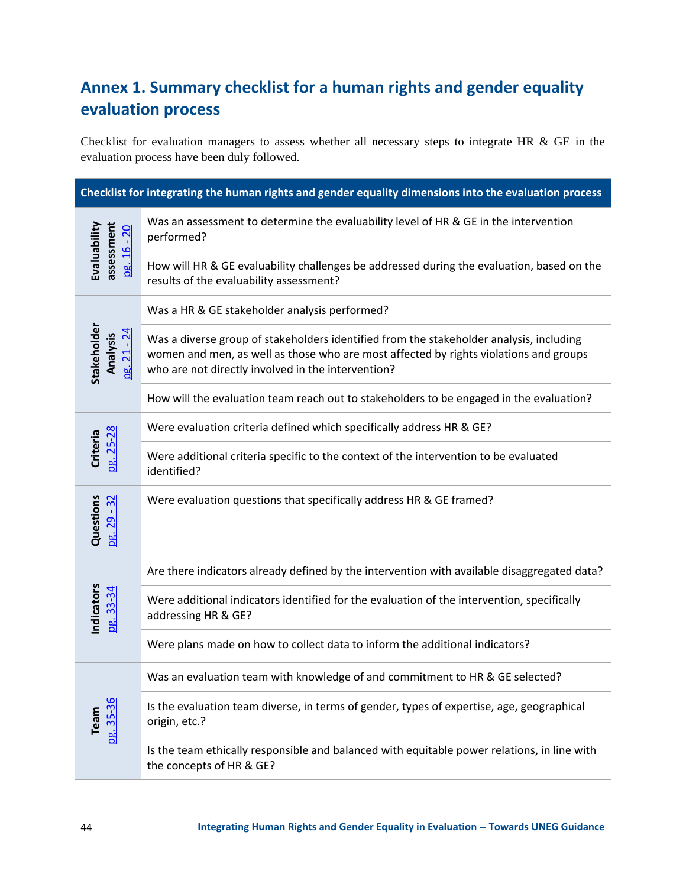## Annex 1. Summary checklist for a human rights and gender equality evaluation process

Checklist for evaluation managers to assess whether all necessary steps to integrate HR & GE in the evaluation process have been duly followed.

| Checklist for integrating the human rights and gender equality dimensions into the evaluation process | |
|---|---|
| **Evaluability assessment** pg. 16 - 20 | Was an assessment to determine the evaluability level of HR & GE in the intervention performed? |
| | How will HR & GE evaluability challenges be addressed during the evaluation, based on the results of the evaluability assessment? |
| **Stakeholder Analysis** pg. 21 - 24 | Was a HR & GE stakeholder analysis performed? |
| | Was a diverse group of stakeholders identified from the stakeholder analysis, including women and men, as well as those who are most affected by rights violations and groups who are not directly involved in the intervention? |
| | How will the evaluation team reach out to stakeholders to be engaged in the evaluation? |
| **Criteria** pg. 25-28 | Were evaluation criteria defined which specifically address HR & GE? |
| | Were additional criteria specific to the context of the intervention to be evaluated identified? |
| **Questions** pg. 29 - 32 | Were evaluation questions that specifically address HR & GE framed? |
| **Indicators** pg. 33-34 | Are there indicators already defined by the intervention with available disaggregated data? |
| | Were additional indicators identified for the evaluation of the intervention, specifically addressing HR & GE? |
| | Were plans made on how to collect data to inform the additional indicators? |
| **Team** pg. 35-36 | Was an evaluation team with knowledge of and commitment to HR & GE selected? |
| | Is the evaluation team diverse, in terms of gender, types of expertise, age, geographical origin, etc.? |
| | Is the team ethically responsible and balanced with equitable power relations, in line with the concepts of HR & GE? |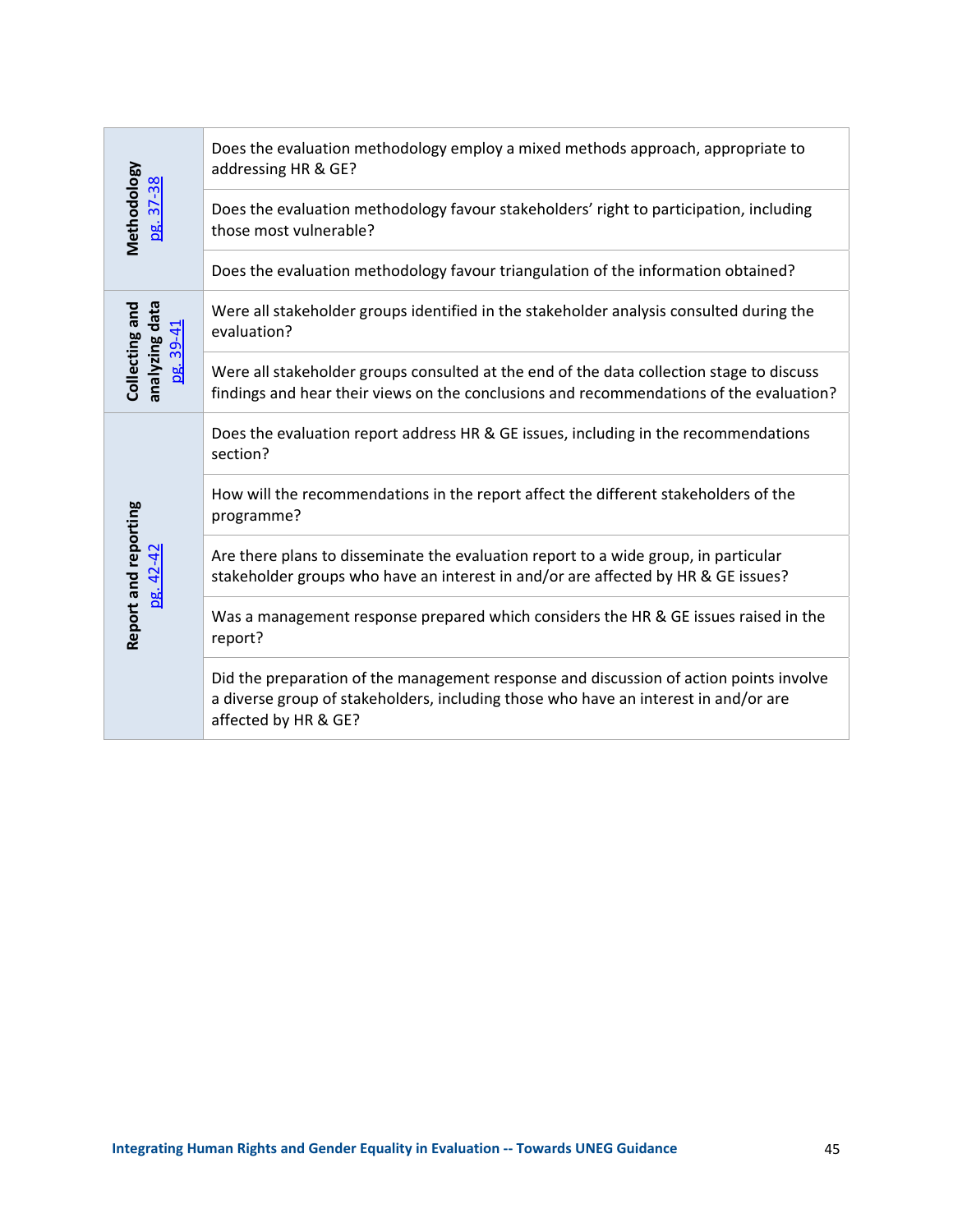| | |
|---|---|
| **Methodology** pg. 37-38 | Does the evaluation methodology employ a mixed methods approach, appropriate to addressing HR & GE? |
| | Does the evaluation methodology favour stakeholders' right to participation, including those most vulnerable? |
| | Does the evaluation methodology favour triangulation of the information obtained? |
| **Collecting and analyzing data** pg. 39-41 | Were all stakeholder groups identified in the stakeholder analysis consulted during the evaluation? |
| | Were all stakeholder groups consulted at the end of the data collection stage to discuss findings and hear their views on the conclusions and recommendations of the evaluation? |
| **Report and reporting** pg. 42-42 | Does the evaluation report address HR & GE issues, including in the recommendations section? |
| | How will the recommendations in the report affect the different stakeholders of the programme? |
| | Are there plans to disseminate the evaluation report to a wide group, in particular stakeholder groups who have an interest in and/or are affected by HR & GE issues? |
| | Was a management response prepared which considers the HR & GE issues raised in the report? |
| | Did the preparation of the management response and discussion of action points involve a diverse group of stakeholders, including those who have an interest in and/or are affected by HR & GE? |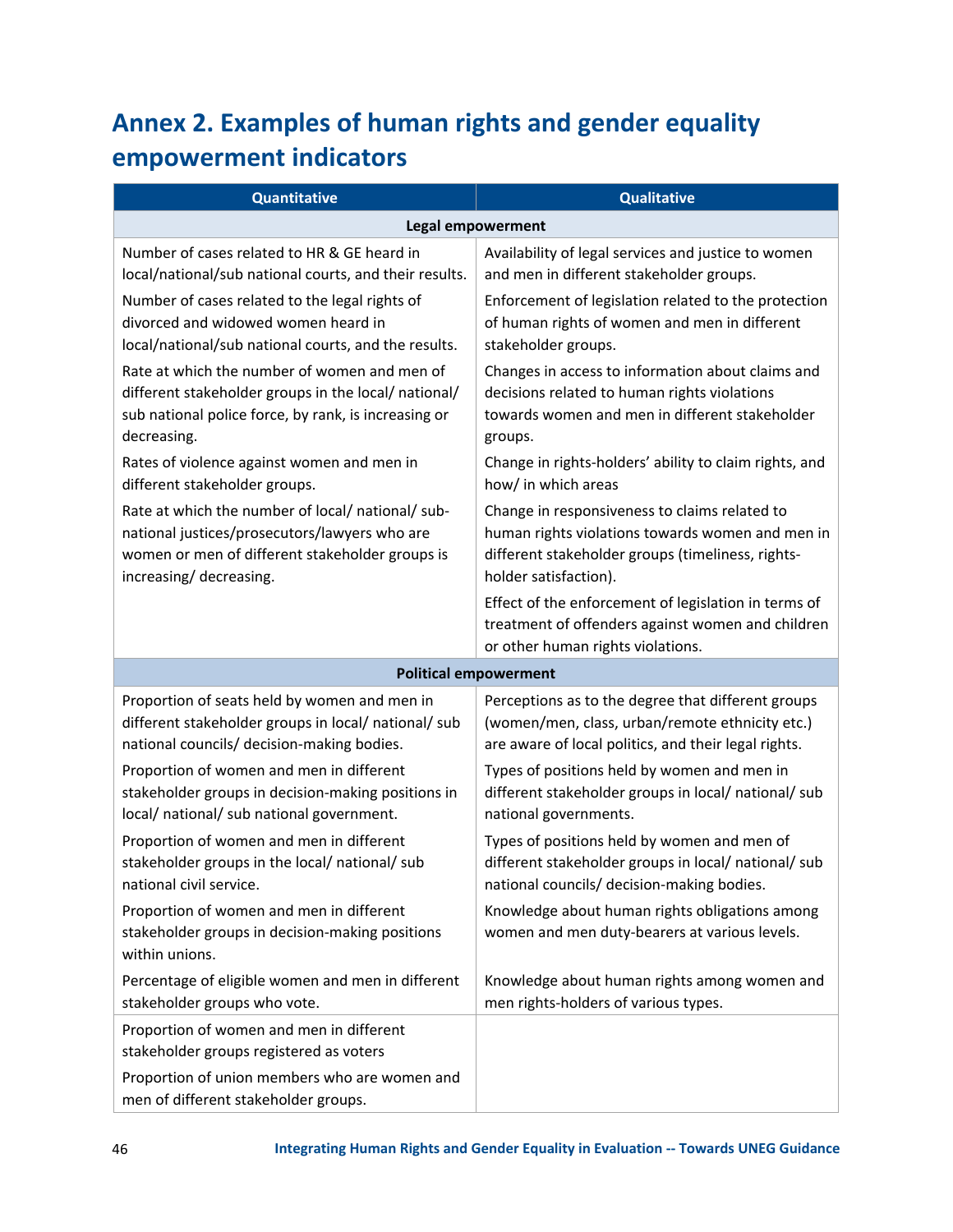# Annex 2. Examples of human rights and gender equality empowerment indicators

| Quantitative | Qualitative |
|---|---|
| **Legal empowerment** | |
| Number of cases related to HR & GE heard in local/national/sub national courts, and their results. | Availability of legal services and justice to women and men in different stakeholder groups. |
| Number of cases related to the legal rights of divorced and widowed women heard in local/national/sub national courts, and the results. | Enforcement of legislation related to the protection of human rights of women and men in different stakeholder groups. |
| Rate at which the number of women and men of different stakeholder groups in the local/ national/ sub national police force, by rank, is increasing or decreasing. | Changes in access to information about claims and decisions related to human rights violations towards women and men in different stakeholder groups. |
| Rates of violence against women and men in different stakeholder groups. | Change in rights-holders' ability to claim rights, and how/ in which areas |
| Rate at which the number of local/ national/ sub-national justices/prosecutors/lawyers who are women or men of different stakeholder groups is increasing/ decreasing. | Change in responsiveness to claims related to human rights violations towards women and men in different stakeholder groups (timeliness, rights-holder satisfaction). |
| | Effect of the enforcement of legislation in terms of treatment of offenders against women and children or other human rights violations. |
| **Political empowerment** | |
| Proportion of seats held by women and men in different stakeholder groups in local/ national/ sub national councils/ decision-making bodies. | Perceptions as to the degree that different groups (women/men, class, urban/remote ethnicity etc.) are aware of local politics, and their legal rights. |
| Proportion of women and men in different stakeholder groups in decision-making positions in local/ national/ sub national government. | Types of positions held by women and men in different stakeholder groups in local/ national/ sub national governments. |
| Proportion of women and men in different stakeholder groups in the local/ national/ sub national civil service. | Types of positions held by women and men of different stakeholder groups in local/ national/ sub national councils/ decision-making bodies. |
| Proportion of women and men in different stakeholder groups in decision-making positions within unions. | Knowledge about human rights obligations among women and men duty-bearers at various levels. |
| Percentage of eligible women and men in different stakeholder groups who vote. | Knowledge about human rights among women and men rights-holders of various types. |
| Proportion of women and men in different stakeholder groups registered as voters | |
| Proportion of union members who are women and men of different stakeholder groups. | |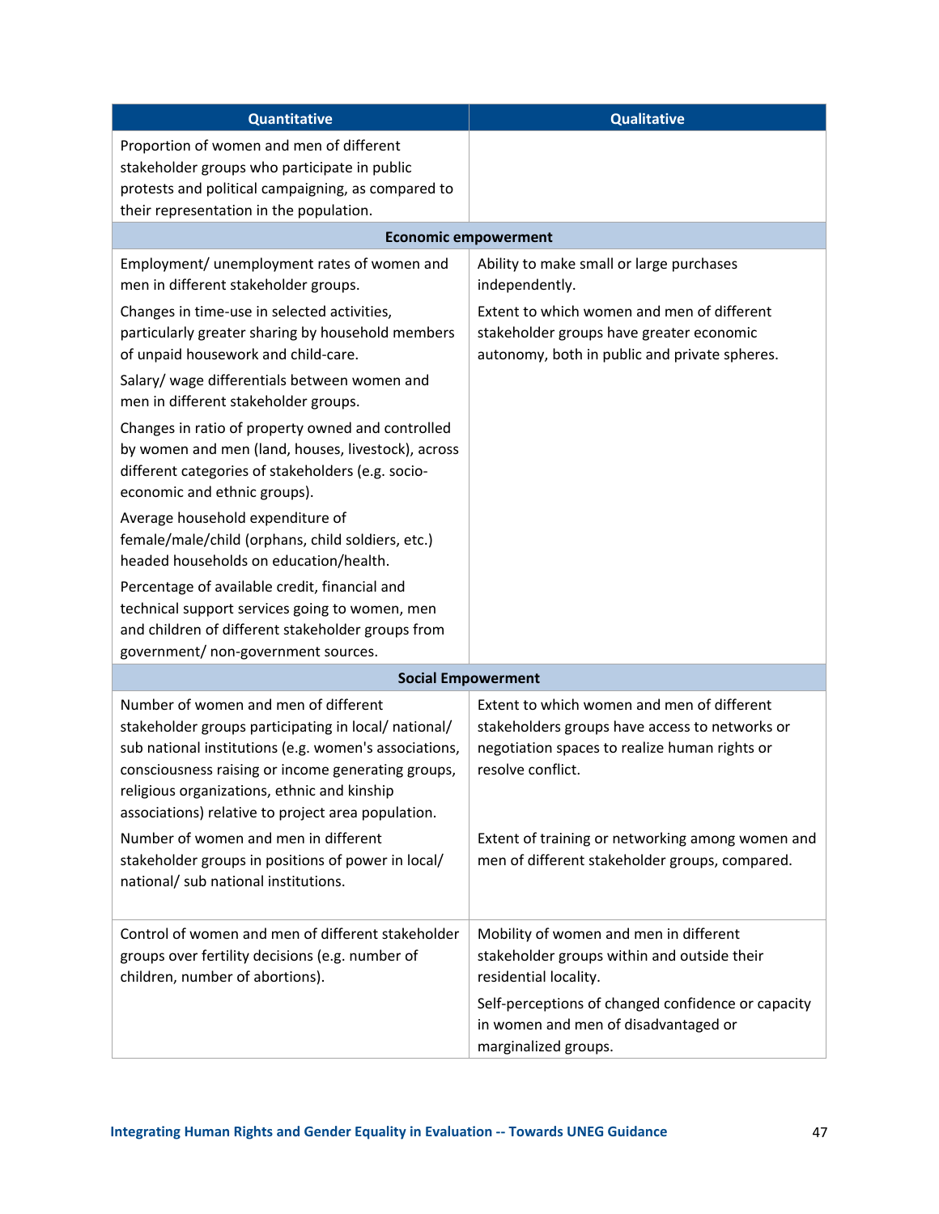| Quantitative | Qualitative |
|---|---|
| Proportion of women and men of different stakeholder groups who participate in public protests and political campaigning, as compared to their representation in the population. | |
| **Economic empowerment** | |
| Employment/ unemployment rates of women and men in different stakeholder groups. | Ability to make small or large purchases independently. |
| Changes in time-use in selected activities, particularly greater sharing by household members of unpaid housework and child-care. | Extent to which women and men of different stakeholder groups have greater economic autonomy, both in public and private spheres. |
| Salary/ wage differentials between women and men in different stakeholder groups. | |
| Changes in ratio of property owned and controlled by women and men (land, houses, livestock), across different categories of stakeholders (e.g. socio-economic and ethnic groups). | |
| Average household expenditure of female/male/child (orphans, child soldiers, etc.) headed households on education/health. | |
| Percentage of available credit, financial and technical support services going to women, men and children of different stakeholder groups from government/ non-government sources. | |
| **Social Empowerment** | |
| Number of women and men of different stakeholder groups participating in local/ national/ sub national institutions (e.g. women's associations, consciousness raising or income generating groups, religious organizations, ethnic and kinship associations) relative to project area population. | Extent to which women and men of different stakeholders groups have access to networks or negotiation spaces to realize human rights or resolve conflict. |
| Number of women and men in different stakeholder groups in positions of power in local/ national/ sub national institutions. | Extent of training or networking among women and men of different stakeholder groups, compared. |
| Control of women and men of different stakeholder groups over fertility decisions (e.g. number of children, number of abortions). | Mobility of women and men in different stakeholder groups within and outside their residential locality. |
| | Self-perceptions of changed confidence or capacity in women and men of disadvantaged or marginalized groups. |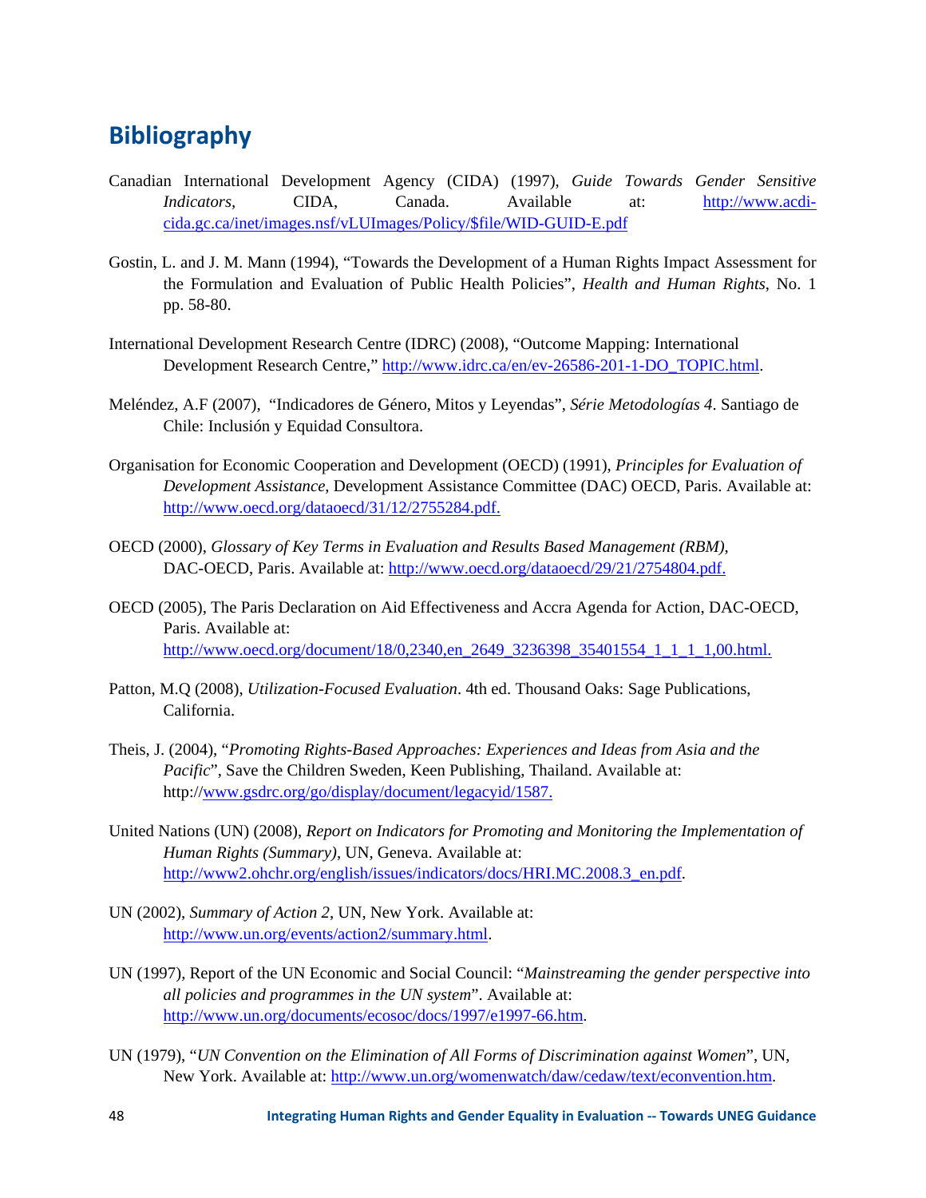## Bibliography

Canadian International Development Agency (CIDA) (1997), *Guide Towards Gender Sensitive Indicators,* CIDA, Canada. Available at: http://www.acdi-cida.gc.ca/inet/images.nsf/vLUImages/Policy/$file/WID-GUID-E.pdf

Gostin, L. and J. M. Mann (1994), "Towards the Development of a Human Rights Impact Assessment for the Formulation and Evaluation of Public Health Policies", *Health and Human Rights*, No. 1 pp. 58-80.

International Development Research Centre (IDRC) (2008), "Outcome Mapping: International Development Research Centre," http://www.idrc.ca/en/ev-26586-201-1-DO_TOPIC.html.

Meléndez, A.F (2007), "Indicadores de Género, Mitos y Leyendas", *Série Metodologías 4*. Santiago de Chile: Inclusión y Equidad Consultora.

Organisation for Economic Cooperation and Development (OECD) (1991), *Principles for Evaluation of Development Assistance*, Development Assistance Committee (DAC) OECD, Paris. Available at: http://www.oecd.org/dataoecd/31/12/2755284.pdf.

OECD (2000), *Glossary of Key Terms in Evaluation and Results Based Management (RBM)*, DAC-OECD, Paris. Available at: http://www.oecd.org/dataoecd/29/21/2754804.pdf.

OECD (2005), The Paris Declaration on Aid Effectiveness and Accra Agenda for Action, DAC-OECD, Paris. Available at: http://www.oecd.org/document/18/0,2340,en_2649_3236398_35401554_1_1_1_1,00.html.

Patton, M.Q (2008), *Utilization-Focused Evaluation*. 4th ed. Thousand Oaks: Sage Publications, California.

Theis, J. (2004), "*Promoting Rights-Based Approaches: Experiences and Ideas from Asia and the Pacific*", Save the Children Sweden, Keen Publishing, Thailand. Available at: http://www.gsdrc.org/go/display/document/legacyid/1587.

United Nations (UN) (2008), *Report on Indicators for Promoting and Monitoring the Implementation of Human Rights (Summary)*, UN, Geneva. Available at: http://www2.ohchr.org/english/issues/indicators/docs/HRI.MC.2008.3_en.pdf.

UN (2002), *Summary of Action 2*, UN, New York. Available at: http://www.un.org/events/action2/summary.html.

UN (1997), Report of the UN Economic and Social Council: "*Mainstreaming the gender perspective into all policies and programmes in the UN system*". Available at: http://www.un.org/documents/ecosoc/docs/1997/e1997-66.htm.

UN (1979), "*UN Convention on the Elimination of All Forms of Discrimination against Women*", UN, New York. Available at: http://www.un.org/womenwatch/daw/cedaw/text/econvention.htm.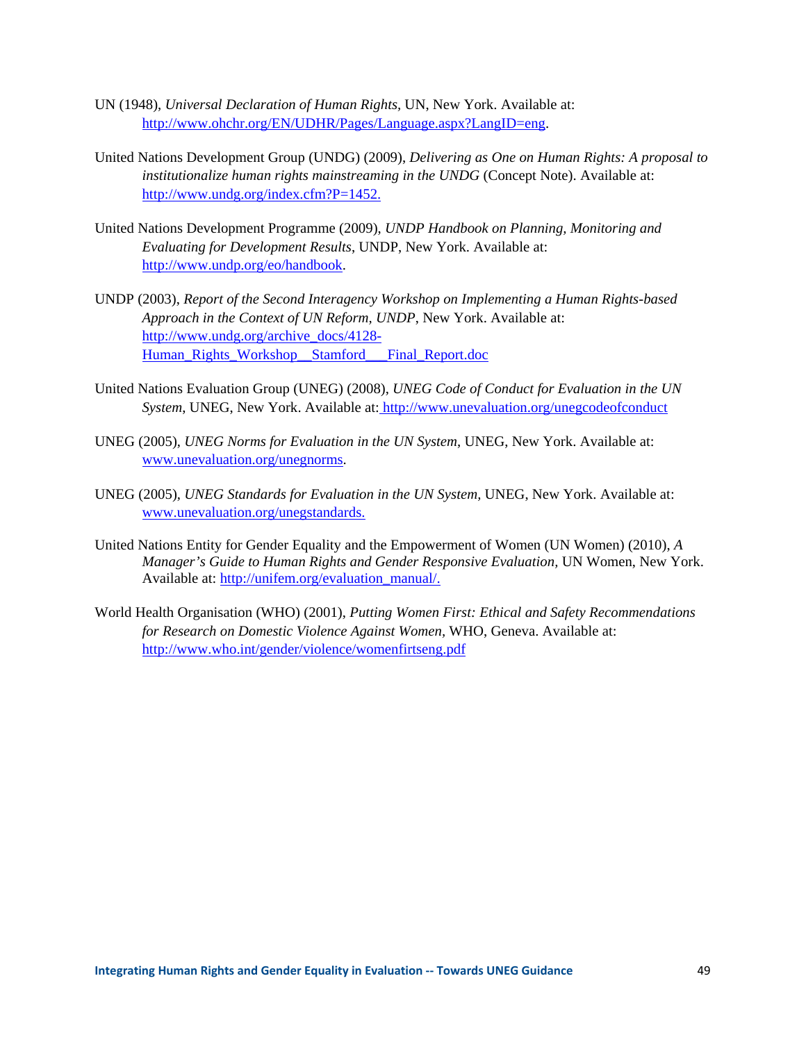UN (1948), *Universal Declaration of Human Rights*, UN, New York. Available at: http://www.ohchr.org/EN/UDHR/Pages/Language.aspx?LangID=eng.

United Nations Development Group (UNDG) (2009), *Delivering as One on Human Rights: A proposal to institutionalize human rights mainstreaming in the UNDG* (Concept Note). Available at: http://www.undg.org/index.cfm?P=1452.

United Nations Development Programme (2009), *UNDP Handbook on Planning, Monitoring and Evaluating for Development Results*, UNDP, New York. Available at: http://www.undp.org/eo/handbook.

UNDP (2003), *Report of the Second Interagency Workshop on Implementing a Human Rights-based Approach in the Context of UN Reform, UNDP*, New York. Available at: http://www.undg.org/archive_docs/4128-Human_Rights_Workshop__Stamford___Final_Report.doc

United Nations Evaluation Group (UNEG) (2008), *UNEG Code of Conduct for Evaluation in the UN System*, UNEG, New York. Available at: http://www.unevaluation.org/unegcodeofconduct

UNEG (2005), *UNEG Norms for Evaluation in the UN System*, UNEG, New York. Available at: www.unevaluation.org/unegnorms.

UNEG (2005), *UNEG Standards for Evaluation in the UN System*, UNEG, New York. Available at: www.unevaluation.org/unegstandards.

United Nations Entity for Gender Equality and the Empowerment of Women (UN Women) (2010), *A Manager's Guide to Human Rights and Gender Responsive Evaluation,* UN Women, New York. Available at: http://unifem.org/evaluation_manual/.

World Health Organisation (WHO) (2001), *Putting Women First: Ethical and Safety Recommendations for Research on Domestic Violence Against Women,* WHO, Geneva. Available at: http://www.who.int/gender/violence/womenfirtseng.pdf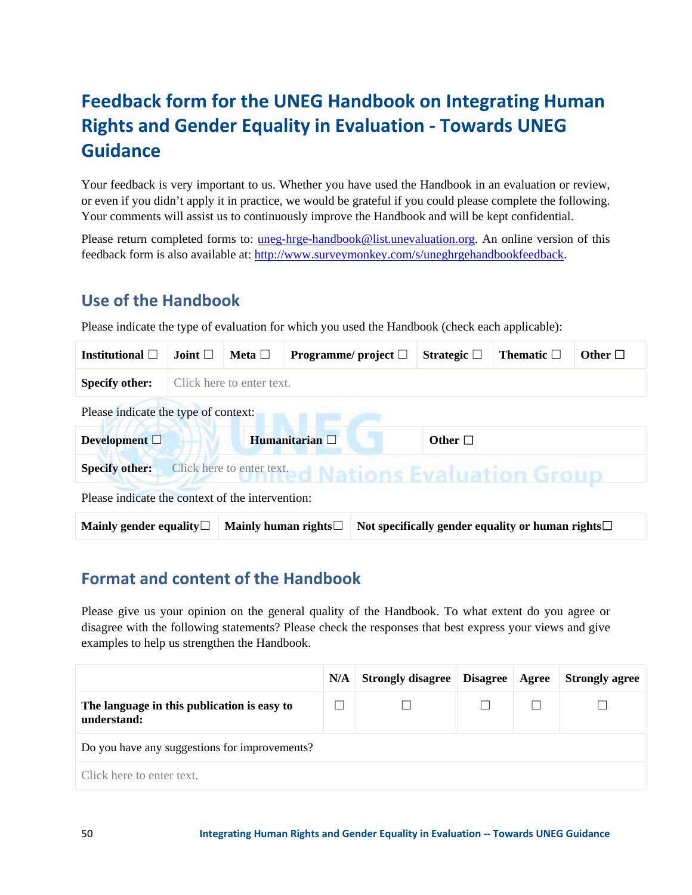# Feedback form for the UNEG Handbook on Integrating Human Rights and Gender Equality in Evaluation - Towards UNEG Guidance

Your feedback is very important to us. Whether you have used the Handbook in an evaluation or review, or even if you didn't apply it in practice, we would be grateful if you could please complete the following. Your comments will assist us to continuously improve the Handbook and will be kept confidential.

Please return completed forms to: uneg-hrge-handbook@list.unevaluation.org. An online version of this feedback form is also available at: http://www.surveymonkey.com/s/uneghrgehandbookfeedback.

## Use of the Handbook

Please indicate the type of evaluation for which you used the Handbook (check each applicable):

| **Institutional** ☐ | **Joint** ☐ | **Meta** ☐ | **Programme/ project** ☐ | **Strategic** ☐ | **Thematic** ☐ | **Other** ☐ |
|---|---|---|---|---|---|---|
| **Specify other:** | Click here to enter text. | | | | | |

Please indicate the type of context:

| **Development** ☐ | **Humanitarian** ☐ | **Other** ☐ |
|---|---|---|
| **Specify other:** | Click here to enter text. | |

Please indicate the context of the intervention:

| **Mainly gender equality**☐ | **Mainly human rights**☐ | **Not specifically gender equality or human rights**☐ |
|---|---|---|

## Format and content of the Handbook

Please give us your opinion on the general quality of the Handbook. To what extent do you agree or disagree with the following statements? Please check the responses that best express your views and give examples to help us strengthen the Handbook.

| | **N/A** | **Strongly disagree** | **Disagree** | **Agree** | **Strongly agree** |
|---|---|---|---|---|---|
| **The language in this publication is easy to understand:** | ☐ | ☐ | ☐ | ☐ | ☐ |
| Do you have any suggestions for improvements? | | | | | |
| Click here to enter text. | | | | | |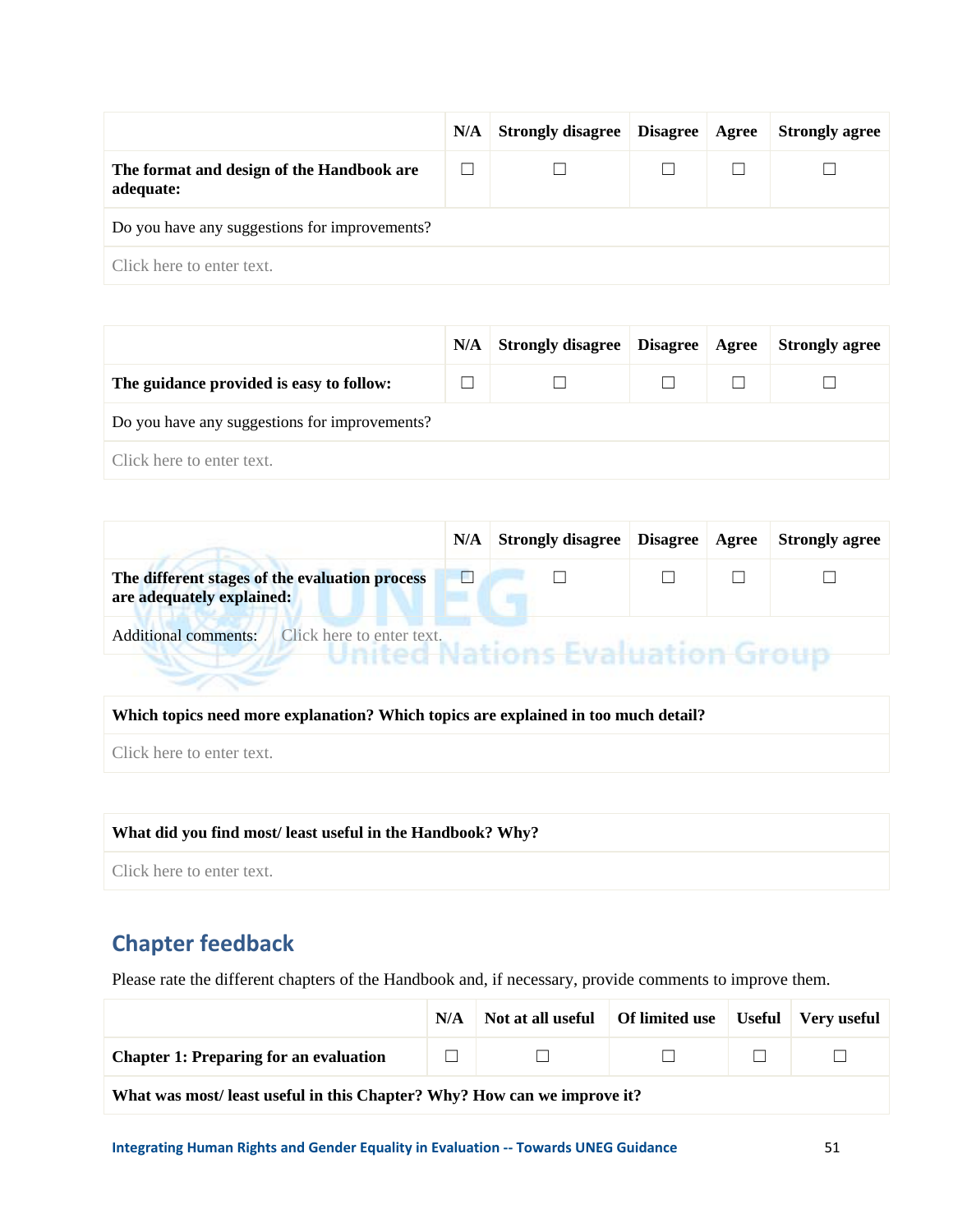| | N/A | Strongly disagree | Disagree | Agree | Strongly agree |
|---|---|---|---|---|---|
| **The format and design of the Handbook are adequate:** | ☐ | ☐ | ☐ | ☐ | ☐ |
| Do you have any suggestions for improvements? | | | | | |
| Click here to enter text. | | | | | |

| | N/A | Strongly disagree | Disagree | Agree | Strongly agree |
|---|---|---|---|---|---|
| **The guidance provided is easy to follow:** | ☐ | ☐ | ☐ | ☐ | ☐ |
| Do you have any suggestions for improvements? | | | | | |
| Click here to enter text. | | | | | |

| | N/A | Strongly disagree | Disagree | Agree | Strongly agree |
|---|---|---|---|---|---|
| **The different stages of the evaluation process are adequately explained:** | ☐ | ☐ | ☐ | ☐ | ☐ |
| Additional comments: Click here to enter text. | | | | | |

| **Which topics need more explanation? Which topics are explained in too much detail?** |
|---|
| Click here to enter text. |

| **What did you find most/ least useful in the Handbook? Why?** |
|---|
| Click here to enter text. |

## Chapter feedback

Please rate the different chapters of the Handbook and, if necessary, provide comments to improve them.

| | N/A | Not at all useful | Of limited use | Useful | Very useful |
|---|---|---|---|---|---|
| **Chapter 1: Preparing for an evaluation** | ☐ | ☐ | ☐ | ☐ | ☐ |
| **What was most/ least useful in this Chapter? Why? How can we improve it?** | | | | | |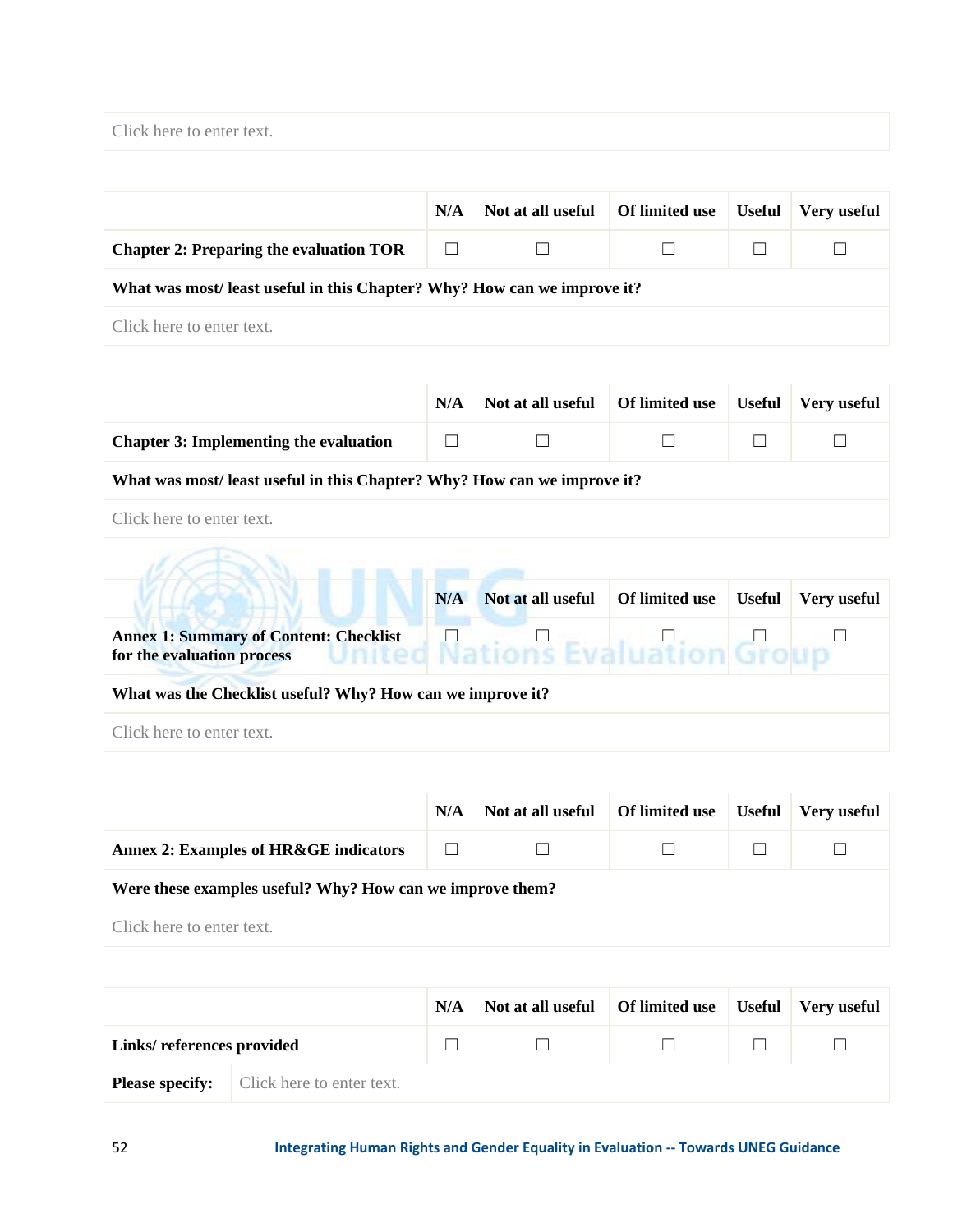Click here to enter text.

| | N/A | Not at all useful | Of limited use | Useful | Very useful |
|---|---|---|---|---|---|
| **Chapter 2: Preparing the evaluation TOR** | ☐ | ☐ | ☐ | ☐ | ☐ |
| **What was most/ least useful in this Chapter? Why? How can we improve it?** | | | | | |
| Click here to enter text. | | | | | |

| | N/A | Not at all useful | Of limited use | Useful | Very useful |
|---|---|---|---|---|---|
| **Chapter 3: Implementing the evaluation** | ☐ | ☐ | ☐ | ☐ | ☐ |
| **What was most/ least useful in this Chapter? Why? How can we improve it?** | | | | | |
| Click here to enter text. | | | | | |

| | N/A | Not at all useful | Of limited use | Useful | Very useful |
|---|---|---|---|---|---|
| **Annex 1: Summary of Content: Checklist for the evaluation process** | ☐ | ☐ | ☐ | ☐ | ☐ |
| **What was the Checklist useful? Why? How can we improve it?** | | | | | |
| Click here to enter text. | | | | | |

| | N/A | Not at all useful | Of limited use | Useful | Very useful |
|---|---|---|---|---|---|
| **Annex 2: Examples of HR&GE indicators** | ☐ | ☐ | ☐ | ☐ | ☐ |
| **Were these examples useful? Why? How can we improve them?** | | | | | |
| Click here to enter text. | | | | | |

| | N/A | Not at all useful | Of limited use | Useful | Very useful |
|---|---|---|---|---|---|
| **Links/ references provided** | ☐ | ☐ | ☐ | ☐ | ☐ |
| **Please specify:** Click here to enter text. | | | | | |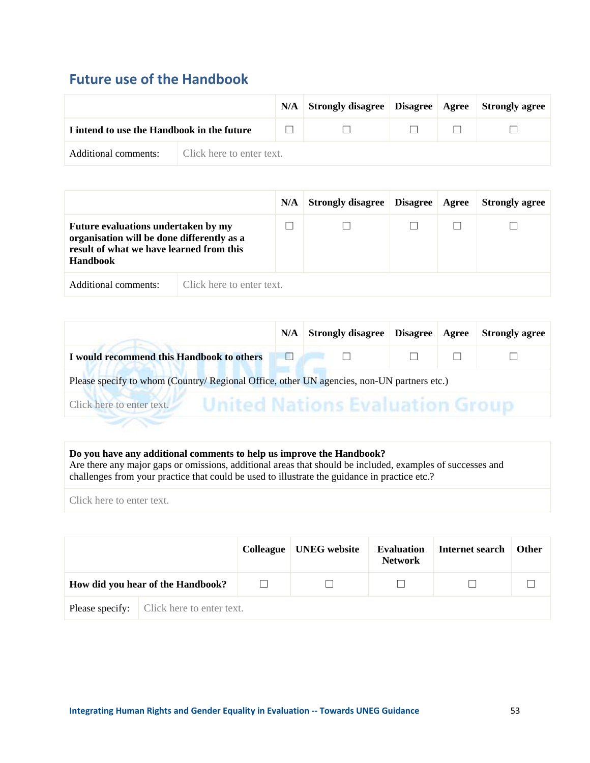## Future use of the Handbook

| | N/A | Strongly disagree | Disagree | Agree | Strongly agree |
|---|---|---|---|---|---|
| **I intend to use the Handbook in the future** | ☐ | ☐ | ☐ | ☐ | ☐ |
| Additional comments: | Click here to enter text. | | | | |

| | N/A | Strongly disagree | Disagree | Agree | Strongly agree |
|---|---|---|---|---|---|
| **Future evaluations undertaken by my organisation will be done differently as a result of what we have learned from this Handbook** | ☐ | ☐ | ☐ | ☐ | ☐ |
| Additional comments: | Click here to enter text. | | | | |

| | N/A | Strongly disagree | Disagree | Agree | Strongly agree |
|---|---|---|---|---|---|
| **I would recommend this Handbook to others** | ☐ | ☐ | ☐ | ☐ | ☐ |
| Please specify to whom (Country/ Regional Office, other UN agencies, non-UN partners etc.) | | | | | |
| Click here to enter text. | | | | | |

| **Do you have any additional comments to help us improve the Handbook?** Are there any major gaps or omissions, additional areas that should be included, examples of successes and challenges from your practice that could be used to illustrate the guidance in practice etc.? |
|---|
| Click here to enter text. |

| | Colleague | UNEG website | Evaluation Network | Internet search | Other |
|---|---|---|---|---|---|
| **How did you hear of the Handbook?** | ☐ | ☐ | ☐ | ☐ | ☐ |
| Please specify: | Click here to enter text. | | | | |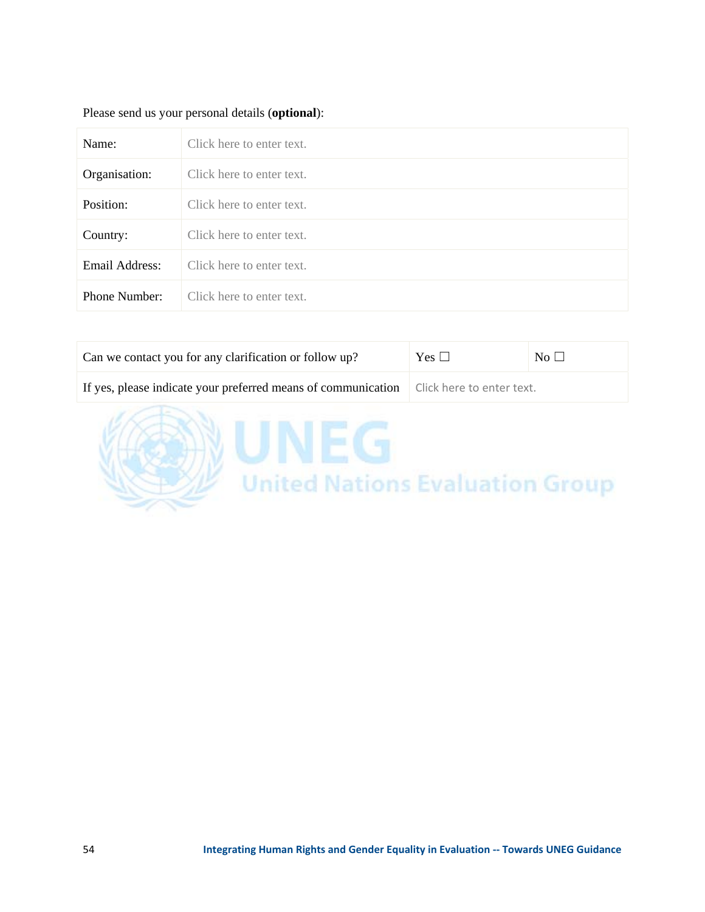Please send us your personal details (**optional**):

| | |
|---|---|
| Name: | Click here to enter text. |
| Organisation: | Click here to enter text. |
| Position: | Click here to enter text. |
| Country: | Click here to enter text. |
| Email Address: | Click here to enter text. |
| Phone Number: | Click here to enter text. |

| | | |
|---|---|---|
| Can we contact you for any clarification or follow up? | Yes ☐ | No ☐ |
| If yes, please indicate your preferred means of communication | Click here to enter text. | |

UNEG

United Nations Evaluation Group